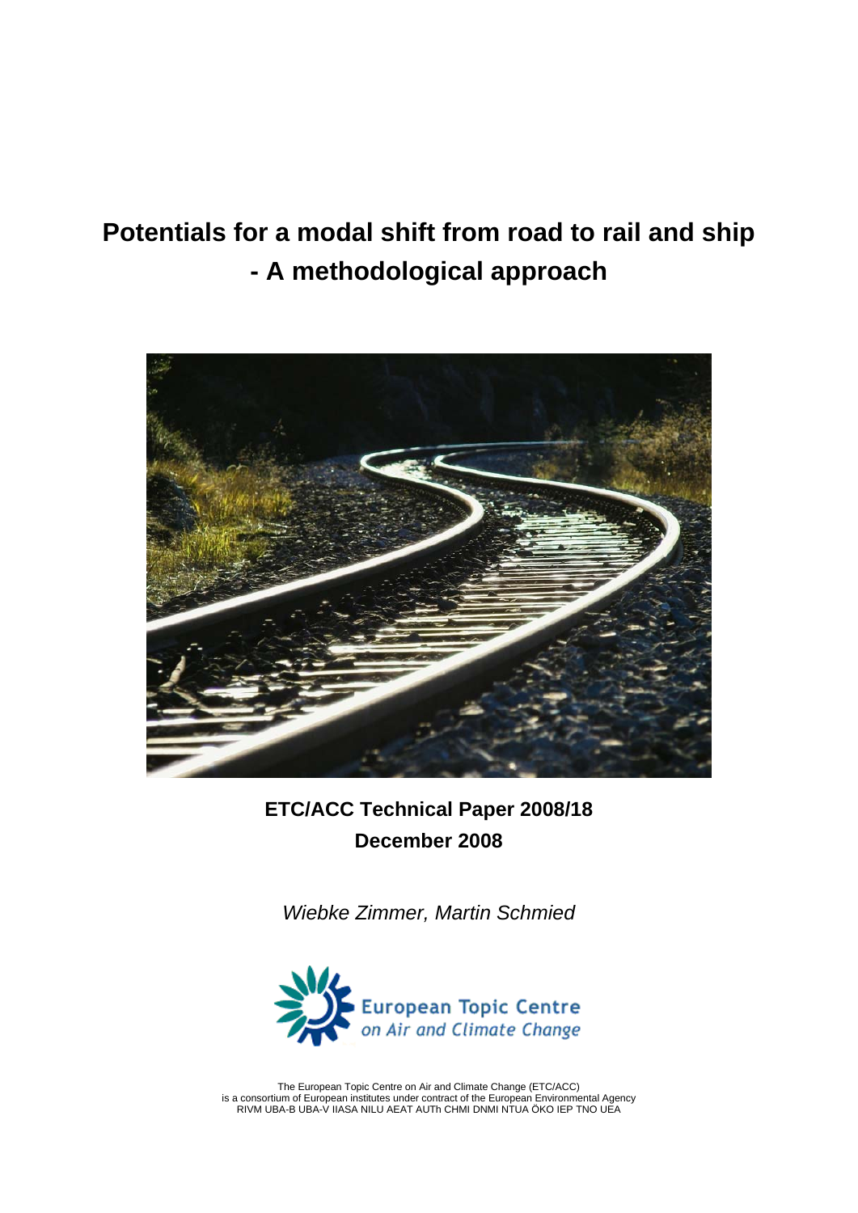# Potentials for a modal shift from road to rail and ship - A methodological approach

**ETC/ACC Technical Paper 2008/18**
**December 2008**

*Wiebke Zimmer, Martin Schmied*

European Topic Centre on Air and Climate Change

The European Topic Centre on Air and Climate Change (ETC/ACC) is a consortium of European institutes under contract of the European Environmental Agency
RIVM UBA-B UBA-V IIASA NILU AEAT AUTh CHMI DNMI NTUA ÖKO IEP TNO UEA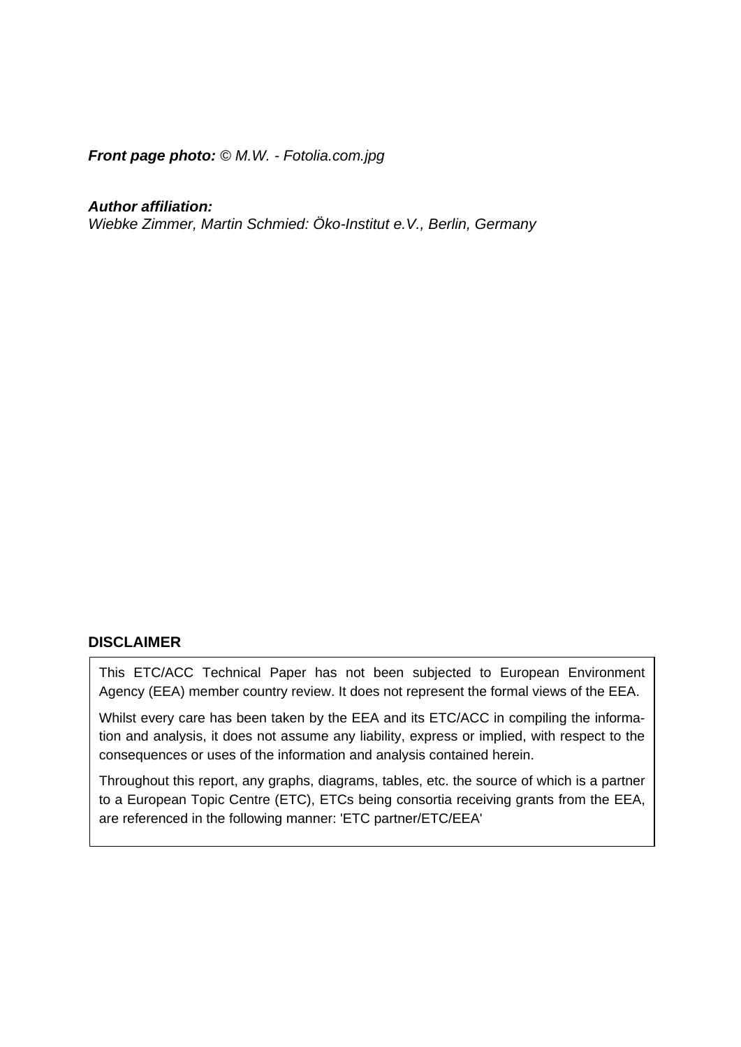***Front page photo:*** *© M.W. - Fotolia.com.jpg*

***Author affiliation:***
*Wiebke Zimmer, Martin Schmied: Öko-Institut e.V., Berlin, Germany*

**DISCLAIMER**

This ETC/ACC Technical Paper has not been subjected to European Environment Agency (EEA) member country review. It does not represent the formal views of the EEA.

Whilst every care has been taken by the EEA and its ETC/ACC in compiling the information and analysis, it does not assume any liability, express or implied, with respect to the consequences or uses of the information and analysis contained herein.

Throughout this report, any graphs, diagrams, tables, etc. the source of which is a partner to a European Topic Centre (ETC), ETCs being consortia receiving grants from the EEA, are referenced in the following manner: 'ETC partner/ETC/EEA'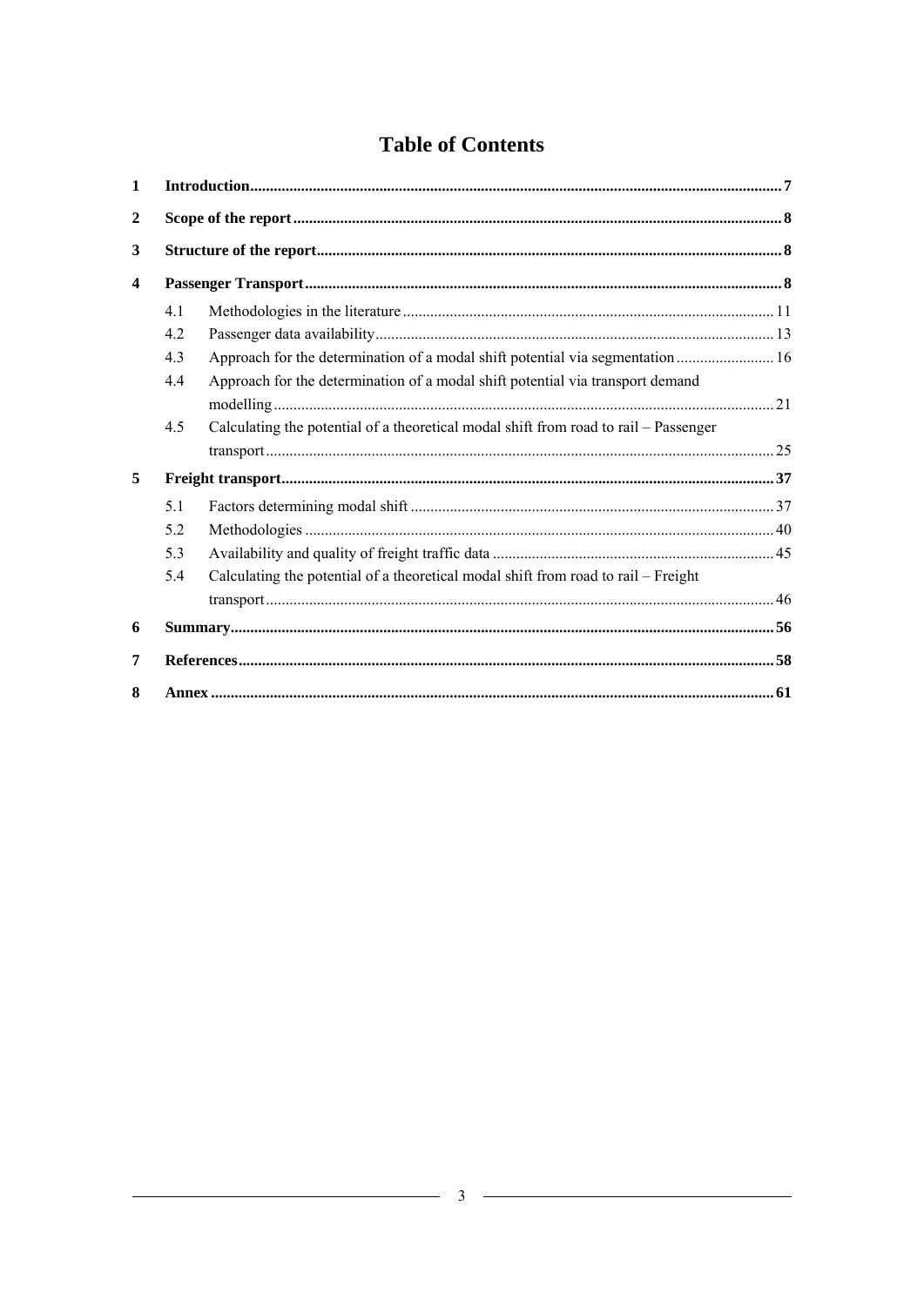# Table of Contents

**1 Introduction** .......... **7**

**2 Scope of the report** .......... **8**

**3 Structure of the report** .......... **8**

**4 Passenger Transport** .......... **8**

- 4.1 Methodologies in the literature .......... 11
- 4.2 Passenger data availability .......... 13
- 4.3 Approach for the determination of a modal shift potential via segmentation .......... 16
- 4.4 Approach for the determination of a modal shift potential via transport demand modelling .......... 21
- 4.5 Calculating the potential of a theoretical modal shift from road to rail – Passenger transport .......... 25

**5 Freight transport** .......... **37**

- 5.1 Factors determining modal shift .......... 37
- 5.2 Methodologies .......... 40
- 5.3 Availability and quality of freight traffic data .......... 45
- 5.4 Calculating the potential of a theoretical modal shift from road to rail – Freight transport .......... 46

**6 Summary** .......... **56**

**7 References** .......... **58**

**8 Annex** .......... **61**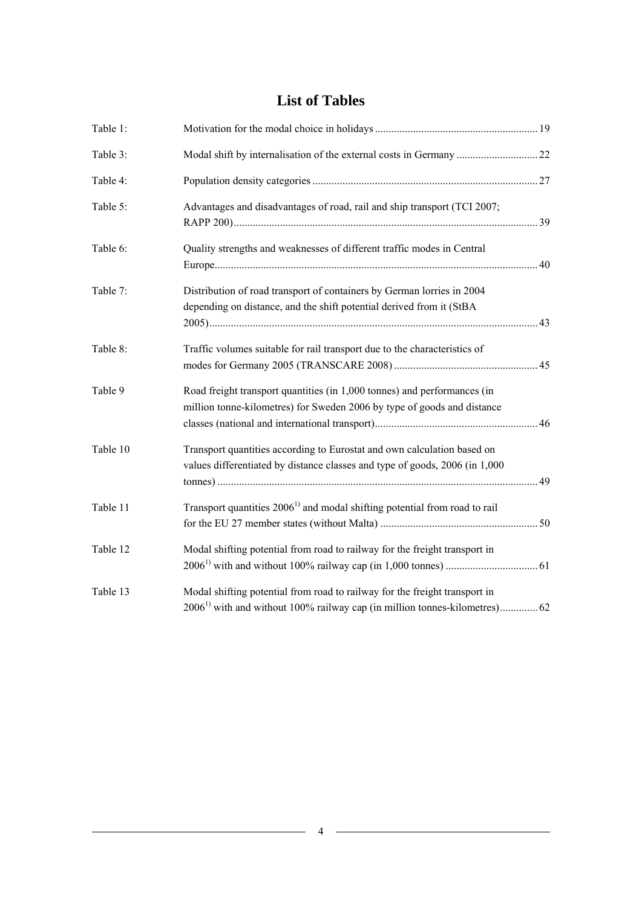# List of Tables

Table 1: Motivation for the modal choice in holidays ........................................................... 19

Table 3: Modal shift by internalisation of the external costs in Germany .............................. 22

Table 4: Population density categories .................................................................................. 27

Table 5: Advantages and disadvantages of road, rail and ship transport (TCI 2007; RAPP 200) ............................................................................................................... 39

Table 6: Quality strengths and weaknesses of different traffic modes in Central Europe...................................................................................................................... 40

Table 7: Distribution of road transport of containers by German lorries in 2004 depending on distance, and the shift potential derived from it (StBA 2005)........................................................................................................................ 43

Table 8: Traffic volumes suitable for rail transport due to the characteristics of modes for Germany 2005 (TRANSCARE 2008) ..................................................... 45

Table 9 Road freight transport quantities (in 1,000 tonnes) and performances (in million tonne-kilometres) for Sweden 2006 by type of goods and distance classes (national and international transport)........................................................... 46

Table 10 Transport quantities according to Eurostat and own calculation based on values differentiated by distance classes and type of goods, 2006 (in 1,000 tonnes) ..................................................................................................................... 49

Table 11 Transport quantities 2006[1)] and modal shifting potential from road to rail for the EU 27 member states (without Malta) .......................................................... 50

Table 12 Modal shifting potential from road to railway for the freight transport in 2006[1)] with and without 100% railway cap (in 1,000 tonnes) .................................. 61

Table 13 Modal shifting potential from road to railway for the freight transport in 2006[1)] with and without 100% railway cap (in million tonnes-kilometres).............. 62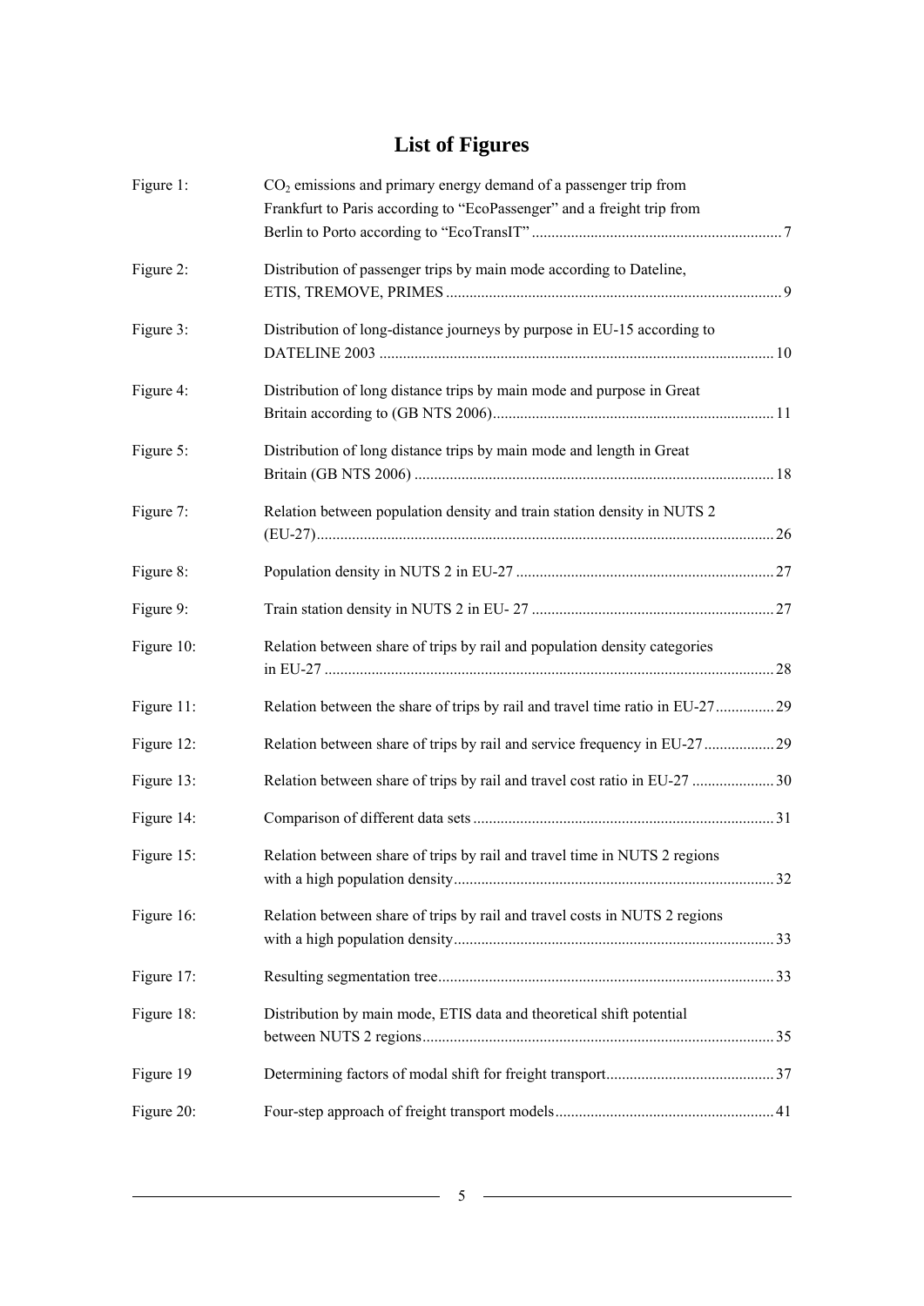# List of Figures

| | | |
|---|---|---|
| Figure 1: | $CO_2$ emissions and primary energy demand of a passenger trip from Frankfurt to Paris according to "EcoPassenger" and a freight trip from Berlin to Porto according to "EcoTransIT" | 7 |
| Figure 2: | Distribution of passenger trips by main mode according to Dateline, ETIS, TREMOVE, PRIMES | 9 |
| Figure 3: | Distribution of long-distance journeys by purpose in EU-15 according to DATELINE 2003 | 10 |
| Figure 4: | Distribution of long distance trips by main mode and purpose in Great Britain according to (GB NTS 2006) | 11 |
| Figure 5: | Distribution of long distance trips by main mode and length in Great Britain (GB NTS 2006) | 18 |
| Figure 7: | Relation between population density and train station density in NUTS 2 (EU-27) | 26 |
| Figure 8: | Population density in NUTS 2 in EU-27 | 27 |
| Figure 9: | Train station density in NUTS 2 in EU- 27 | 27 |
| Figure 10: | Relation between share of trips by rail and population density categories in EU-27 | 28 |
| Figure 11: | Relation between the share of trips by rail and travel time ratio in EU-27 | 29 |
| Figure 12: | Relation between share of trips by rail and service frequency in EU-27 | 29 |
| Figure 13: | Relation between share of trips by rail and travel cost ratio in EU-27 | 30 |
| Figure 14: | Comparison of different data sets | 31 |
| Figure 15: | Relation between share of trips by rail and travel time in NUTS 2 regions with a high population density | 32 |
| Figure 16: | Relation between share of trips by rail and travel costs in NUTS 2 regions with a high population density | 33 |
| Figure 17: | Resulting segmentation tree | 33 |
| Figure 18: | Distribution by main mode, ETIS data and theoretical shift potential between NUTS 2 regions | 35 |
| Figure 19 | Determining factors of modal shift for freight transport | 37 |
| Figure 20: | Four-step approach of freight transport models | 41 |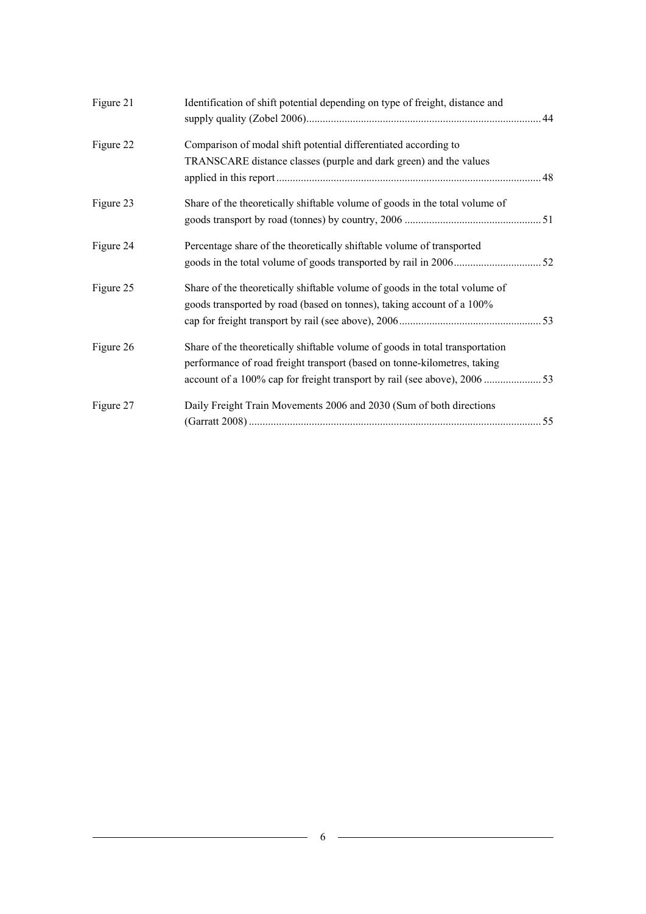| | | |
|---|---|---|
| Figure 21 | Identification of shift potential depending on type of freight, distance and supply quality (Zobel 2006) | 44 |
| Figure 22 | Comparison of modal shift potential differentiated according to TRANSCARE distance classes (purple and dark green) and the values applied in this report | 48 |
| Figure 23 | Share of the theoretically shiftable volume of goods in the total volume of goods transport by road (tonnes) by country, 2006 | 51 |
| Figure 24 | Percentage share of the theoretically shiftable volume of transported goods in the total volume of goods transported by rail in 2006 | 52 |
| Figure 25 | Share of the theoretically shiftable volume of goods in the total volume of goods transported by road (based on tonnes), taking account of a 100% cap for freight transport by rail (see above), 2006 | 53 |
| Figure 26 | Share of the theoretically shiftable volume of goods in total transportation performance of road freight transport (based on tonne-kilometres, taking account of a 100% cap for freight transport by rail (see above), 2006 | 53 |
| Figure 27 | Daily Freight Train Movements 2006 and 2030 (Sum of both directions (Garratt 2008) | 55 |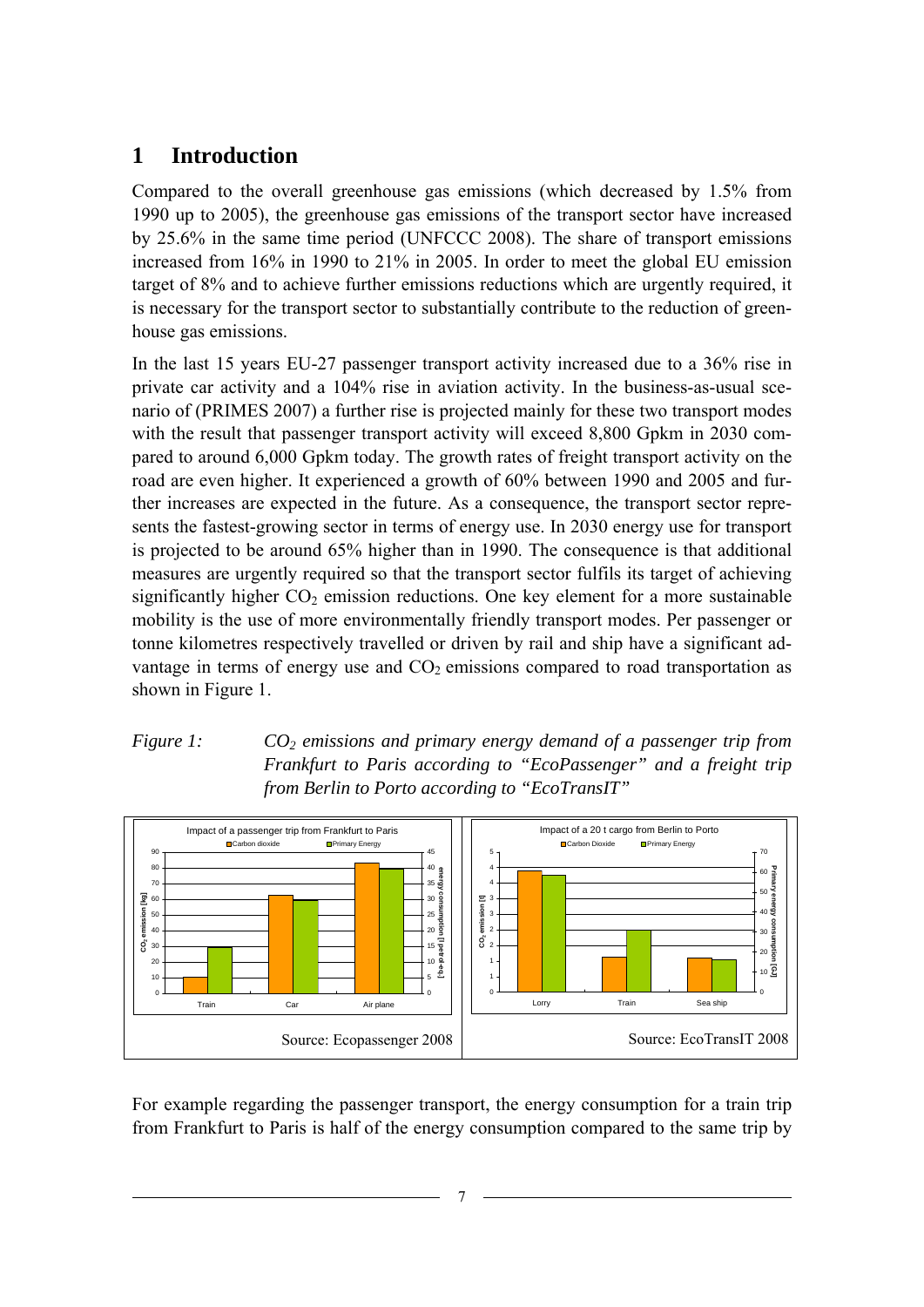# 1 Introduction

Compared to the overall greenhouse gas emissions (which decreased by 1.5% from 1990 up to 2005), the greenhouse gas emissions of the transport sector have increased by 25.6% in the same time period (UNFCCC 2008). The share of transport emissions increased from 16% in 1990 to 21% in 2005. In order to meet the global EU emission target of 8% and to achieve further emissions reductions which are urgently required, it is necessary for the transport sector to substantially contribute to the reduction of greenhouse gas emissions.

In the last 15 years EU-27 passenger transport activity increased due to a 36% rise in private car activity and a 104% rise in aviation activity. In the business-as-usual scenario of (PRIMES 2007) a further rise is projected mainly for these two transport modes with the result that passenger transport activity will exceed 8,800 Gpkm in 2030 compared to around 6,000 Gpkm today. The growth rates of freight transport activity on the road are even higher. It experienced a growth of 60% between 1990 and 2005 and further increases are expected in the future. As a consequence, the transport sector represents the fastest-growing sector in terms of energy use. In 2030 energy use for transport is projected to be around 65% higher than in 1990. The consequence is that additional measures are urgently required so that the transport sector fulfils its target of achieving significantly higher $CO_2$ emission reductions. One key element for a more sustainable mobility is the use of more environmentally friendly transport modes. Per passenger or tonne kilometres respectively travelled or driven by rail and ship have a significant advantage in terms of energy use and $CO_2$ emissions compared to road transportation as shown in Figure 1.

*Figure 1: $CO_2$ emissions and primary energy demand of a passenger trip from Frankfurt to Paris according to "EcoPassenger" and a freight trip from Berlin to Porto according to "EcoTransIT"*

Impact of a passenger trip from Frankfurt to Paris

Carbon dioxide  Primary Energy

$CO_2$ emission [kg]

energy consumption [l petrol-eq.]

0 10 20 30 40 50 60 70 80 90

0 5 10 15 20 25 30 35 40 45

Train  Car  Air plane

Source: Ecopassenger 2008

Impact of a 20 t cargo from Berlin to Porto

Carbon Dioxide  Primary Energy

$CO_2$ emission [t]

Primary energy consumption [GJ]

0 1 1 2 2 3 3 4 4 5

0 10 20 30 40 50 60 70

Lorry  Train  Sea ship

Source: EcoTransIT 2008

For example regarding the passenger transport, the energy consumption for a train trip from Frankfurt to Paris is half of the energy consumption compared to the same trip by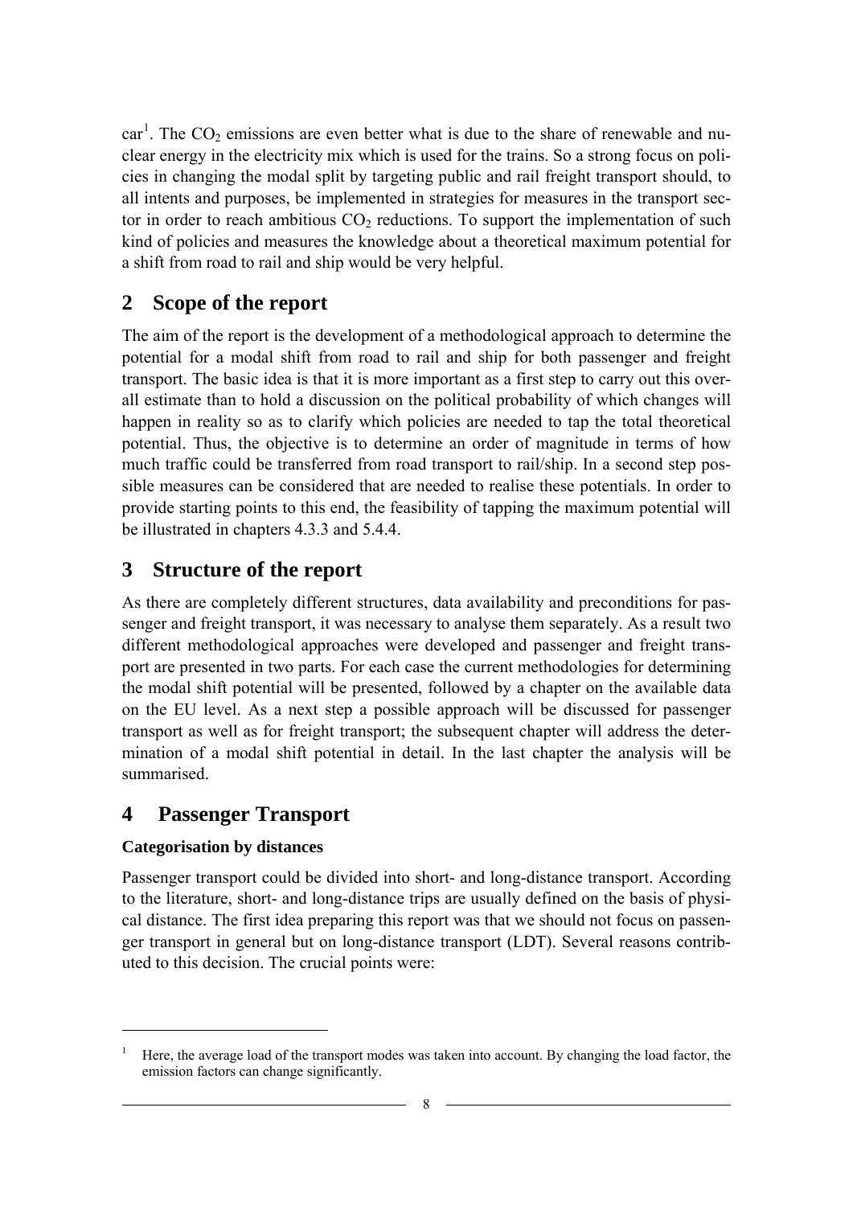car[1]. The $CO_2$ emissions are even better what is due to the share of renewable and nuclear energy in the electricity mix which is used for the trains. So a strong focus on policies in changing the modal split by targeting public and rail freight transport should, to all intents and purposes, be implemented in strategies for measures in the transport sector in order to reach ambitious $CO_2$ reductions. To support the implementation of such kind of policies and measures the knowledge about a theoretical maximum potential for a shift from road to rail and ship would be very helpful.

# 2 Scope of the report

The aim of the report is the development of a methodological approach to determine the potential for a modal shift from road to rail and ship for both passenger and freight transport. The basic idea is that it is more important as a first step to carry out this overall estimate than to hold a discussion on the political probability of which changes will happen in reality so as to clarify which policies are needed to tap the total theoretical potential. Thus, the objective is to determine an order of magnitude in terms of how much traffic could be transferred from road transport to rail/ship. In a second step possible measures can be considered that are needed to realise these potentials. In order to provide starting points to this end, the feasibility of tapping the maximum potential will be illustrated in chapters 4.3.3 and 5.4.4.

# 3 Structure of the report

As there are completely different structures, data availability and preconditions for passenger and freight transport, it was necessary to analyse them separately. As a result two different methodological approaches were developed and passenger and freight transport are presented in two parts. For each case the current methodologies for determining the modal shift potential will be presented, followed by a chapter on the available data on the EU level. As a next step a possible approach will be discussed for passenger transport as well as for freight transport; the subsequent chapter will address the determination of a modal shift potential in detail. In the last chapter the analysis will be summarised.

# 4 Passenger Transport

**Categorisation by distances**

Passenger transport could be divided into short- and long-distance transport. According to the literature, short- and long-distance trips are usually defined on the basis of physical distance. The first idea preparing this report was that we should not focus on passenger transport in general but on long-distance transport (LDT). Several reasons contributed to this decision. The crucial points were:

[1] Here, the average load of the transport modes was taken into account. By changing the load factor, the emission factors can change significantly.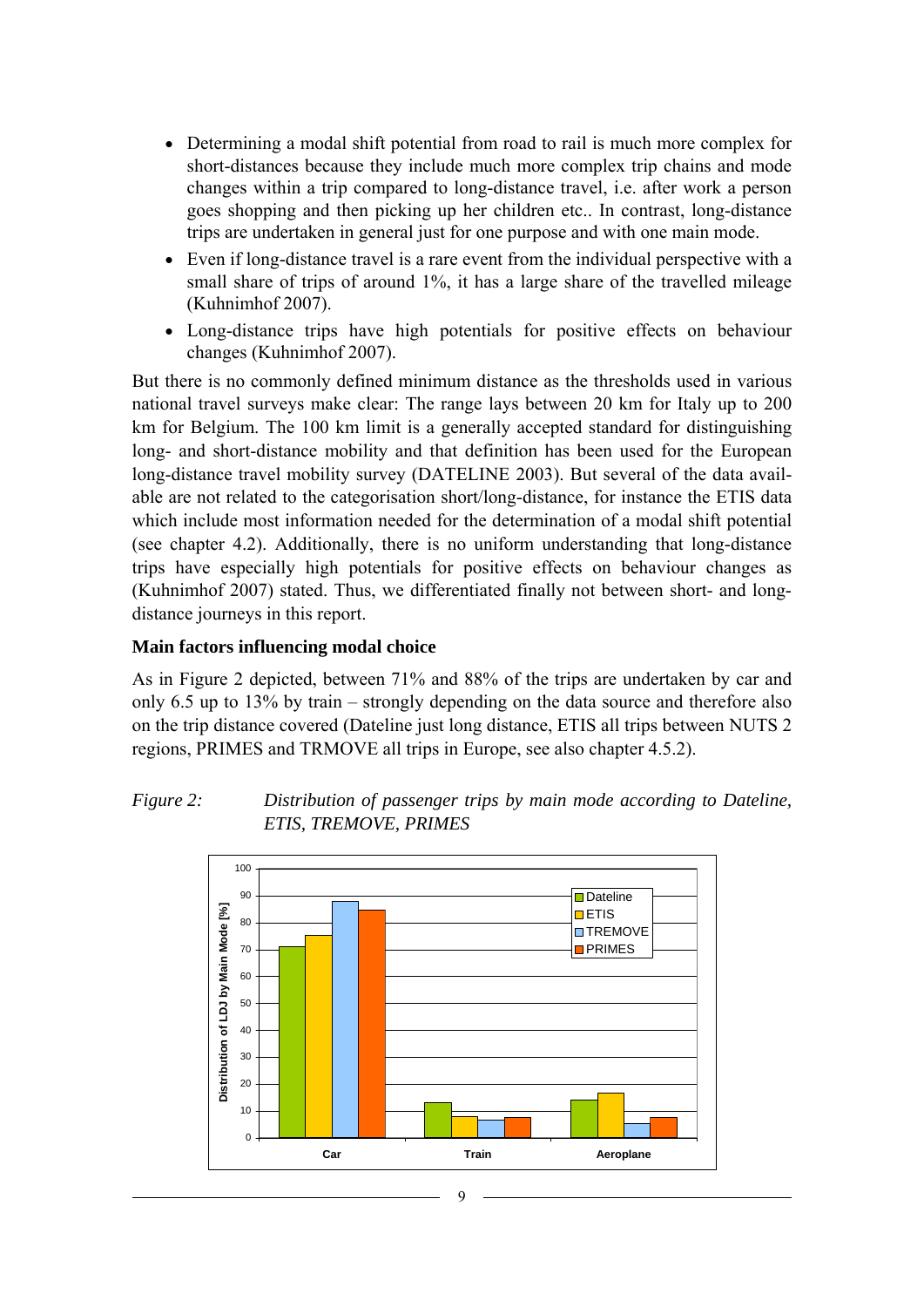- Determining a modal shift potential from road to rail is much more complex for short-distances because they include much more complex trip chains and mode changes within a trip compared to long-distance travel, i.e. after work a person goes shopping and then picking up her children etc.. In contrast, long-distance trips are undertaken in general just for one purpose and with one main mode.
- Even if long-distance travel is a rare event from the individual perspective with a small share of trips of around 1%, it has a large share of the travelled mileage (Kuhnimhof 2007).
- Long-distance trips have high potentials for positive effects on behaviour changes (Kuhnimhof 2007).

But there is no commonly defined minimum distance as the thresholds used in various national travel surveys make clear: The range lays between 20 km for Italy up to 200 km for Belgium. The 100 km limit is a generally accepted standard for distinguishing long- and short-distance mobility and that definition has been used for the European long-distance travel mobility survey (DATELINE 2003). But several of the data available are not related to the categorisation short/long-distance, for instance the ETIS data which include most information needed for the determination of a modal shift potential (see chapter 4.2). Additionally, there is no uniform understanding that long-distance trips have especially high potentials for positive effects on behaviour changes as (Kuhnimhof 2007) stated. Thus, we differentiated finally not between short- and long-distance journeys in this report.

### Main factors influencing modal choice

As in Figure 2 depicted, between 71% and 88% of the trips are undertaken by car and only 6.5 up to 13% by train – strongly depending on the data source and therefore also on the trip distance covered (Dateline just long distance, ETIS all trips between NUTS 2 regions, PRIMES and TRMOVE all trips in Europe, see also chapter 4.5.2).

*Figure 2: Distribution of passenger trips by main mode according to Dateline, ETIS, TREMOVE, PRIMES*

Distribution of LDJ by Main Mode [%]

100
90
80
70
60
50
40
30
20
10
0

Car
Train
Aeroplane

Dateline
ETIS
TREMOVE
PRIMES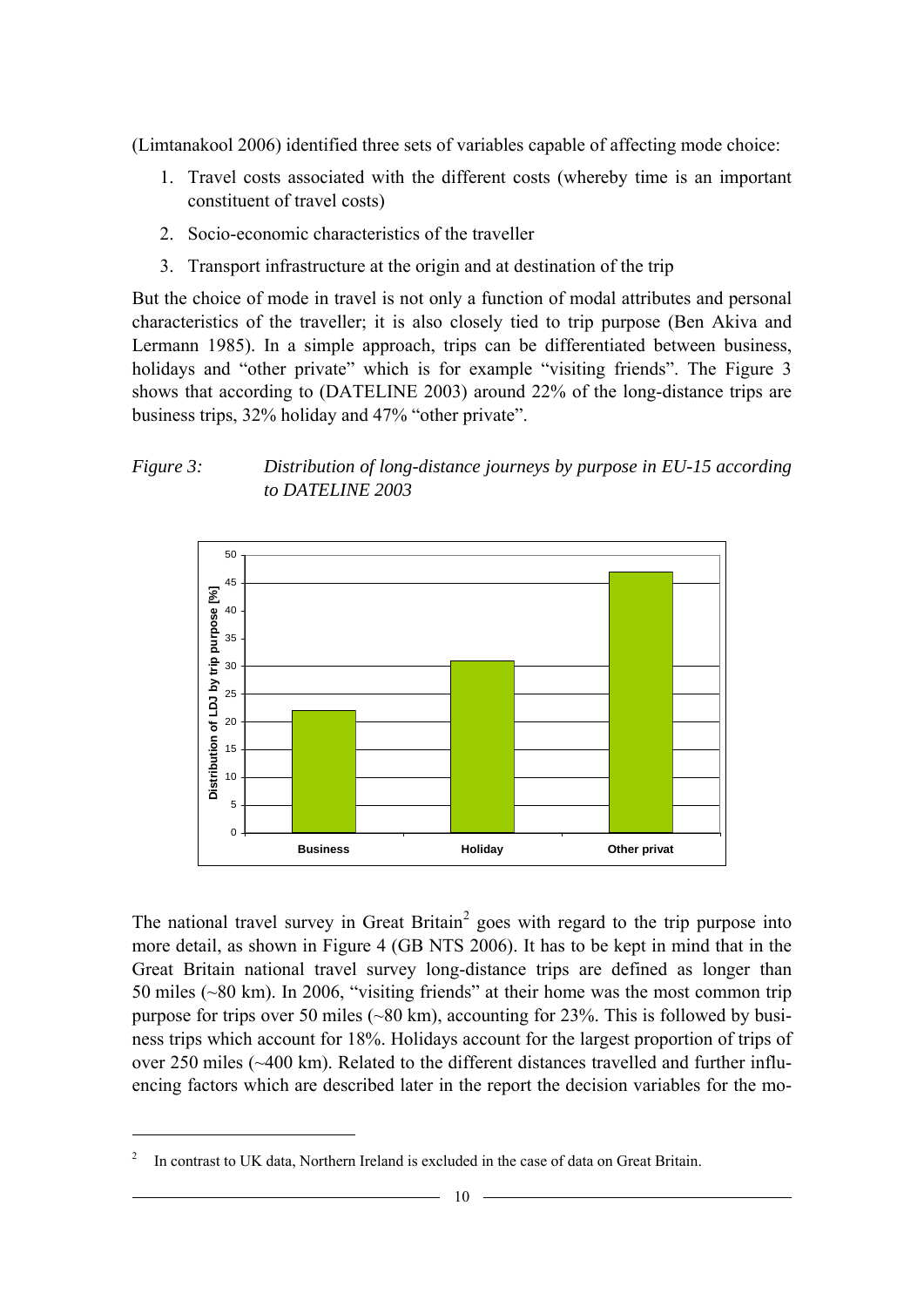(Limtanakool 2006) identified three sets of variables capable of affecting mode choice:

1. Travel costs associated with the different costs (whereby time is an important constituent of travel costs)
2. Socio-economic characteristics of the traveller
3. Transport infrastructure at the origin and at destination of the trip

But the choice of mode in travel is not only a function of modal attributes and personal characteristics of the traveller; it is also closely tied to trip purpose (Ben Akiva and Lermann 1985). In a simple approach, trips can be differentiated between business, holidays and "other private" which is for example "visiting friends". The Figure 3 shows that according to (DATELINE 2003) around 22% of the long-distance trips are business trips, 32% holiday and 47% "other private".

*Figure 3: Distribution of long-distance journeys by purpose in EU-15 according to DATELINE 2003*

| Trip purpose | Distribution of LDJ by trip purpose [%] |
|---|---|
| Business | 22 |
| Holiday | 31 |
| Other privat | 47 |

The national travel survey in Great Britain[2] goes with regard to the trip purpose into more detail, as shown in Figure 4 (GB NTS 2006). It has to be kept in mind that in the Great Britain national travel survey long-distance trips are defined as longer than 50 miles (~80 km). In 2006, "visiting friends" at their home was the most common trip purpose for trips over 50 miles (~80 km), accounting for 23%. This is followed by business trips which account for 18%. Holidays account for the largest proportion of trips of over 250 miles (~400 km). Related to the different distances travelled and further influencing factors which are described later in the report the decision variables for the mo-

[2] In contrast to UK data, Northern Ireland is excluded in the case of data on Great Britain.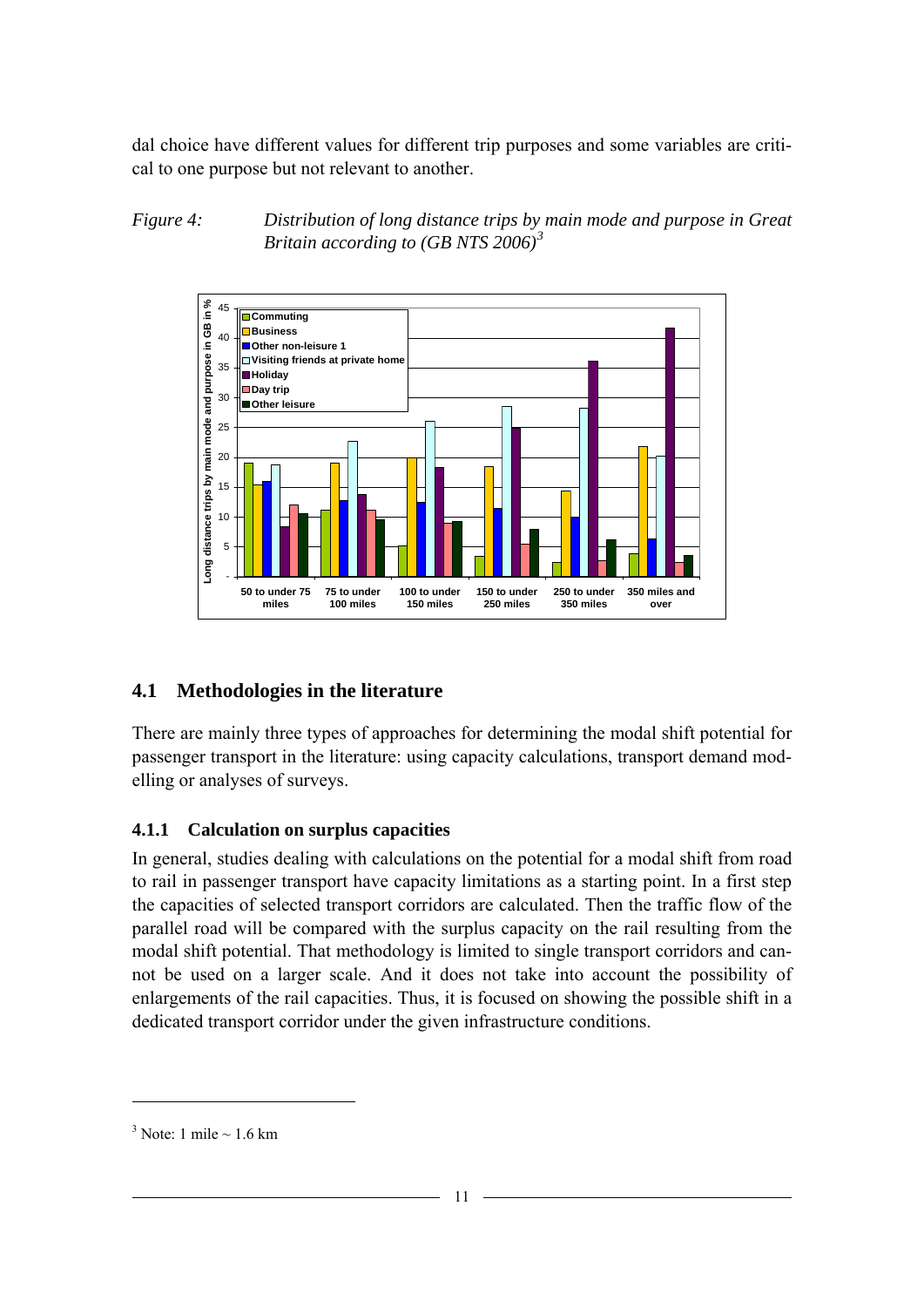dal choice have different values for different trip purposes and some variables are critical to one purpose but not relevant to another.

*Figure 4: Distribution of long distance trips by main mode and purpose in Great Britain according to (GB NTS 2006)*[3]

Long distance trips by main mode and purpose in GB in %

45
40
35
30
25
20
15
10
5
-

Commuting
Business
Other non-leisure 1
Visiting friends at private home
Holiday
Day trip
Other leisure

50 to under 75 miles
75 to under 100 miles
100 to under 150 miles
150 to under 250 miles
250 to under 350 miles
350 miles and over

## 4.1 Methodologies in the literature

There are mainly three types of approaches for determining the modal shift potential for passenger transport in the literature: using capacity calculations, transport demand modelling or analyses of surveys.

### 4.1.1 Calculation on surplus capacities

In general, studies dealing with calculations on the potential for a modal shift from road to rail in passenger transport have capacity limitations as a starting point. In a first step the capacities of selected transport corridors are calculated. Then the traffic flow of the parallel road will be compared with the surplus capacity on the rail resulting from the modal shift potential. That methodology is limited to single transport corridors and cannot be used on a larger scale. And it does not take into account the possibility of enlargements of the rail capacities. Thus, it is focused on showing the possible shift in a dedicated transport corridor under the given infrastructure conditions.

[3] Note: 1 mile ~ 1.6 km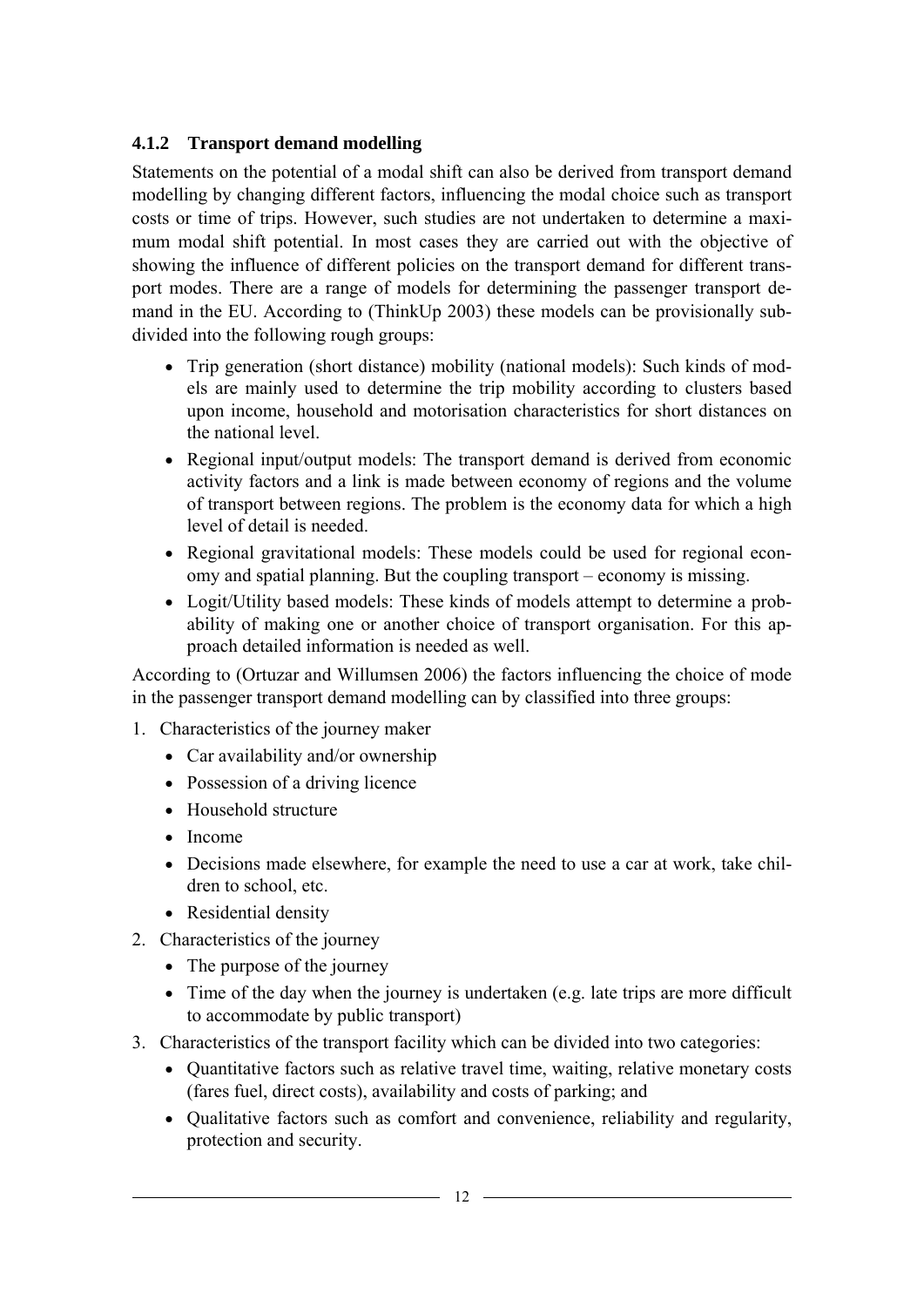### 4.1.2 Transport demand modelling

Statements on the potential of a modal shift can also be derived from transport demand modelling by changing different factors, influencing the modal choice such as transport costs or time of trips. However, such studies are not undertaken to determine a maximum modal shift potential. In most cases they are carried out with the objective of showing the influence of different policies on the transport demand for different transport modes. There are a range of models for determining the passenger transport demand in the EU. According to (ThinkUp 2003) these models can be provisionally subdivided into the following rough groups:

- Trip generation (short distance) mobility (national models): Such kinds of models are mainly used to determine the trip mobility according to clusters based upon income, household and motorisation characteristics for short distances on the national level.
- Regional input/output models: The transport demand is derived from economic activity factors and a link is made between economy of regions and the volume of transport between regions. The problem is the economy data for which a high level of detail is needed.
- Regional gravitational models: These models could be used for regional economy and spatial planning. But the coupling transport – economy is missing.
- Logit/Utility based models: These kinds of models attempt to determine a probability of making one or another choice of transport organisation. For this approach detailed information is needed as well.

According to (Ortuzar and Willumsen 2006) the factors influencing the choice of mode in the passenger transport demand modelling can by classified into three groups:

1. Characteristics of the journey maker
   - Car availability and/or ownership
   - Possession of a driving licence
   - Household structure
   - Income
   - Decisions made elsewhere, for example the need to use a car at work, take children to school, etc.
   - Residential density
2. Characteristics of the journey
   - The purpose of the journey
   - Time of the day when the journey is undertaken (e.g. late trips are more difficult to accommodate by public transport)
3. Characteristics of the transport facility which can be divided into two categories:
   - Quantitative factors such as relative travel time, waiting, relative monetary costs (fares fuel, direct costs), availability and costs of parking; and
   - Qualitative factors such as comfort and convenience, reliability and regularity, protection and security.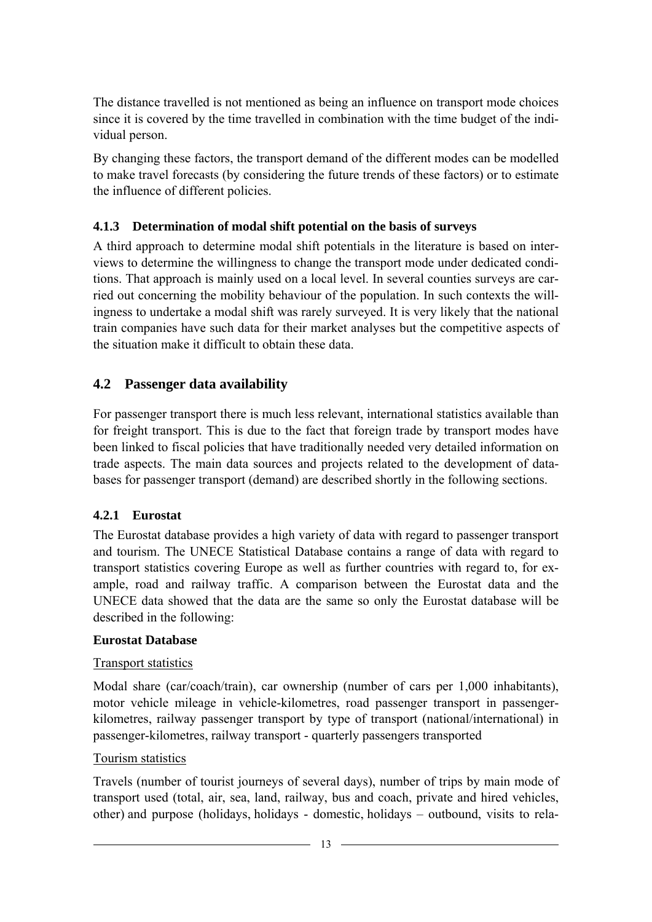The distance travelled is not mentioned as being an influence on transport mode choices since it is covered by the time travelled in combination with the time budget of the individual person.

By changing these factors, the transport demand of the different modes can be modelled to make travel forecasts (by considering the future trends of these factors) or to estimate the influence of different policies.

### 4.1.3 Determination of modal shift potential on the basis of surveys

A third approach to determine modal shift potentials in the literature is based on interviews to determine the willingness to change the transport mode under dedicated conditions. That approach is mainly used on a local level. In several counties surveys are carried out concerning the mobility behaviour of the population. In such contexts the willingness to undertake a modal shift was rarely surveyed. It is very likely that the national train companies have such data for their market analyses but the competitive aspects of the situation make it difficult to obtain these data.

## 4.2 Passenger data availability

For passenger transport there is much less relevant, international statistics available than for freight transport. This is due to the fact that foreign trade by transport modes have been linked to fiscal policies that have traditionally needed very detailed information on trade aspects. The main data sources and projects related to the development of databases for passenger transport (demand) are described shortly in the following sections.

### 4.2.1 Eurostat

The Eurostat database provides a high variety of data with regard to passenger transport and tourism. The UNECE Statistical Database contains a range of data with regard to transport statistics covering Europe as well as further countries with regard to, for example, road and railway traffic. A comparison between the Eurostat data and the UNECE data showed that the data are the same so only the Eurostat database will be described in the following:

**Eurostat Database**

Transport statistics

Modal share (car/coach/train), car ownership (number of cars per 1,000 inhabitants), motor vehicle mileage in vehicle-kilometres, road passenger transport in passenger-kilometres, railway passenger transport by type of transport (national/international) in passenger-kilometres, railway transport - quarterly passengers transported

Tourism statistics

Travels (number of tourist journeys of several days), number of trips by main mode of transport used (total, air, sea, land, railway, bus and coach, private and hired vehicles, other) and purpose (holidays, holidays - domestic, holidays – outbound, visits to rela-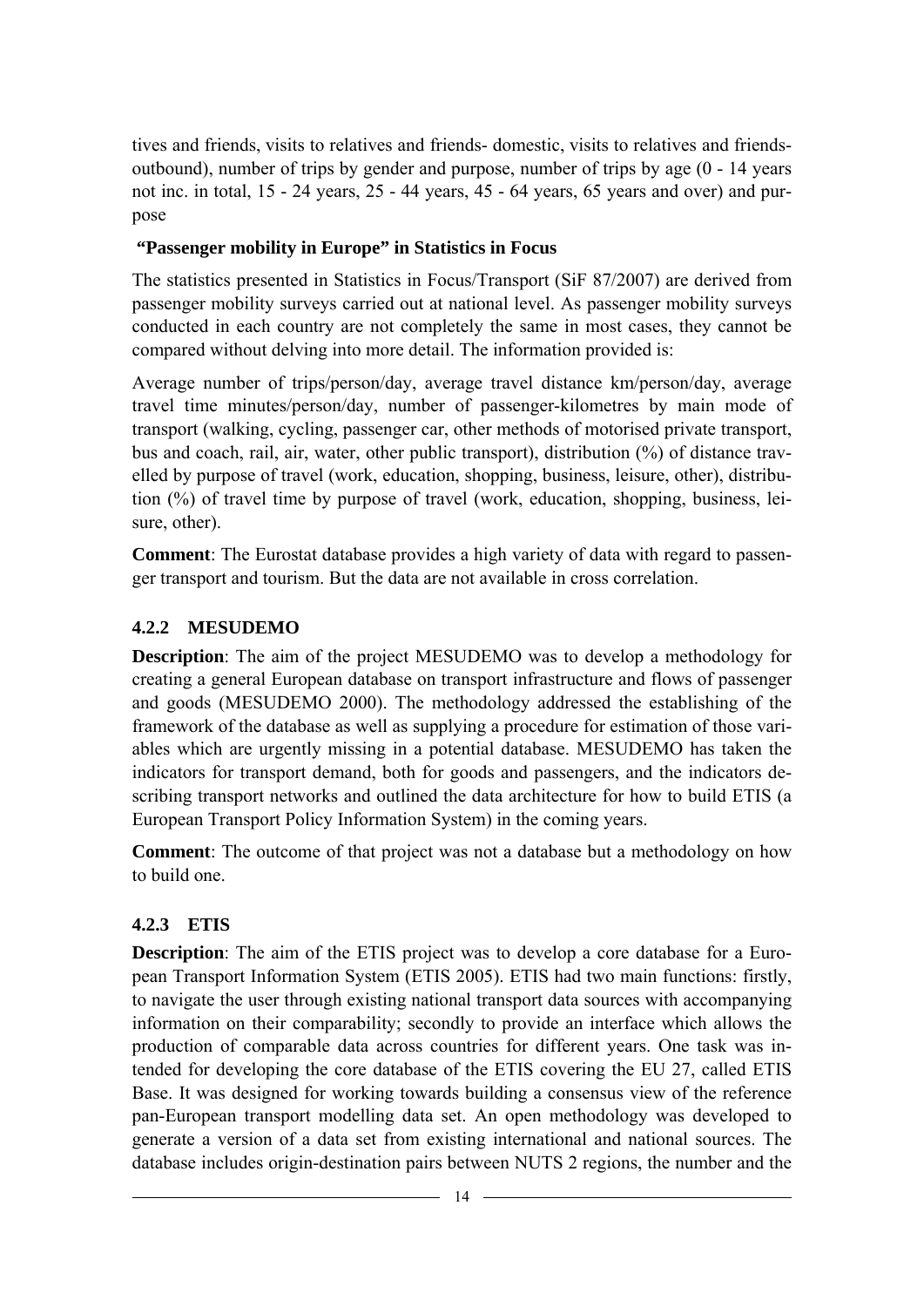tives and friends, visits to relatives and friends- domestic, visits to relatives and friends-outbound), number of trips by gender and purpose, number of trips by age (0 - 14 years not inc. in total, 15 - 24 years, 25 - 44 years, 45 - 64 years, 65 years and over) and purpose

**"Passenger mobility in Europe" in Statistics in Focus**

The statistics presented in Statistics in Focus/Transport (SiF 87/2007) are derived from passenger mobility surveys carried out at national level. As passenger mobility surveys conducted in each country are not completely the same in most cases, they cannot be compared without delving into more detail. The information provided is:

Average number of trips/person/day, average travel distance km/person/day, average travel time minutes/person/day, number of passenger-kilometres by main mode of transport (walking, cycling, passenger car, other methods of motorised private transport, bus and coach, rail, air, water, other public transport), distribution (%) of distance travelled by purpose of travel (work, education, shopping, business, leisure, other), distribution (%) of travel time by purpose of travel (work, education, shopping, business, leisure, other).

**Comment**: The Eurostat database provides a high variety of data with regard to passenger transport and tourism. But the data are not available in cross correlation.

### 4.2.2 MESUDEMO

**Description**: The aim of the project MESUDEMO was to develop a methodology for creating a general European database on transport infrastructure and flows of passenger and goods (MESUDEMO 2000). The methodology addressed the establishing of the framework of the database as well as supplying a procedure for estimation of those variables which are urgently missing in a potential database. MESUDEMO has taken the indicators for transport demand, both for goods and passengers, and the indicators describing transport networks and outlined the data architecture for how to build ETIS (a European Transport Policy Information System) in the coming years.

**Comment**: The outcome of that project was not a database but a methodology on how to build one.

### 4.2.3 ETIS

**Description**: The aim of the ETIS project was to develop a core database for a European Transport Information System (ETIS 2005). ETIS had two main functions: firstly, to navigate the user through existing national transport data sources with accompanying information on their comparability; secondly to provide an interface which allows the production of comparable data across countries for different years. One task was intended for developing the core database of the ETIS covering the EU 27, called ETIS Base. It was designed for working towards building a consensus view of the reference pan-European transport modelling data set. An open methodology was developed to generate a version of a data set from existing international and national sources. The database includes origin-destination pairs between NUTS 2 regions, the number and the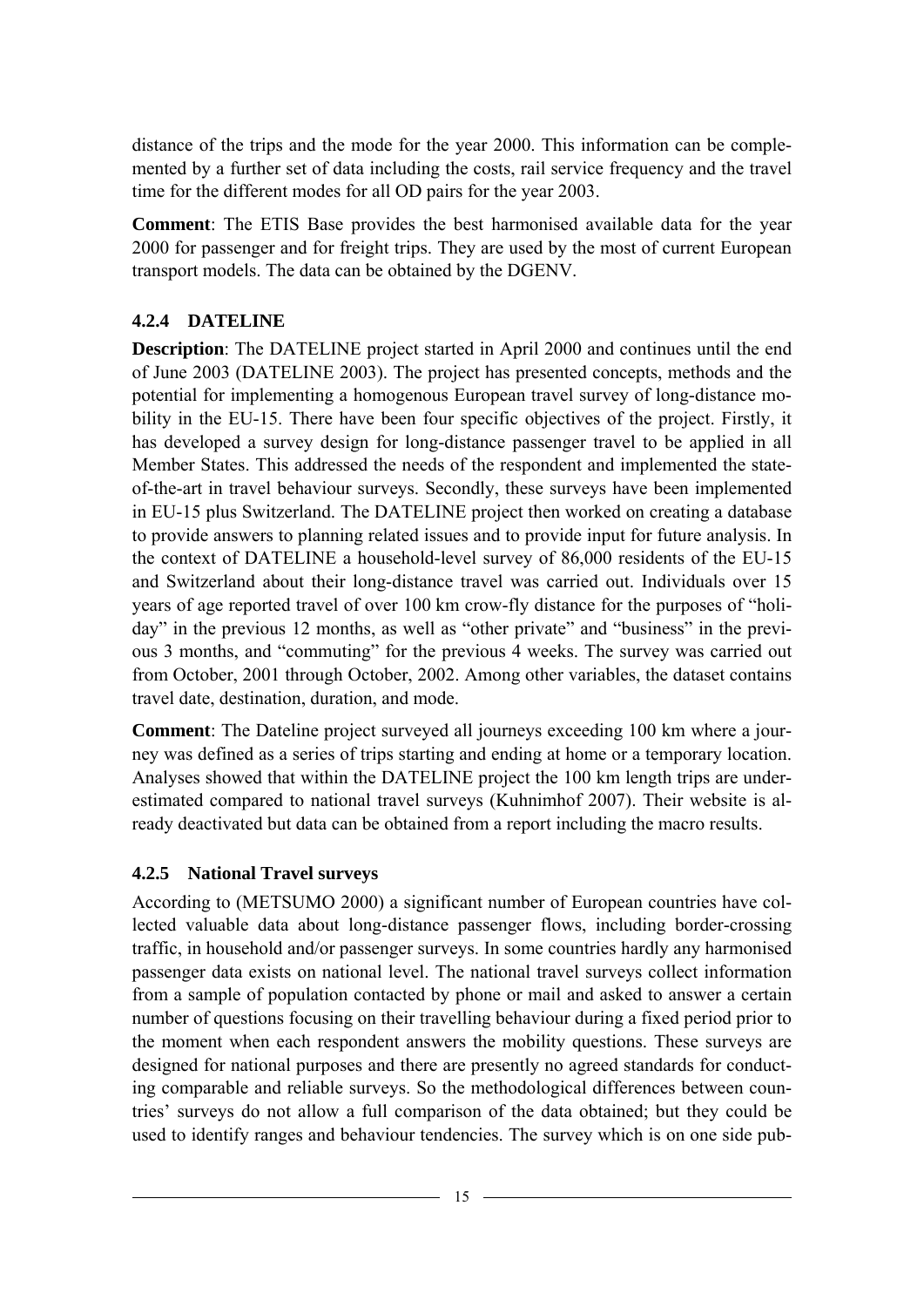distance of the trips and the mode for the year 2000. This information can be complemented by a further set of data including the costs, rail service frequency and the travel time for the different modes for all OD pairs for the year 2003.

**Comment**: The ETIS Base provides the best harmonised available data for the year 2000 for passenger and for freight trips. They are used by the most of current European transport models. The data can be obtained by the DGENV.

### 4.2.4 DATELINE

**Description**: The DATELINE project started in April 2000 and continues until the end of June 2003 (DATELINE 2003). The project has presented concepts, methods and the potential for implementing a homogenous European travel survey of long-distance mobility in the EU-15. There have been four specific objectives of the project. Firstly, it has developed a survey design for long-distance passenger travel to be applied in all Member States. This addressed the needs of the respondent and implemented the state-of-the-art in travel behaviour surveys. Secondly, these surveys have been implemented in EU-15 plus Switzerland. The DATELINE project then worked on creating a database to provide answers to planning related issues and to provide input for future analysis. In the context of DATELINE a household-level survey of 86,000 residents of the EU-15 and Switzerland about their long-distance travel was carried out. Individuals over 15 years of age reported travel of over 100 km crow-fly distance for the purposes of "holiday" in the previous 12 months, as well as "other private" and "business" in the previous 3 months, and "commuting" for the previous 4 weeks. The survey was carried out from October, 2001 through October, 2002. Among other variables, the dataset contains travel date, destination, duration, and mode.

**Comment**: The Dateline project surveyed all journeys exceeding 100 km where a journey was defined as a series of trips starting and ending at home or a temporary location. Analyses showed that within the DATELINE project the 100 km length trips are underestimated compared to national travel surveys (Kuhnimhof 2007). Their website is already deactivated but data can be obtained from a report including the macro results.

### 4.2.5 National Travel surveys

According to (METSUMO 2000) a significant number of European countries have collected valuable data about long-distance passenger flows, including border-crossing traffic, in household and/or passenger surveys. In some countries hardly any harmonised passenger data exists on national level. The national travel surveys collect information from a sample of population contacted by phone or mail and asked to answer a certain number of questions focusing on their travelling behaviour during a fixed period prior to the moment when each respondent answers the mobility questions. These surveys are designed for national purposes and there are presently no agreed standards for conducting comparable and reliable surveys. So the methodological differences between countries' surveys do not allow a full comparison of the data obtained; but they could be used to identify ranges and behaviour tendencies. The survey which is on one side pub-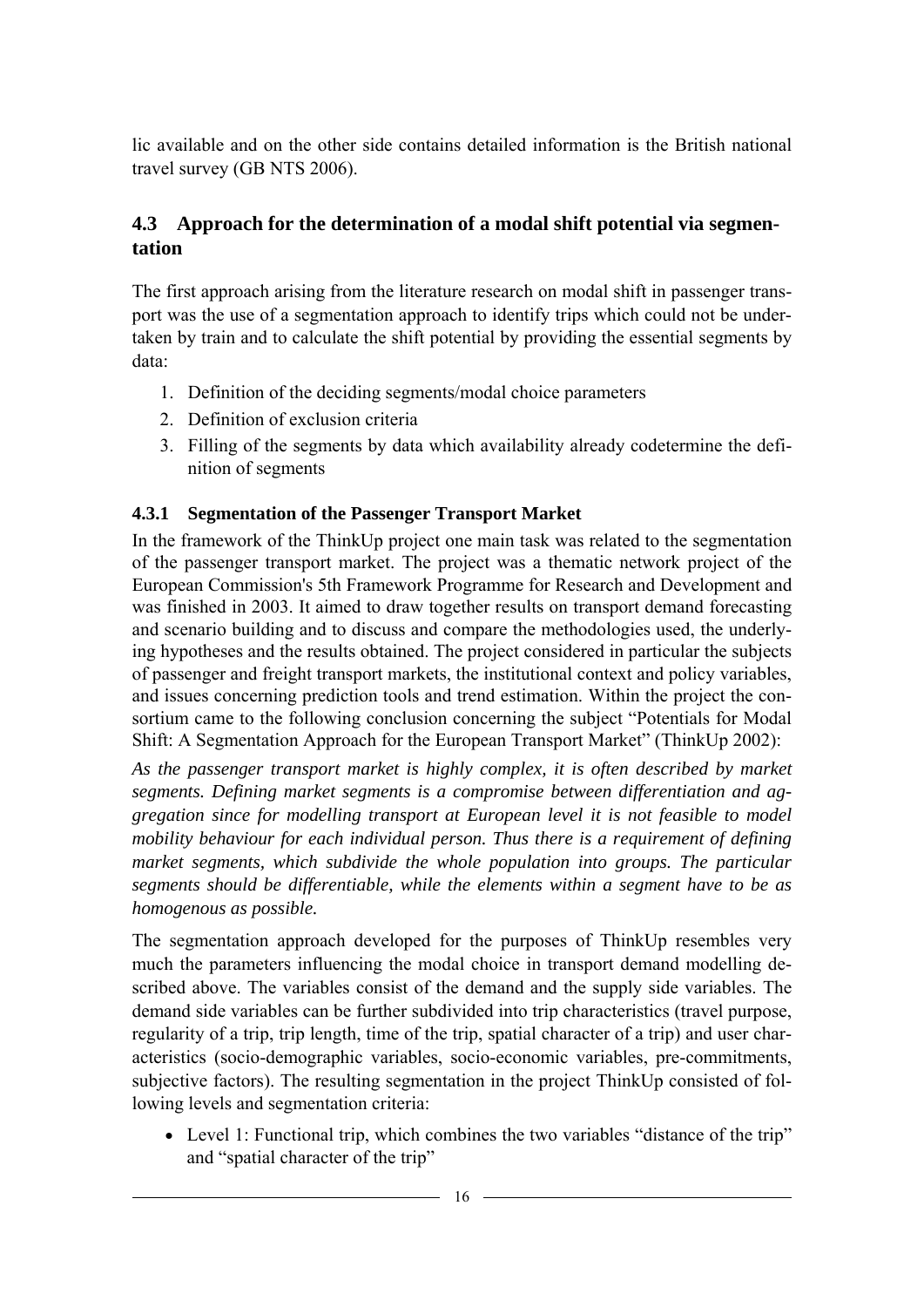lic available and on the other side contains detailed information is the British national travel survey (GB NTS 2006).

## 4.3 Approach for the determination of a modal shift potential via segmentation

The first approach arising from the literature research on modal shift in passenger transport was the use of a segmentation approach to identify trips which could not be undertaken by train and to calculate the shift potential by providing the essential segments by data:

1. Definition of the deciding segments/modal choice parameters
2. Definition of exclusion criteria
3. Filling of the segments by data which availability already codetermine the definition of segments

### 4.3.1 Segmentation of the Passenger Transport Market

In the framework of the ThinkUp project one main task was related to the segmentation of the passenger transport market. The project was a thematic network project of the European Commission's 5th Framework Programme for Research and Development and was finished in 2003. It aimed to draw together results on transport demand forecasting and scenario building and to discuss and compare the methodologies used, the underlying hypotheses and the results obtained. The project considered in particular the subjects of passenger and freight transport markets, the institutional context and policy variables, and issues concerning prediction tools and trend estimation. Within the project the consortium came to the following conclusion concerning the subject "Potentials for Modal Shift: A Segmentation Approach for the European Transport Market" (ThinkUp 2002):

*As the passenger transport market is highly complex, it is often described by market segments. Defining market segments is a compromise between differentiation and aggregation since for modelling transport at European level it is not feasible to model mobility behaviour for each individual person. Thus there is a requirement of defining market segments, which subdivide the whole population into groups. The particular segments should be differentiable, while the elements within a segment have to be as homogenous as possible.*

The segmentation approach developed for the purposes of ThinkUp resembles very much the parameters influencing the modal choice in transport demand modelling described above. The variables consist of the demand and the supply side variables. The demand side variables can be further subdivided into trip characteristics (travel purpose, regularity of a trip, trip length, time of the trip, spatial character of a trip) and user characteristics (socio-demographic variables, socio-economic variables, pre-commitments, subjective factors). The resulting segmentation in the project ThinkUp consisted of following levels and segmentation criteria:

- Level 1: Functional trip, which combines the two variables "distance of the trip" and "spatial character of the trip"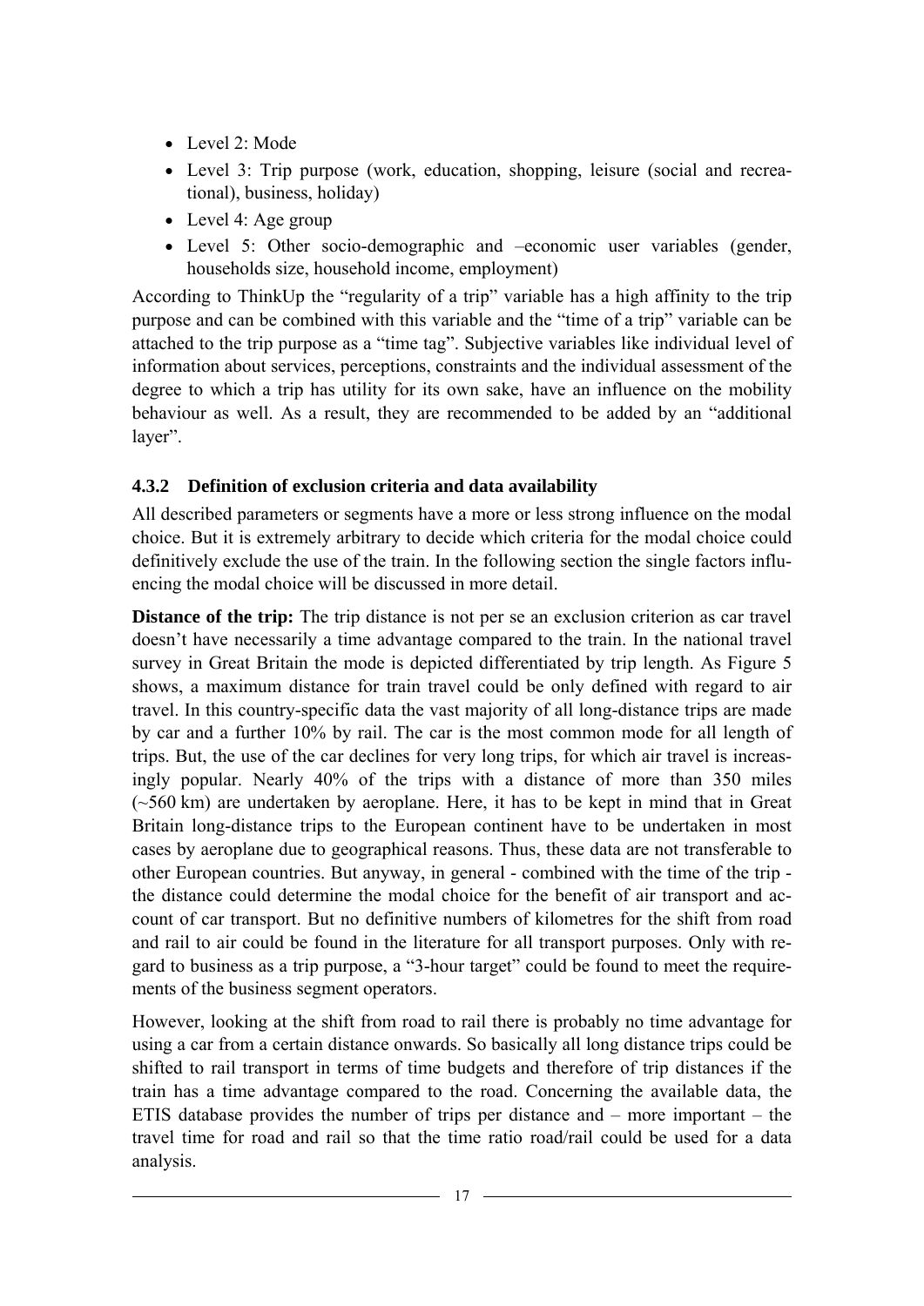- Level 2: Mode
- Level 3: Trip purpose (work, education, shopping, leisure (social and recreational), business, holiday)
- Level 4: Age group
- Level 5: Other socio-demographic and –economic user variables (gender, households size, household income, employment)

According to ThinkUp the "regularity of a trip" variable has a high affinity to the trip purpose and can be combined with this variable and the "time of a trip" variable can be attached to the trip purpose as a "time tag". Subjective variables like individual level of information about services, perceptions, constraints and the individual assessment of the degree to which a trip has utility for its own sake, have an influence on the mobility behaviour as well. As a result, they are recommended to be added by an "additional layer".

### 4.3.2 Definition of exclusion criteria and data availability

All described parameters or segments have a more or less strong influence on the modal choice. But it is extremely arbitrary to decide which criteria for the modal choice could definitively exclude the use of the train. In the following section the single factors influencing the modal choice will be discussed in more detail.

**Distance of the trip:** The trip distance is not per se an exclusion criterion as car travel doesn't have necessarily a time advantage compared to the train. In the national travel survey in Great Britain the mode is depicted differentiated by trip length. As Figure 5 shows, a maximum distance for train travel could be only defined with regard to air travel. In this country-specific data the vast majority of all long-distance trips are made by car and a further 10% by rail. The car is the most common mode for all length of trips. But, the use of the car declines for very long trips, for which air travel is increasingly popular. Nearly 40% of the trips with a distance of more than 350 miles (~560 km) are undertaken by aeroplane. Here, it has to be kept in mind that in Great Britain long-distance trips to the European continent have to be undertaken in most cases by aeroplane due to geographical reasons. Thus, these data are not transferable to other European countries. But anyway, in general - combined with the time of the trip - the distance could determine the modal choice for the benefit of air transport and account of car transport. But no definitive numbers of kilometres for the shift from road and rail to air could be found in the literature for all transport purposes. Only with regard to business as a trip purpose, a "3-hour target" could be found to meet the requirements of the business segment operators.

However, looking at the shift from road to rail there is probably no time advantage for using a car from a certain distance onwards. So basically all long distance trips could be shifted to rail transport in terms of time budgets and therefore of trip distances if the train has a time advantage compared to the road. Concerning the available data, the ETIS database provides the number of trips per distance and – more important – the travel time for road and rail so that the time ratio road/rail could be used for a data analysis.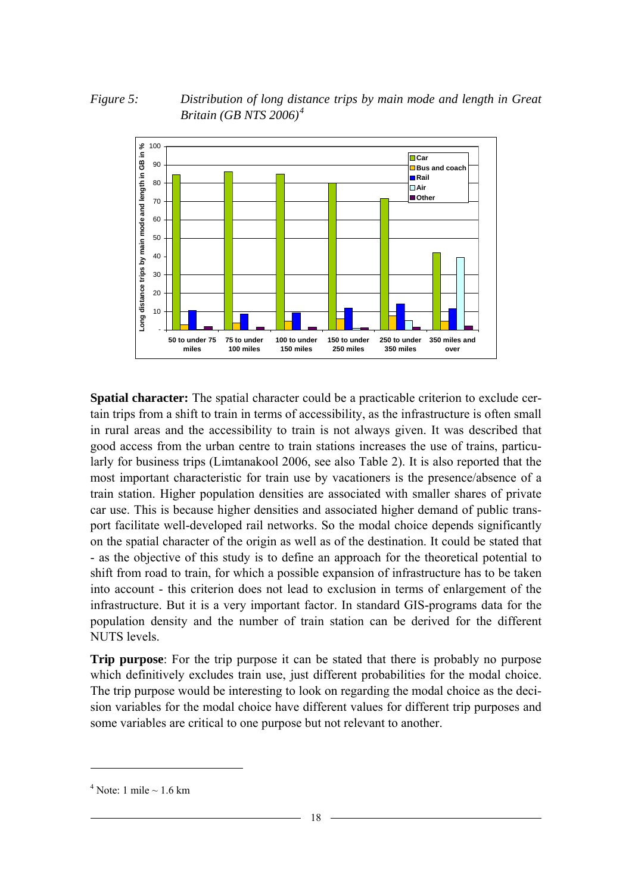*Figure 5: Distribution of long distance trips by main mode and length in Great Britain (GB NTS 2006)[4]*

Long distance trips by main mode and length in GB in %

100
90
80
70
60
50
40
30
20
10
-

Car
Bus and coach
Rail
Air
Other

50 to under 75 miles
75 to under 100 miles
100 to under 150 miles
150 to under 250 miles
250 to under 350 miles
350 miles and over

**Spatial character:** The spatial character could be a practicable criterion to exclude certain trips from a shift to train in terms of accessibility, as the infrastructure is often small in rural areas and the accessibility to train is not always given. It was described that good access from the urban centre to train stations increases the use of trains, particularly for business trips (Limtanakool 2006, see also Table 2). It is also reported that the most important characteristic for train use by vacationers is the presence/absence of a train station. Higher population densities are associated with smaller shares of private car use. This is because higher densities and associated higher demand of public transport facilitate well-developed rail networks. So the modal choice depends significantly on the spatial character of the origin as well as of the destination. It could be stated that - as the objective of this study is to define an approach for the theoretical potential to shift from road to train, for which a possible expansion of infrastructure has to be taken into account - this criterion does not lead to exclusion in terms of enlargement of the infrastructure. But it is a very important factor. In standard GIS-programs data for the population density and the number of train station can be derived for the different NUTS levels.

**Trip purpose**: For the trip purpose it can be stated that there is probably no purpose which definitively excludes train use, just different probabilities for the modal choice. The trip purpose would be interesting to look on regarding the modal choice as the decision variables for the modal choice have different values for different trip purposes and some variables are critical to one purpose but not relevant to another.

[4] Note: 1 mile ~ 1.6 km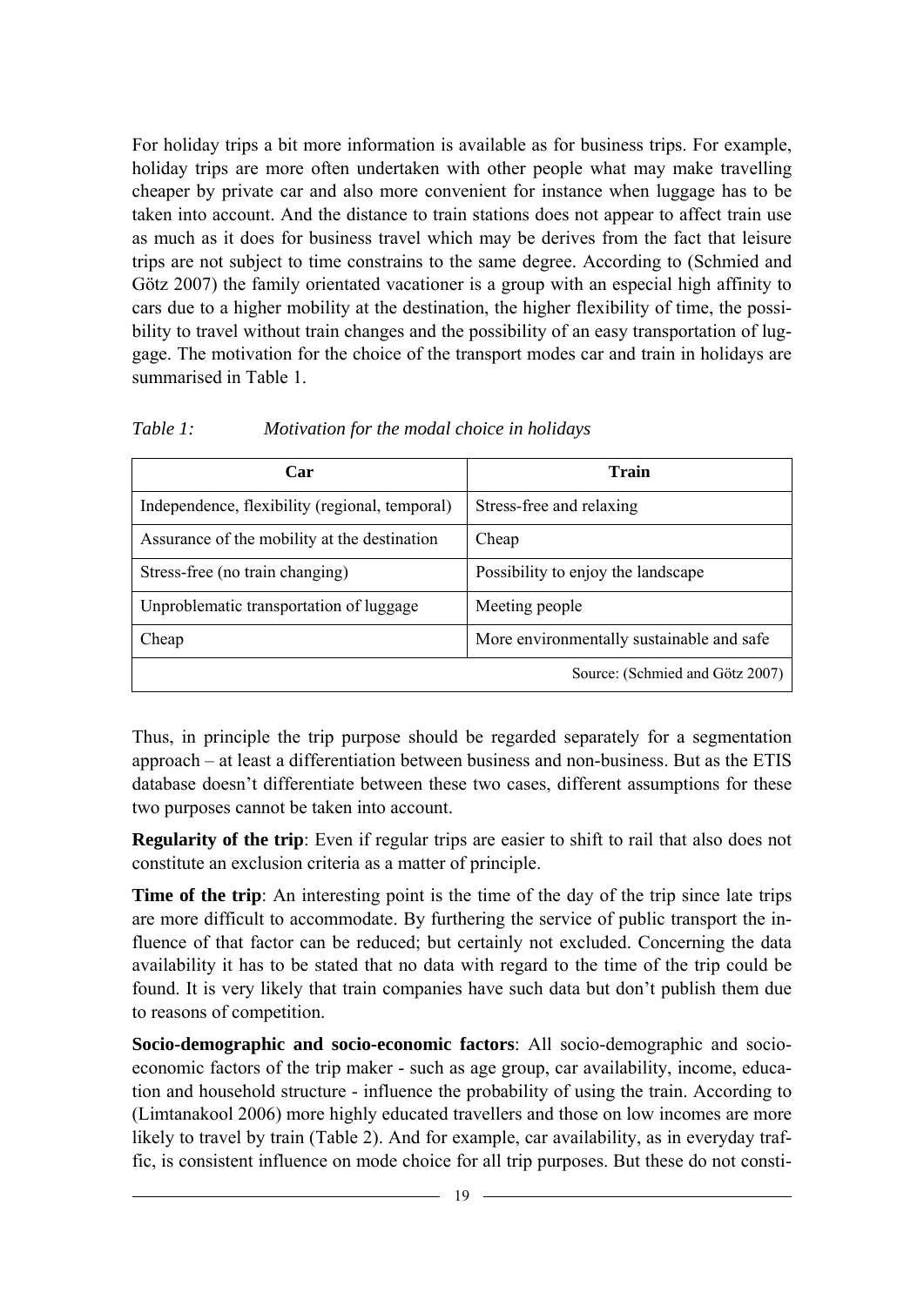For holiday trips a bit more information is available as for business trips. For example, holiday trips are more often undertaken with other people what may make travelling cheaper by private car and also more convenient for instance when luggage has to be taken into account. And the distance to train stations does not appear to affect train use as much as it does for business travel which may be derives from the fact that leisure trips are not subject to time constrains to the same degree. According to (Schmied and Götz 2007) the family orientated vacationer is a group with an especial high affinity to cars due to a higher mobility at the destination, the higher flexibility of time, the possibility to travel without train changes and the possibility of an easy transportation of luggage. The motivation for the choice of the transport modes car and train in holidays are summarised in Table 1.

*Table 1: Motivation for the modal choice in holidays*

| Car | Train |
|---|---|
| Independence, flexibility (regional, temporal) | Stress-free and relaxing |
| Assurance of the mobility at the destination | Cheap |
| Stress-free (no train changing) | Possibility to enjoy the landscape |
| Unproblematic transportation of luggage | Meeting people |
| Cheap | More environmentally sustainable and safe |
| | Source: (Schmied and Götz 2007) |

Thus, in principle the trip purpose should be regarded separately for a segmentation approach – at least a differentiation between business and non-business. But as the ETIS database doesn't differentiate between these two cases, different assumptions for these two purposes cannot be taken into account.

**Regularity of the trip**: Even if regular trips are easier to shift to rail that also does not constitute an exclusion criteria as a matter of principle.

**Time of the trip**: An interesting point is the time of the day of the trip since late trips are more difficult to accommodate. By furthering the service of public transport the influence of that factor can be reduced; but certainly not excluded. Concerning the data availability it has to be stated that no data with regard to the time of the trip could be found. It is very likely that train companies have such data but don't publish them due to reasons of competition.

**Socio-demographic and socio-economic factors**: All socio-demographic and socio-economic factors of the trip maker - such as age group, car availability, income, education and household structure - influence the probability of using the train. According to (Limtanakool 2006) more highly educated travellers and those on low incomes are more likely to travel by train (Table 2). And for example, car availability, as in everyday traffic, is consistent influence on mode choice for all trip purposes. But these do not consti-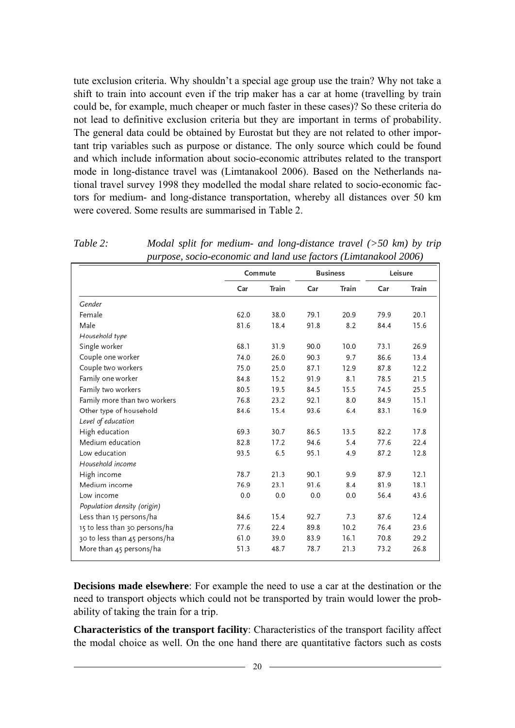tute exclusion criteria. Why shouldn't a special age group use the train? Why not take a shift to train into account even if the trip maker has a car at home (travelling by train could be, for example, much cheaper or much faster in these cases)? So these criteria do not lead to definitive exclusion criteria but they are important in terms of probability. The general data could be obtained by Eurostat but they are not related to other important trip variables such as purpose or distance. The only source which could be found and which include information about socio-economic attributes related to the transport mode in long-distance travel was (Limtanakool 2006). Based on the Netherlands national travel survey 1998 they modelled the modal share related to socio-economic factors for medium- and long-distance transportation, whereby all distances over 50 km were covered. Some results are summarised in Table 2.

*Table 2: Modal split for medium- and long-distance travel (>50 km) by trip purpose, socio-economic and land use factors (Limtanakool 2006)*

| | Commute | | Business | | Leisure | |
|---|---|---|---|---|---|---|
| | Car | Train | Car | Train | Car | Train |
| *Gender* | | | | | | |
| Female | 62.0 | 38.0 | 79.1 | 20.9 | 79.9 | 20.1 |
| Male | 81.6 | 18.4 | 91.8 | 8.2 | 84.4 | 15.6 |
| *Household type* | | | | | | |
| Single worker | 68.1 | 31.9 | 90.0 | 10.0 | 73.1 | 26.9 |
| Couple one worker | 74.0 | 26.0 | 90.3 | 9.7 | 86.6 | 13.4 |
| Couple two workers | 75.0 | 25.0 | 87.1 | 12.9 | 87.8 | 12.2 |
| Family one worker | 84.8 | 15.2 | 91.9 | 8.1 | 78.5 | 21.5 |
| Family two workers | 80.5 | 19.5 | 84.5 | 15.5 | 74.5 | 25.5 |
| Family more than two workers | 76.8 | 23.2 | 92.1 | 8.0 | 84.9 | 15.1 |
| Other type of household | 84.6 | 15.4 | 93.6 | 6.4 | 83.1 | 16.9 |
| *Level of education* | | | | | | |
| High education | 69.3 | 30.7 | 86.5 | 13.5 | 82.2 | 17.8 |
| Medium education | 82.8 | 17.2 | 94.6 | 5.4 | 77.6 | 22.4 |
| Low education | 93.5 | 6.5 | 95.1 | 4.9 | 87.2 | 12.8 |
| *Household income* | | | | | | |
| High income | 78.7 | 21.3 | 90.1 | 9.9 | 87.9 | 12.1 |
| Medium income | 76.9 | 23.1 | 91.6 | 8.4 | 81.9 | 18.1 |
| Low income | 0.0 | 0.0 | 0.0 | 0.0 | 56.4 | 43.6 |
| *Population density (origin)* | | | | | | |
| Less than 15 persons/ha | 84.6 | 15.4 | 92.7 | 7.3 | 87.6 | 12.4 |
| 15 to less than 30 persons/ha | 77.6 | 22.4 | 89.8 | 10.2 | 76.4 | 23.6 |
| 30 to less than 45 persons/ha | 61.0 | 39.0 | 83.9 | 16.1 | 70.8 | 29.2 |
| More than 45 persons/ha | 51.3 | 48.7 | 78.7 | 21.3 | 73.2 | 26.8 |

**Decisions made elsewhere**: For example the need to use a car at the destination or the need to transport objects which could not be transported by train would lower the probability of taking the train for a trip.

**Characteristics of the transport facility**: Characteristics of the transport facility affect the modal choice as well. On the one hand there are quantitative factors such as costs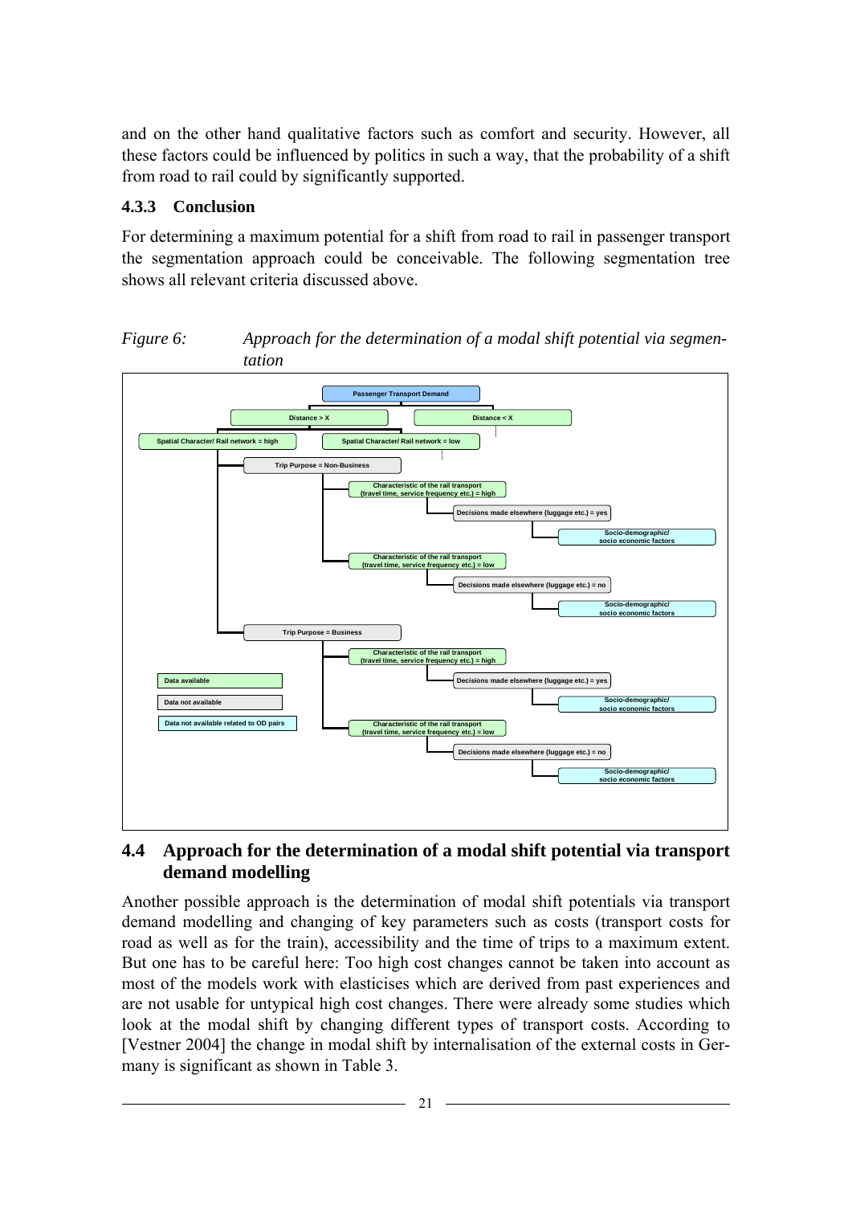and on the other hand qualitative factors such as comfort and security. However, all these factors could be influenced by politics in such a way, that the probability of a shift from road to rail could by significantly supported.

### 4.3.3 Conclusion

For determining a maximum potential for a shift from road to rail in passenger transport the segmentation approach could be conceivable. The following segmentation tree shows all relevant criteria discussed above.

*Figure 6: Approach for the determination of a modal shift potential via segmentation*

Passenger Transport Demand

Distance > X

Distance < X

Spatial Character/ Rail network = high

Spatial Character/ Rail network = low

Trip Purpose = Non-Business

Characteristic of the rail transport (travel time, service frequency etc.) = high

Decisions made elsewhere (luggage etc.) = yes

Socio-demographic/ socio economic factors

Characteristic of the rail transport (travel time, service frequency etc.) = low

Decisions made elsewhere (luggage etc.) = no

Socio-demographic/ socio economic factors

Trip Purpose = Business

Characteristic of the rail transport (travel time, service frequency etc.) = high

Decisions made elsewhere (luggage etc.) = yes

Socio-demographic/ socio economic factors

Characteristic of the rail transport (travel time, service frequency etc.) = low

Decisions made elsewhere (luggage etc.) = no

Socio-demographic/ socio economic factors

Data available

Data not available

Data not available related to OD pairs

## 4.4 Approach for the determination of a modal shift potential via transport demand modelling

Another possible approach is the determination of modal shift potentials via transport demand modelling and changing of key parameters such as costs (transport costs for road as well as for the train), accessibility and the time of trips to a maximum extent. But one has to be careful here: Too high cost changes cannot be taken into account as most of the models work with elasticises which are derived from past experiences and are not usable for untypical high cost changes. There were already some studies which look at the modal shift by changing different types of transport costs. According to [Vestner 2004] the change in modal shift by internalisation of the external costs in Germany is significant as shown in Table 3.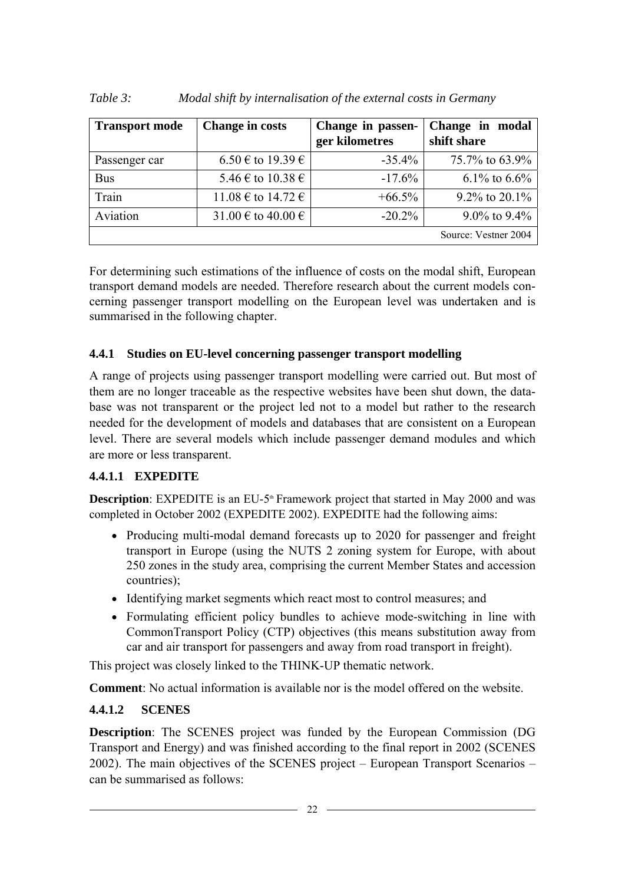*Table 3: Modal shift by internalisation of the external costs in Germany*

| Transport mode | Change in costs | Change in passenger kilometres | Change in modal shift share |
| --- | --- | --- | --- |
| Passenger car | 6.50 € to 19.39 € | -35.4% | 75.7% to 63.9% |
| Bus | 5.46 € to 10.38 € | -17.6% | 6.1% to 6.6% |
| Train | 11.08 € to 14.72 € | +66.5% | 9.2% to 20.1% |
| Aviation | 31.00 € to 40.00 € | -20.2% | 9.0% to 9.4% |
| Source: Vestner 2004 | | | |

For determining such estimations of the influence of costs on the modal shift, European transport demand models are needed. Therefore research about the current models concerning passenger transport modelling on the European level was undertaken and is summarised in the following chapter.

### 4.4.1 Studies on EU-level concerning passenger transport modelling

A range of projects using passenger transport modelling were carried out. But most of them are no longer traceable as the respective websites have been shut down, the database was not transparent or the project led not to a model but rather to the research needed for the development of models and databases that are consistent on a European level. There are several models which include passenger demand modules and which are more or less transparent.

#### 4.4.1.1 EXPEDITE

**Description**: EXPEDITE is an EU-5th Framework project that started in May 2000 and was completed in October 2002 (EXPEDITE 2002). EXPEDITE had the following aims:

- Producing multi-modal demand forecasts up to 2020 for passenger and freight transport in Europe (using the NUTS 2 zoning system for Europe, with about 250 zones in the study area, comprising the current Member States and accession countries);
- Identifying market segments which react most to control measures; and
- Formulating efficient policy bundles to achieve mode-switching in line with CommonTransport Policy (CTP) objectives (this means substitution away from car and air transport for passengers and away from road transport in freight).

This project was closely linked to the THINK-UP thematic network.

**Comment**: No actual information is available nor is the model offered on the website.

#### 4.4.1.2 SCENES

**Description**: The SCENES project was funded by the European Commission (DG Transport and Energy) and was finished according to the final report in 2002 (SCENES 2002). The main objectives of the SCENES project – European Transport Scenarios – can be summarised as follows: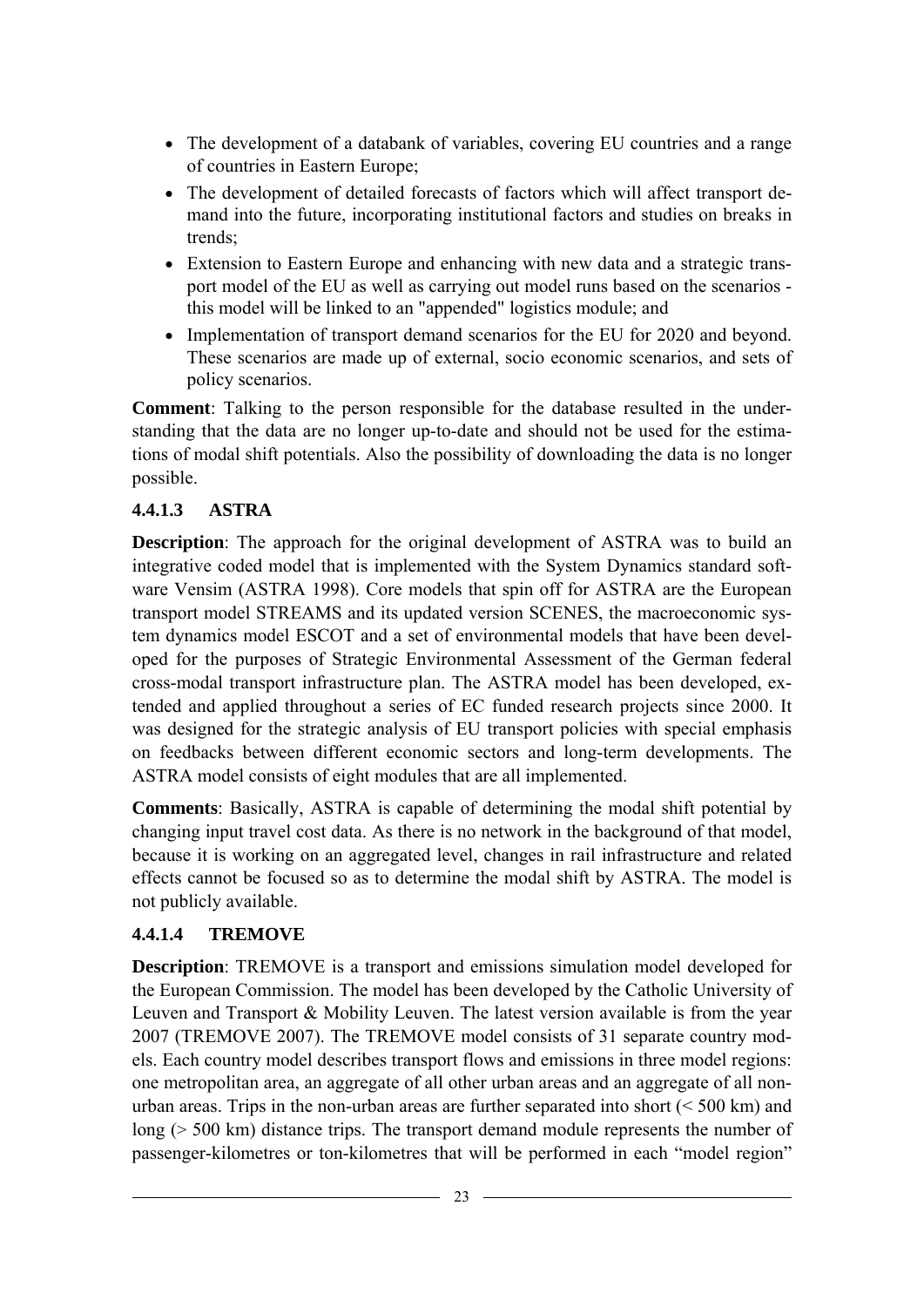- The development of a databank of variables, covering EU countries and a range of countries in Eastern Europe;
- The development of detailed forecasts of factors which will affect transport demand into the future, incorporating institutional factors and studies on breaks in trends;
- Extension to Eastern Europe and enhancing with new data and a strategic transport model of the EU as well as carrying out model runs based on the scenarios - this model will be linked to an "appended" logistics module; and
- Implementation of transport demand scenarios for the EU for 2020 and beyond. These scenarios are made up of external, socio economic scenarios, and sets of policy scenarios.

**Comment**: Talking to the person responsible for the database resulted in the understanding that the data are no longer up-to-date and should not be used for the estimations of modal shift potentials. Also the possibility of downloading the data is no longer possible.

#### 4.4.1.3 ASTRA

**Description**: The approach for the original development of ASTRA was to build an integrative coded model that is implemented with the System Dynamics standard software Vensim (ASTRA 1998). Core models that spin off for ASTRA are the European transport model STREAMS and its updated version SCENES, the macroeconomic system dynamics model ESCOT and a set of environmental models that have been developed for the purposes of Strategic Environmental Assessment of the German federal cross-modal transport infrastructure plan. The ASTRA model has been developed, extended and applied throughout a series of EC funded research projects since 2000. It was designed for the strategic analysis of EU transport policies with special emphasis on feedbacks between different economic sectors and long-term developments. The ASTRA model consists of eight modules that are all implemented.

**Comments**: Basically, ASTRA is capable of determining the modal shift potential by changing input travel cost data. As there is no network in the background of that model, because it is working on an aggregated level, changes in rail infrastructure and related effects cannot be focused so as to determine the modal shift by ASTRA. The model is not publicly available.

#### 4.4.1.4 TREMOVE

**Description**: TREMOVE is a transport and emissions simulation model developed for the European Commission. The model has been developed by the Catholic University of Leuven and Transport & Mobility Leuven. The latest version available is from the year 2007 (TREMOVE 2007). The TREMOVE model consists of 31 separate country models. Each country model describes transport flows and emissions in three model regions: one metropolitan area, an aggregate of all other urban areas and an aggregate of all non-urban areas. Trips in the non-urban areas are further separated into short (< 500 km) and long (> 500 km) distance trips. The transport demand module represents the number of passenger-kilometres or ton-kilometres that will be performed in each "model region"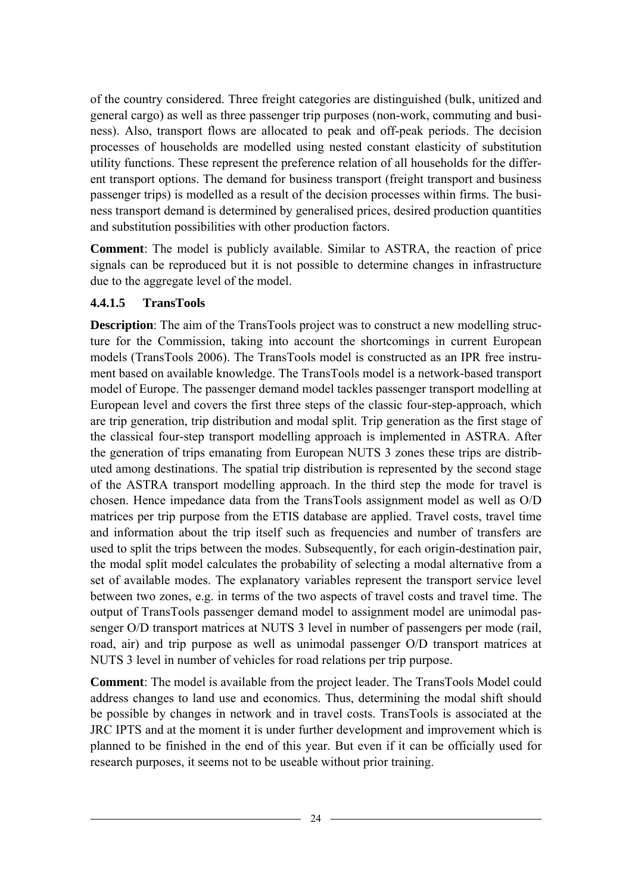of the country considered. Three freight categories are distinguished (bulk, unitized and general cargo) as well as three passenger trip purposes (non-work, commuting and business). Also, transport flows are allocated to peak and off-peak periods. The decision processes of households are modelled using nested constant elasticity of substitution utility functions. These represent the preference relation of all households for the different transport options. The demand for business transport (freight transport and business passenger trips) is modelled as a result of the decision processes within firms. The business transport demand is determined by generalised prices, desired production quantities and substitution possibilities with other production factors.

**Comment**: The model is publicly available. Similar to ASTRA, the reaction of price signals can be reproduced but it is not possible to determine changes in infrastructure due to the aggregate level of the model.

#### 4.4.1.5 TransTools

**Description**: The aim of the TransTools project was to construct a new modelling structure for the Commission, taking into account the shortcomings in current European models (TransTools 2006). The TransTools model is constructed as an IPR free instrument based on available knowledge. The TransTools model is a network-based transport model of Europe. The passenger demand model tackles passenger transport modelling at European level and covers the first three steps of the classic four-step-approach, which are trip generation, trip distribution and modal split. Trip generation as the first stage of the classical four-step transport modelling approach is implemented in ASTRA. After the generation of trips emanating from European NUTS 3 zones these trips are distributed among destinations. The spatial trip distribution is represented by the second stage of the ASTRA transport modelling approach. In the third step the mode for travel is chosen. Hence impedance data from the TransTools assignment model as well as O/D matrices per trip purpose from the ETIS database are applied. Travel costs, travel time and information about the trip itself such as frequencies and number of transfers are used to split the trips between the modes. Subsequently, for each origin-destination pair, the modal split model calculates the probability of selecting a modal alternative from a set of available modes. The explanatory variables represent the transport service level between two zones, e.g. in terms of the two aspects of travel costs and travel time. The output of TransTools passenger demand model to assignment model are unimodal passenger O/D transport matrices at NUTS 3 level in number of passengers per mode (rail, road, air) and trip purpose as well as unimodal passenger O/D transport matrices at NUTS 3 level in number of vehicles for road relations per trip purpose.

**Comment**: The model is available from the project leader. The TransTools Model could address changes to land use and economics. Thus, determining the modal shift should be possible by changes in network and in travel costs. TransTools is associated at the JRC IPTS and at the moment it is under further development and improvement which is planned to be finished in the end of this year. But even if it can be officially used for research purposes, it seems not to be useable without prior training.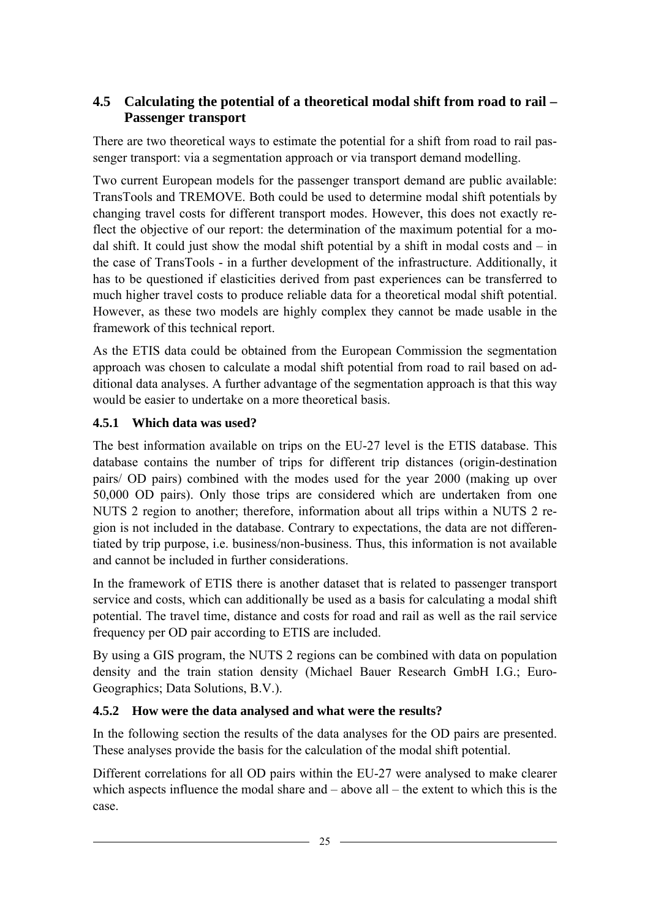## 4.5 Calculating the potential of a theoretical modal shift from road to rail – Passenger transport

There are two theoretical ways to estimate the potential for a shift from road to rail passenger transport: via a segmentation approach or via transport demand modelling.

Two current European models for the passenger transport demand are public available: TransTools and TREMOVE. Both could be used to determine modal shift potentials by changing travel costs for different transport modes. However, this does not exactly reflect the objective of our report: the determination of the maximum potential for a modal shift. It could just show the modal shift potential by a shift in modal costs and – in the case of TransTools - in a further development of the infrastructure. Additionally, it has to be questioned if elasticities derived from past experiences can be transferred to much higher travel costs to produce reliable data for a theoretical modal shift potential. However, as these two models are highly complex they cannot be made usable in the framework of this technical report.

As the ETIS data could be obtained from the European Commission the segmentation approach was chosen to calculate a modal shift potential from road to rail based on additional data analyses. A further advantage of the segmentation approach is that this way would be easier to undertake on a more theoretical basis.

### 4.5.1 Which data was used?

The best information available on trips on the EU-27 level is the ETIS database. This database contains the number of trips for different trip distances (origin-destination pairs/ OD pairs) combined with the modes used for the year 2000 (making up over 50,000 OD pairs). Only those trips are considered which are undertaken from one NUTS 2 region to another; therefore, information about all trips within a NUTS 2 region is not included in the database. Contrary to expectations, the data are not differentiated by trip purpose, i.e. business/non-business. Thus, this information is not available and cannot be included in further considerations.

In the framework of ETIS there is another dataset that is related to passenger transport service and costs, which can additionally be used as a basis for calculating a modal shift potential. The travel time, distance and costs for road and rail as well as the rail service frequency per OD pair according to ETIS are included.

By using a GIS program, the NUTS 2 regions can be combined with data on population density and the train station density (Michael Bauer Research GmbH I.G.; EuroGeographics; Data Solutions, B.V.).

### 4.5.2 How were the data analysed and what were the results?

In the following section the results of the data analyses for the OD pairs are presented. These analyses provide the basis for the calculation of the modal shift potential.

Different correlations for all OD pairs within the EU-27 were analysed to make clearer which aspects influence the modal share and – above all – the extent to which this is the case.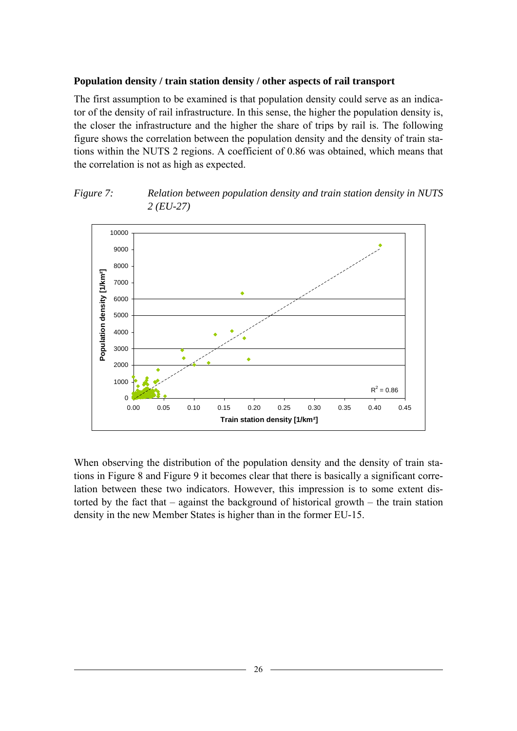**Population density / train station density / other aspects of rail transport**

The first assumption to be examined is that population density could serve as an indicator of the density of rail infrastructure. In this sense, the higher the population density is, the closer the infrastructure and the higher the share of trips by rail is. The following figure shows the correlation between the population density and the density of train stations within the NUTS 2 regions. A coefficient of 0.86 was obtained, which means that the correlation is not as high as expected.

*Figure 7: Relation between population density and train station density in NUTS 2 (EU-27)*

Population density [1/km²]
10000
9000
8000
7000
6000
5000
4000
3000
2000
1000
0
0.00 0.05 0.10 0.15 0.20 0.25 0.30 0.35 0.40 0.45
Train station density [1/km²]
$R^2 = 0.86$

When observing the distribution of the population density and the density of train stations in Figure 8 and Figure 9 it becomes clear that there is basically a significant correlation between these two indicators. However, this impression is to some extent distorted by the fact that – against the background of historical growth – the train station density in the new Member States is higher than in the former EU-15.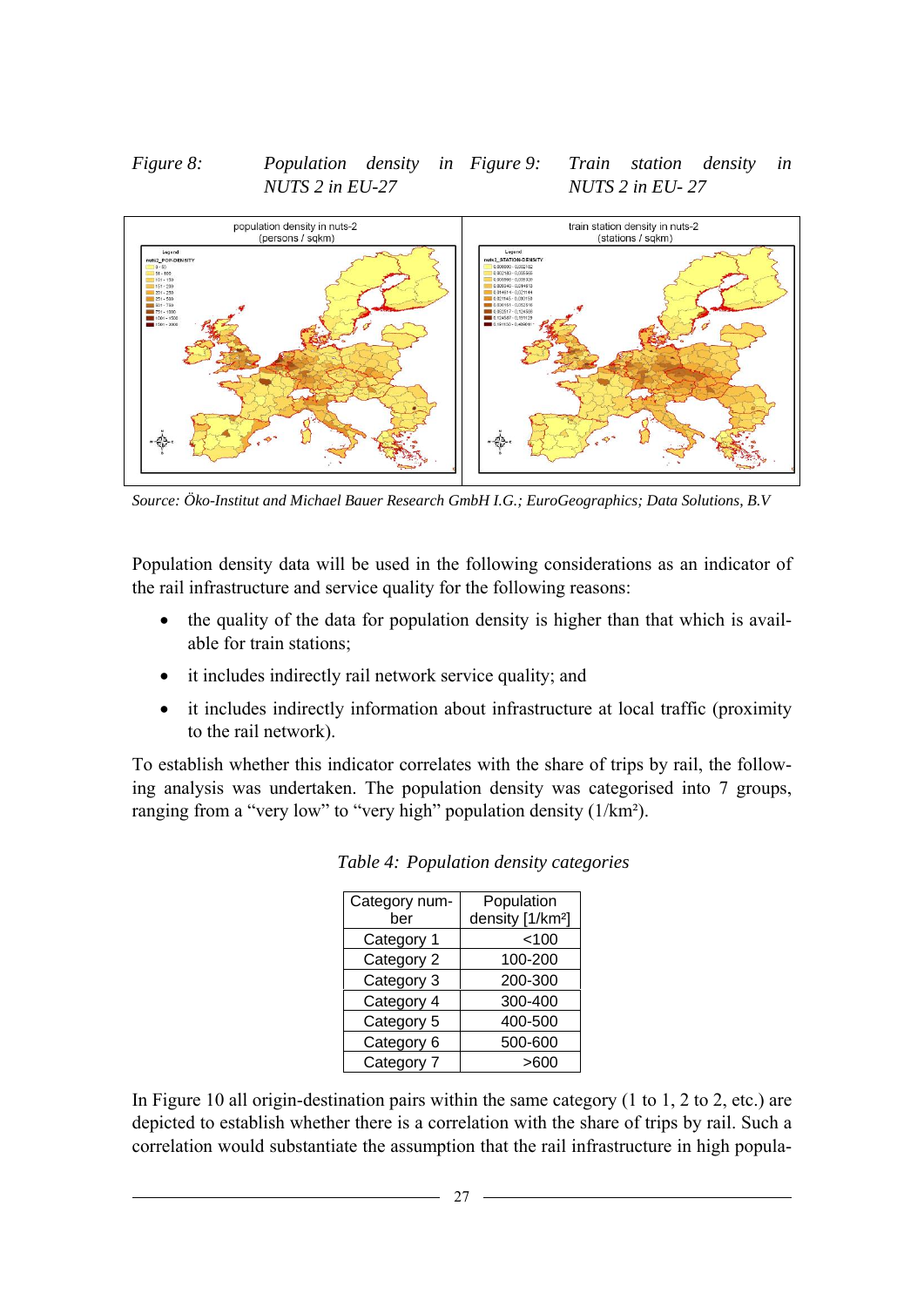*Figure 8: Population density in NUTS 2 in EU-27*

*Figure 9: Train station density in NUTS 2 in EU- 27*

population density in nuts-2
(persons / sqkm)

train station density in nuts-2
(stations / sqkm)

*Source: Öko-Institut and Michael Bauer Research GmbH I.G.; EuroGeographics; Data Solutions, B.V*

Population density data will be used in the following considerations as an indicator of the rail infrastructure and service quality for the following reasons:

- the quality of the data for population density is higher than that which is available for train stations;
- it includes indirectly rail network service quality; and
- it includes indirectly information about infrastructure at local traffic (proximity to the rail network).

To establish whether this indicator correlates with the share of trips by rail, the following analysis was undertaken. The population density was categorised into 7 groups, ranging from a "very low" to "very high" population density (1/km²).

*Table 4: Population density categories*

| Category number | Population density [1/km²] |
|---|---|
| Category 1 | <100 |
| Category 2 | 100-200 |
| Category 3 | 200-300 |
| Category 4 | 300-400 |
| Category 5 | 400-500 |
| Category 6 | 500-600 |
| Category 7 | >600 |

In Figure 10 all origin-destination pairs within the same category (1 to 1, 2 to 2, etc.) are depicted to establish whether there is a correlation with the share of trips by rail. Such a correlation would substantiate the assumption that the rail infrastructure in high popula-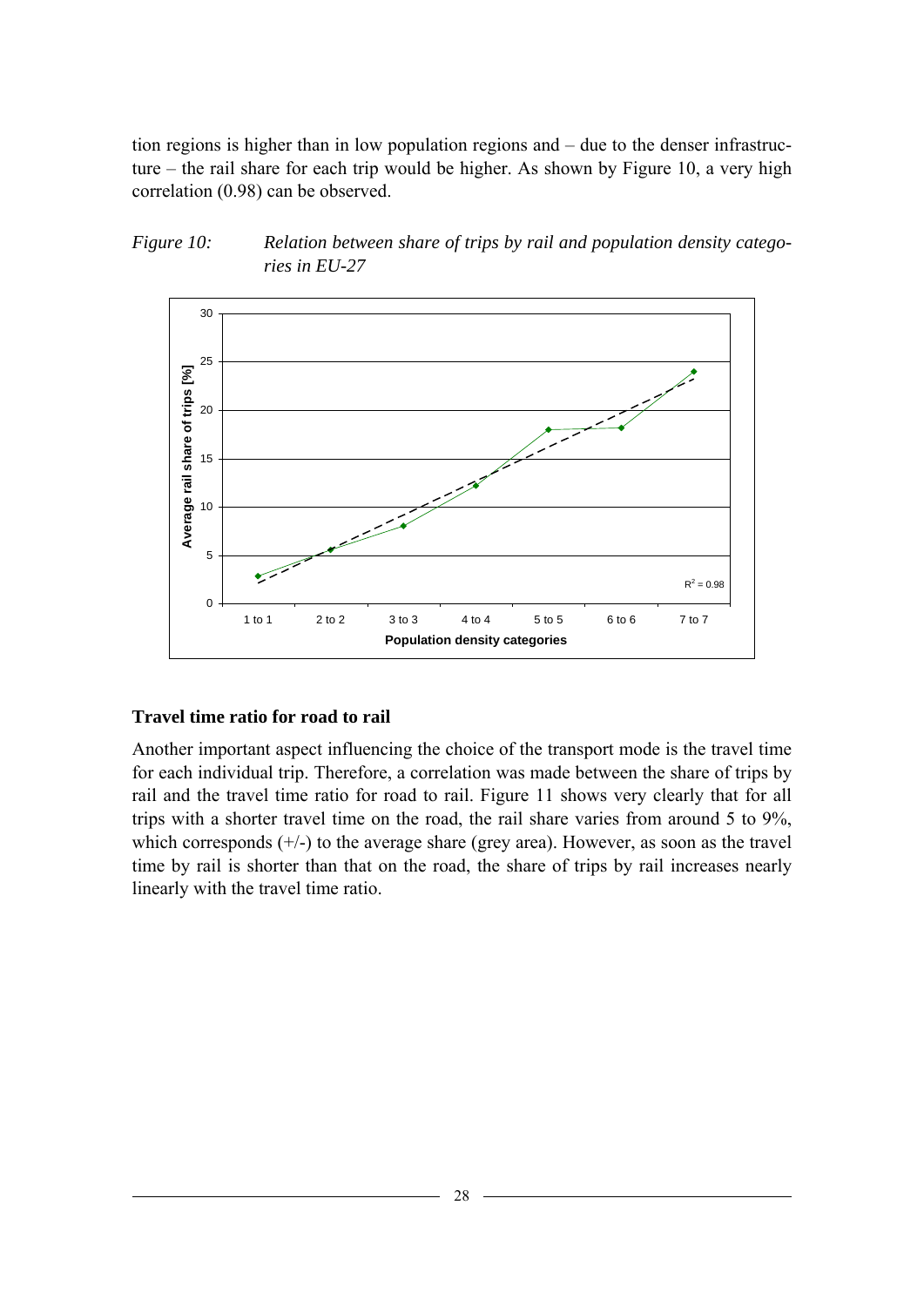tion regions is higher than in low population regions and – due to the denser infrastructure – the rail share for each trip would be higher. As shown by Figure 10, a very high correlation (0.98) can be observed.

*Figure 10: Relation between share of trips by rail and population density categories in EU-27*

Average rail share of trips [%]

30
25
20
15
10
5
0

$R^2 = 0.98$

1 to 1
2 to 2
3 to 3
4 to 4
5 to 5
6 to 6
7 to 7

Population density categories

**Travel time ratio for road to rail**

Another important aspect influencing the choice of the transport mode is the travel time for each individual trip. Therefore, a correlation was made between the share of trips by rail and the travel time ratio for road to rail. Figure 11 shows very clearly that for all trips with a shorter travel time on the road, the rail share varies from around 5 to 9%, which corresponds (+/-) to the average share (grey area). However, as soon as the travel time by rail is shorter than that on the road, the share of trips by rail increases nearly linearly with the travel time ratio.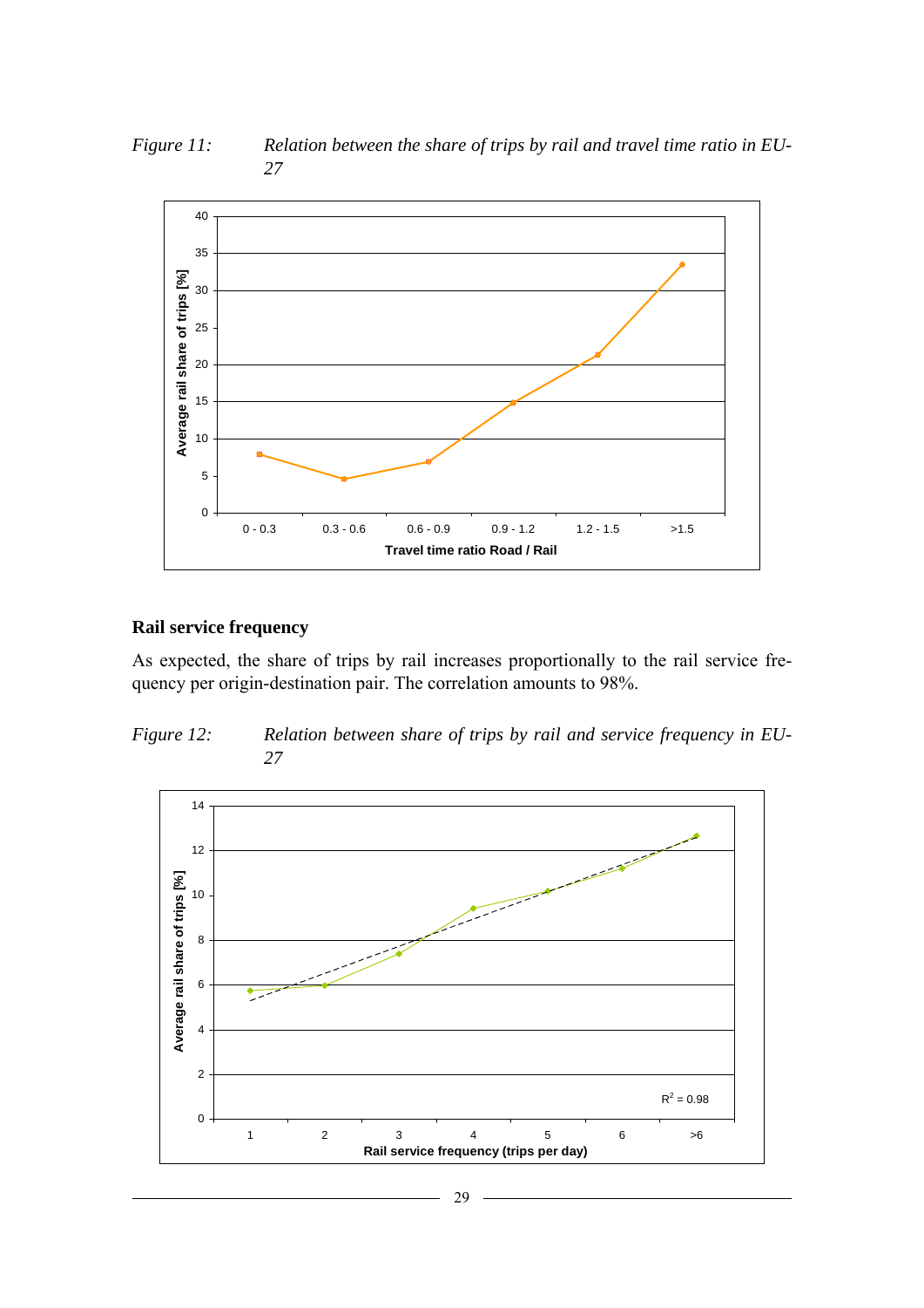*Figure 11: Relation between the share of trips by rail and travel time ratio in EU-27*

Average rail share of trips [%]

40
35
30
25
20
15
10
5
0

0 - 0.3
0.3 - 0.6
0.6 - 0.9
0.9 - 1.2
1.2 - 1.5
>1.5

Travel time ratio Road / Rail

### Rail service frequency

As expected, the share of trips by rail increases proportionally to the rail service frequency per origin-destination pair. The correlation amounts to 98%.

*Figure 12: Relation between share of trips by rail and service frequency in EU-27*

Average rail share of trips [%]

14
12
10
8
6
4
2
0

$R^2 = 0.98$

1
2
3
4
5
6
>6

Rail service frequency (trips per day)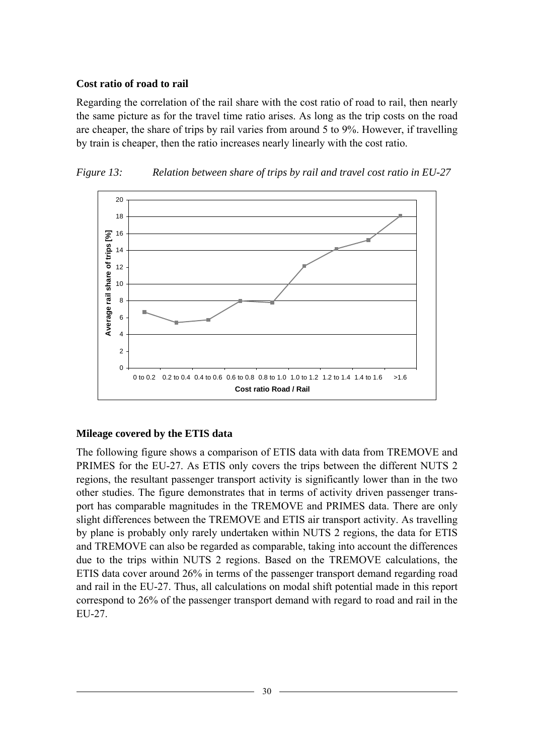### Cost ratio of road to rail

Regarding the correlation of the rail share with the cost ratio of road to rail, then nearly the same picture as for the travel time ratio arises. As long as the trip costs on the road are cheaper, the share of trips by rail varies from around 5 to 9%. However, if travelling by train is cheaper, then the ratio increases nearly linearly with the cost ratio.

*Figure 13: Relation between share of trips by rail and travel cost ratio in EU-27*

Average rail share of trips [%]

0
2
4
6
8
10
12
14
16
18
20

0 to 0.2
0.2 to 0.4
0.4 to 0.6
0.6 to 0.8
0.8 to 1.0
1.0 to 1.2
1.2 to 1.4
1.4 to 1.6
>1.6

Cost ratio Road / Rail

### Mileage covered by the ETIS data

The following figure shows a comparison of ETIS data with data from TREMOVE and PRIMES for the EU-27. As ETIS only covers the trips between the different NUTS 2 regions, the resultant passenger transport activity is significantly lower than in the two other studies. The figure demonstrates that in terms of activity driven passenger transport has comparable magnitudes in the TREMOVE and PRIMES data. There are only slight differences between the TREMOVE and ETIS air transport activity. As travelling by plane is probably only rarely undertaken within NUTS 2 regions, the data for ETIS and TREMOVE can also be regarded as comparable, taking into account the differences due to the trips within NUTS 2 regions. Based on the TREMOVE calculations, the ETIS data cover around 26% in terms of the passenger transport demand regarding road and rail in the EU-27. Thus, all calculations on modal shift potential made in this report correspond to 26% of the passenger transport demand with regard to road and rail in the EU-27.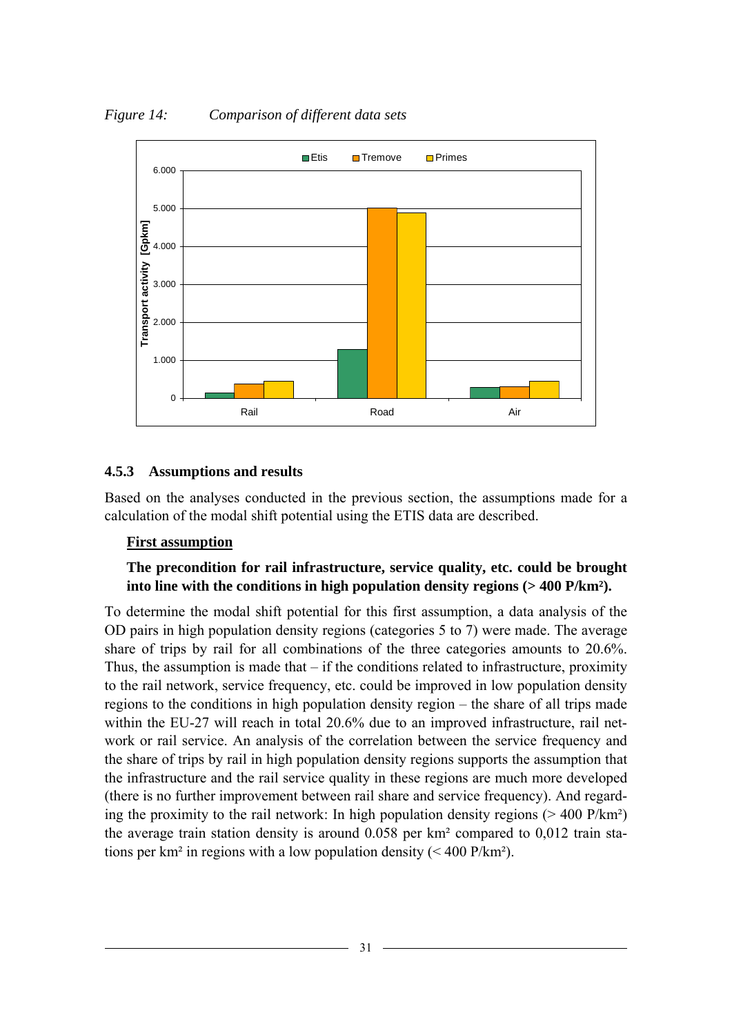*Figure 14: Comparison of different data sets*

Etis Tremove Primes

Transport activity [Gpkm]

6.000
5.000
4.000
3.000
2.000
1.000
0

Rail Road Air

### 4.5.3 Assumptions and results

Based on the analyses conducted in the previous section, the assumptions made for a calculation of the modal shift potential using the ETIS data are described.

**First assumption**

**The precondition for rail infrastructure, service quality, etc. could be brought into line with the conditions in high population density regions (> 400 P/km²).**

To determine the modal shift potential for this first assumption, a data analysis of the OD pairs in high population density regions (categories 5 to 7) were made. The average share of trips by rail for all combinations of the three categories amounts to 20.6%. Thus, the assumption is made that – if the conditions related to infrastructure, proximity to the rail network, service frequency, etc. could be improved in low population density regions to the conditions in high population density region – the share of all trips made within the EU-27 will reach in total 20.6% due to an improved infrastructure, rail network or rail service. An analysis of the correlation between the service frequency and the share of trips by rail in high population density regions supports the assumption that the infrastructure and the rail service quality in these regions are much more developed (there is no further improvement between rail share and service frequency). And regarding the proximity to the rail network: In high population density regions (> 400 P/km²) the average train station density is around 0.058 per km² compared to 0,012 train stations per km² in regions with a low population density (< 400 P/km²).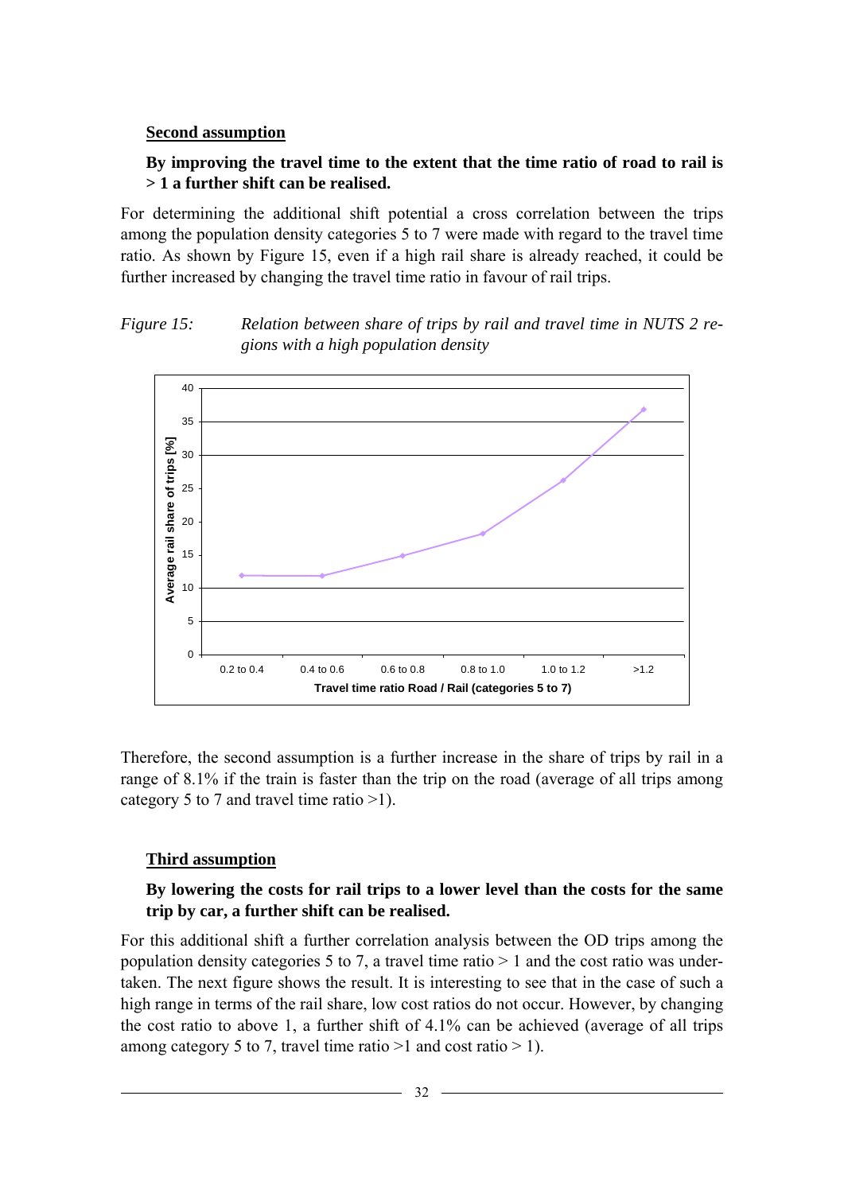**Second assumption**

**By improving the travel time to the extent that the time ratio of road to rail is > 1 a further shift can be realised.**

For determining the additional shift potential a cross correlation between the trips among the population density categories 5 to 7 were made with regard to the travel time ratio. As shown by Figure 15, even if a high rail share is already reached, it could be further increased by changing the travel time ratio in favour of rail trips.

*Figure 15: Relation between share of trips by rail and travel time in NUTS 2 regions with a high population density*

Average rail share of trips [%]
0
5
10
15
20
25
30
35
40

0.2 to 0.4
0.4 to 0.6
0.6 to 0.8
0.8 to 1.0
1.0 to 1.2
>1.2

Travel time ratio Road / Rail (categories 5 to 7)

Therefore, the second assumption is a further increase in the share of trips by rail in a range of 8.1% if the train is faster than the trip on the road (average of all trips among category 5 to 7 and travel time ratio >1).

**Third assumption**

**By lowering the costs for rail trips to a lower level than the costs for the same trip by car, a further shift can be realised.**

For this additional shift a further correlation analysis between the OD trips among the population density categories 5 to 7, a travel time ratio > 1 and the cost ratio was undertaken. The next figure shows the result. It is interesting to see that in the case of such a high range in terms of the rail share, low cost ratios do not occur. However, by changing the cost ratio to above 1, a further shift of 4.1% can be achieved (average of all trips among category 5 to 7, travel time ratio >1 and cost ratio > 1).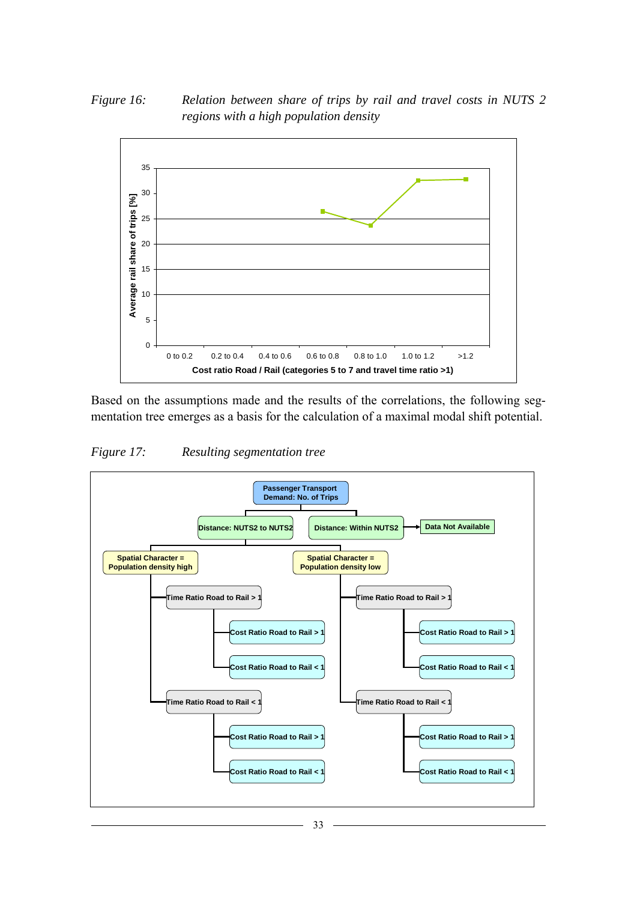*Figure 16: Relation between share of trips by rail and travel costs in NUTS 2 regions with a high population density*

Average rail share of trips [%]

35
30
25
20
15
10
5
0

0 to 0.2
0.2 to 0.4
0.4 to 0.6
0.6 to 0.8
0.8 to 1.0
1.0 to 1.2
>1.2

Cost ratio Road / Rail (categories 5 to 7 and travel time ratio >1)

Based on the assumptions made and the results of the correlations, the following segmentation tree emerges as a basis for the calculation of a maximal modal shift potential.

*Figure 17: Resulting segmentation tree*

Passenger Transport Demand: No. of Trips

Distance: NUTS2 to NUTS2

Distance: Within NUTS2

Data Not Available

Spatial Character = Population density high

Spatial Character = Population density low

Time Ratio Road to Rail > 1

Cost Ratio Road to Rail > 1

Cost Ratio Road to Rail < 1

Time Ratio Road to Rail < 1

Cost Ratio Road to Rail > 1

Cost Ratio Road to Rail < 1

Time Ratio Road to Rail > 1

Cost Ratio Road to Rail > 1

Cost Ratio Road to Rail < 1

Time Ratio Road to Rail < 1

Cost Ratio Road to Rail > 1

Cost Ratio Road to Rail < 1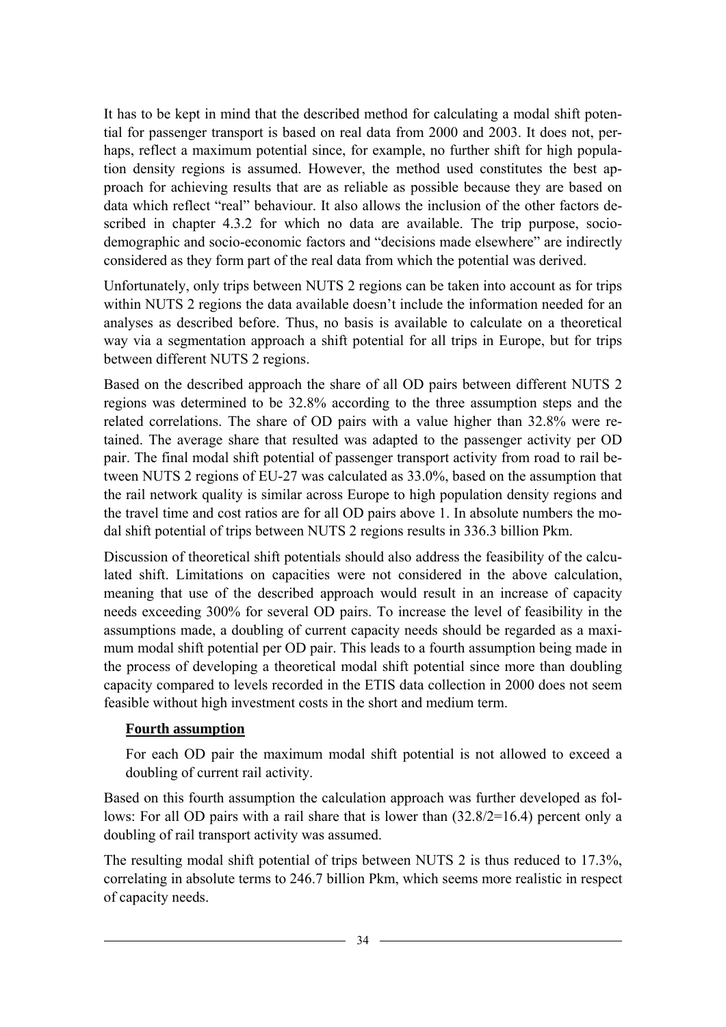It has to be kept in mind that the described method for calculating a modal shift potential for passenger transport is based on real data from 2000 and 2003. It does not, perhaps, reflect a maximum potential since, for example, no further shift for high population density regions is assumed. However, the method used constitutes the best approach for achieving results that are as reliable as possible because they are based on data which reflect "real" behaviour. It also allows the inclusion of the other factors described in chapter 4.3.2 for which no data are available. The trip purpose, socio-demographic and socio-economic factors and "decisions made elsewhere" are indirectly considered as they form part of the real data from which the potential was derived.

Unfortunately, only trips between NUTS 2 regions can be taken into account as for trips within NUTS 2 regions the data available doesn't include the information needed for an analyses as described before. Thus, no basis is available to calculate on a theoretical way via a segmentation approach a shift potential for all trips in Europe, but for trips between different NUTS 2 regions.

Based on the described approach the share of all OD pairs between different NUTS 2 regions was determined to be 32.8% according to the three assumption steps and the related correlations. The share of OD pairs with a value higher than 32.8% were retained. The average share that resulted was adapted to the passenger activity per OD pair. The final modal shift potential of passenger transport activity from road to rail between NUTS 2 regions of EU-27 was calculated as 33.0%, based on the assumption that the rail network quality is similar across Europe to high population density regions and the travel time and cost ratios are for all OD pairs above 1. In absolute numbers the modal shift potential of trips between NUTS 2 regions results in 336.3 billion Pkm.

Discussion of theoretical shift potentials should also address the feasibility of the calculated shift. Limitations on capacities were not considered in the above calculation, meaning that use of the described approach would result in an increase of capacity needs exceeding 300% for several OD pairs. To increase the level of feasibility in the assumptions made, a doubling of current capacity needs should be regarded as a maximum modal shift potential per OD pair. This leads to a fourth assumption being made in the process of developing a theoretical modal shift potential since more than doubling capacity compared to levels recorded in the ETIS data collection in 2000 does not seem feasible without high investment costs in the short and medium term.

**Fourth assumption**

For each OD pair the maximum modal shift potential is not allowed to exceed a doubling of current rail activity.

Based on this fourth assumption the calculation approach was further developed as follows: For all OD pairs with a rail share that is lower than (32.8/2=16.4) percent only a doubling of rail transport activity was assumed.

The resulting modal shift potential of trips between NUTS 2 is thus reduced to 17.3%, correlating in absolute terms to 246.7 billion Pkm, which seems more realistic in respect of capacity needs.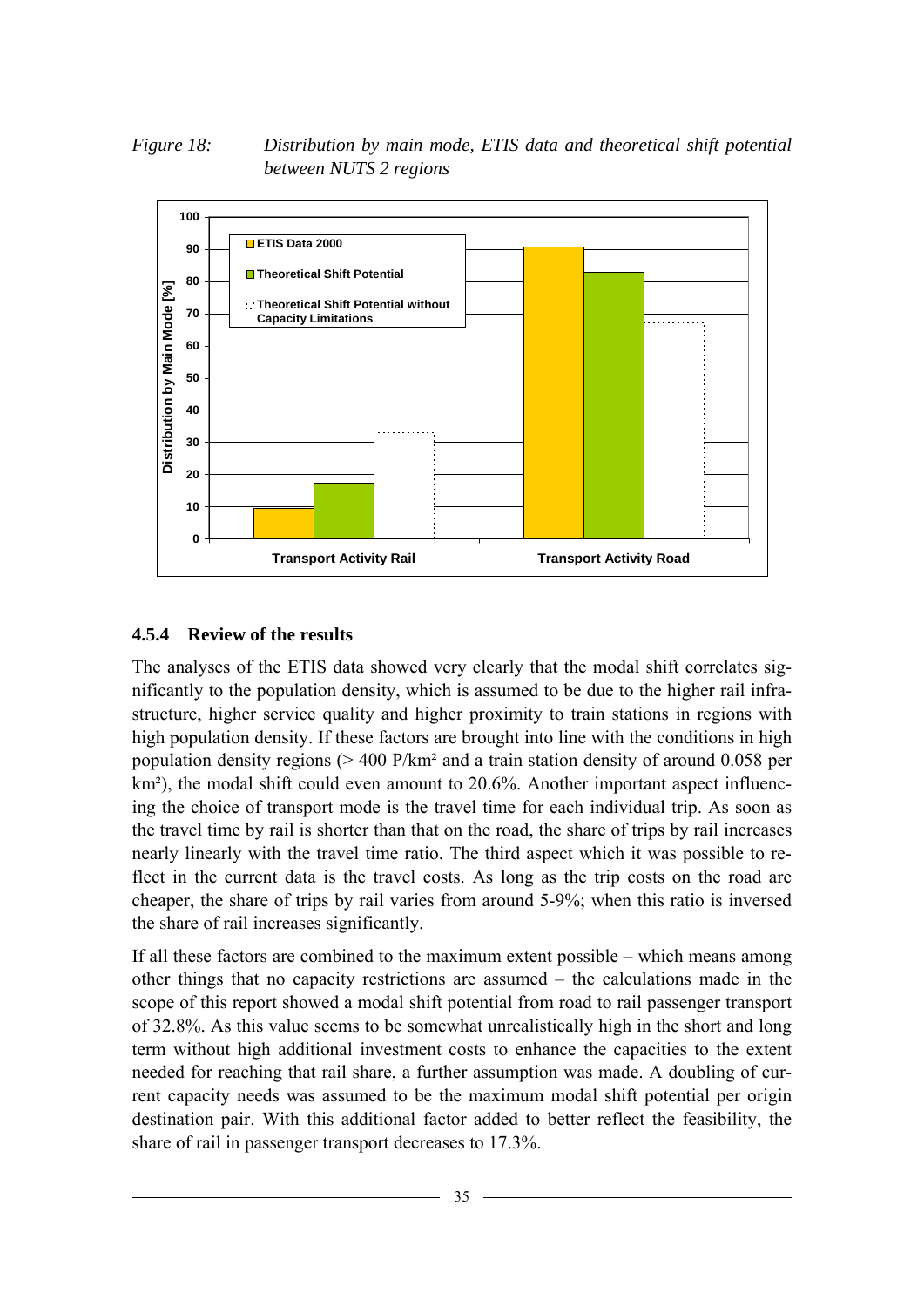*Figure 18: Distribution by main mode, ETIS data and theoretical shift potential between NUTS 2 regions*

Distribution by Main Mode [%]

100
90
80
70
60
50
40
30
20
10
0

ETIS Data 2000
Theoretical Shift Potential
Theoretical Shift Potential without Capacity Limitations

Transport Activity Rail
Transport Activity Road

### 4.5.4 Review of the results

The analyses of the ETIS data showed very clearly that the modal shift correlates significantly to the population density, which is assumed to be due to the higher rail infrastructure, higher service quality and higher proximity to train stations in regions with high population density. If these factors are brought into line with the conditions in high population density regions (> 400 P/km² and a train station density of around 0.058 per km²), the modal shift could even amount to 20.6%. Another important aspect influencing the choice of transport mode is the travel time for each individual trip. As soon as the travel time by rail is shorter than that on the road, the share of trips by rail increases nearly linearly with the travel time ratio. The third aspect which it was possible to reflect in the current data is the travel costs. As long as the trip costs on the road are cheaper, the share of trips by rail varies from around 5-9%; when this ratio is inversed the share of rail increases significantly.

If all these factors are combined to the maximum extent possible – which means among other things that no capacity restrictions are assumed – the calculations made in the scope of this report showed a modal shift potential from road to rail passenger transport of 32.8%. As this value seems to be somewhat unrealistically high in the short and long term without high additional investment costs to enhance the capacities to the extent needed for reaching that rail share, a further assumption was made. A doubling of current capacity needs was assumed to be the maximum modal shift potential per origin destination pair. With this additional factor added to better reflect the feasibility, the share of rail in passenger transport decreases to 17.3%.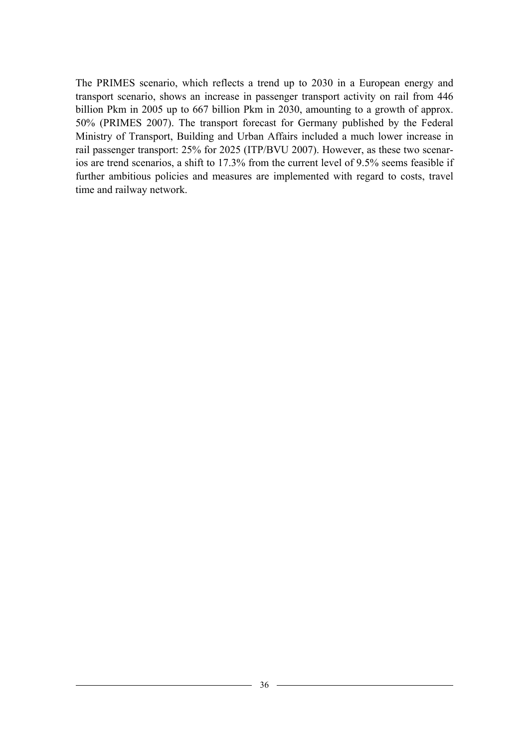The PRIMES scenario, which reflects a trend up to 2030 in a European energy and transport scenario, shows an increase in passenger transport activity on rail from 446 billion Pkm in 2005 up to 667 billion Pkm in 2030, amounting to a growth of approx. 50% (PRIMES 2007). The transport forecast for Germany published by the Federal Ministry of Transport, Building and Urban Affairs included a much lower increase in rail passenger transport: 25% for 2025 (ITP/BVU 2007). However, as these two scenarios are trend scenarios, a shift to 17.3% from the current level of 9.5% seems feasible if further ambitious policies and measures are implemented with regard to costs, travel time and railway network.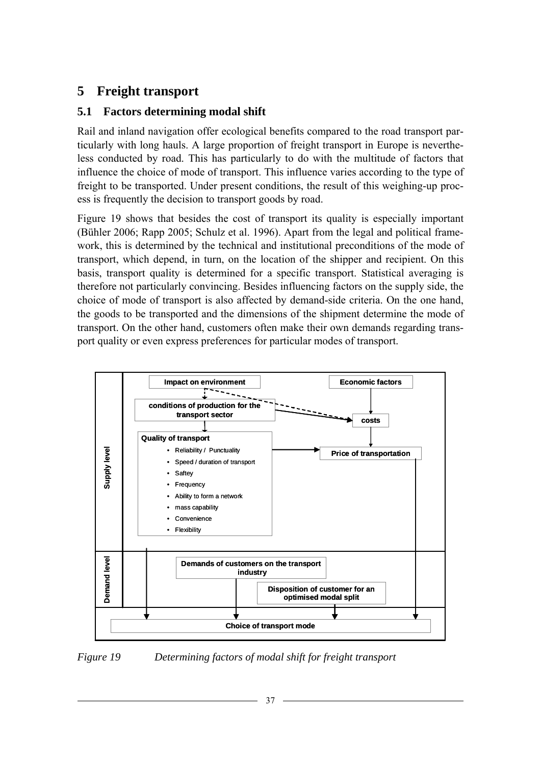# 5 Freight transport

## 5.1 Factors determining modal shift

Rail and inland navigation offer ecological benefits compared to the road transport particularly with long hauls. A large proportion of freight transport in Europe is nevertheless conducted by road. This has particularly to do with the multitude of factors that influence the choice of mode of transport. This influence varies according to the type of freight to be transported. Under present conditions, the result of this weighing-up process is frequently the decision to transport goods by road.

Figure 19 shows that besides the cost of transport its quality is especially important (Bühler 2006; Rapp 2005; Schulz et al. 1996). Apart from the legal and political framework, this is determined by the technical and institutional preconditions of the mode of transport, which depend, in turn, on the location of the shipper and recipient. On this basis, transport quality is determined for a specific transport. Statistical averaging is therefore not particularly convincing. Besides influencing factors on the supply side, the choice of mode of transport is also affected by demand-side criteria. On the one hand, the goods to be transported and the dimensions of the shipment determine the mode of transport. On the other hand, customers often make their own demands regarding transport quality or even express preferences for particular modes of transport.

Supply level

Impact on environment

Economic factors

conditions of production for the transport sector

costs

Quality of transport

- Reliability / Punctuality
- Speed / duration of transport
- Saftey
- Frequency
- Ability to form a network
- mass capability
- Convenience
- Flexibility

Price of transportation

Demand level

Demands of customers on the transport industry

Disposition of customer for an optimised modal split

Choice of transport mode

*Figure 19 Determining factors of modal shift for freight transport*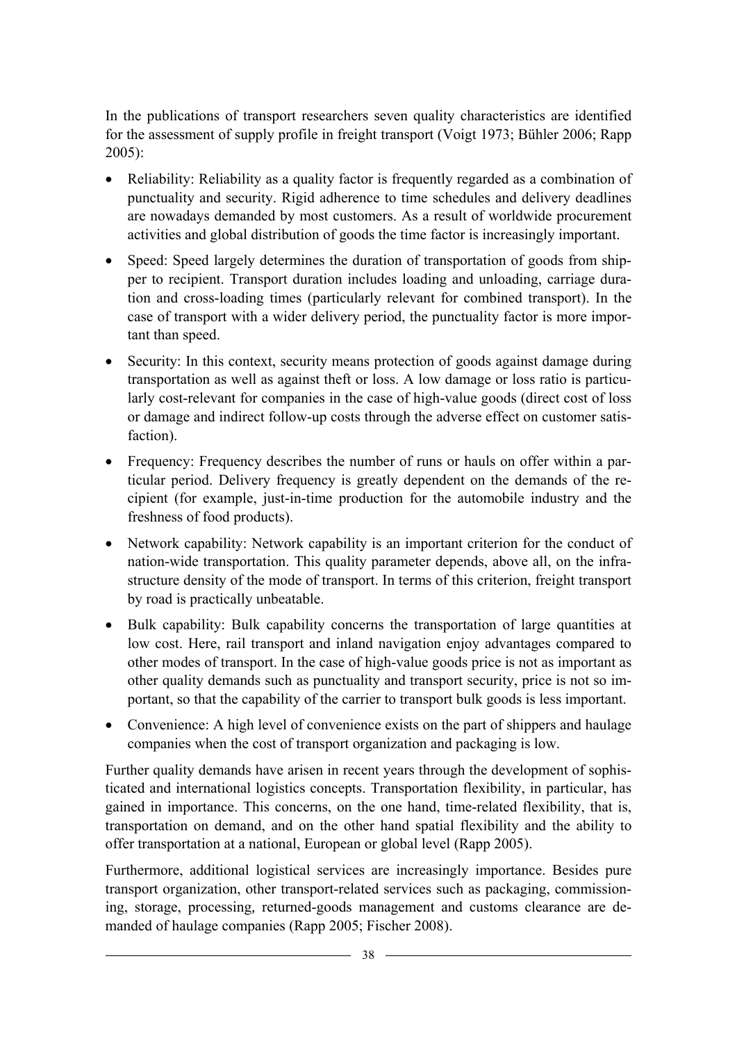In the publications of transport researchers seven quality characteristics are identified for the assessment of supply profile in freight transport (Voigt 1973; Bühler 2006; Rapp 2005):

- Reliability: Reliability as a quality factor is frequently regarded as a combination of punctuality and security. Rigid adherence to time schedules and delivery deadlines are nowadays demanded by most customers. As a result of worldwide procurement activities and global distribution of goods the time factor is increasingly important.
- Speed: Speed largely determines the duration of transportation of goods from shipper to recipient. Transport duration includes loading and unloading, carriage duration and cross-loading times (particularly relevant for combined transport). In the case of transport with a wider delivery period, the punctuality factor is more important than speed.
- Security: In this context, security means protection of goods against damage during transportation as well as against theft or loss. A low damage or loss ratio is particularly cost-relevant for companies in the case of high-value goods (direct cost of loss or damage and indirect follow-up costs through the adverse effect on customer satisfaction).
- Frequency: Frequency describes the number of runs or hauls on offer within a particular period. Delivery frequency is greatly dependent on the demands of the recipient (for example, just-in-time production for the automobile industry and the freshness of food products).
- Network capability: Network capability is an important criterion for the conduct of nation-wide transportation. This quality parameter depends, above all, on the infrastructure density of the mode of transport. In terms of this criterion, freight transport by road is practically unbeatable.
- Bulk capability: Bulk capability concerns the transportation of large quantities at low cost. Here, rail transport and inland navigation enjoy advantages compared to other modes of transport. In the case of high-value goods price is not as important as other quality demands such as punctuality and transport security, price is not so important, so that the capability of the carrier to transport bulk goods is less important.
- Convenience: A high level of convenience exists on the part of shippers and haulage companies when the cost of transport organization and packaging is low.

Further quality demands have arisen in recent years through the development of sophisticated and international logistics concepts. Transportation flexibility, in particular, has gained in importance. This concerns, on the one hand, time-related flexibility, that is, transportation on demand, and on the other hand spatial flexibility and the ability to offer transportation at a national, European or global level (Rapp 2005).

Furthermore, additional logistical services are increasingly importance. Besides pure transport organization, other transport-related services such as packaging, commissioning, storage, processing, returned-goods management and customs clearance are demanded of haulage companies (Rapp 2005; Fischer 2008).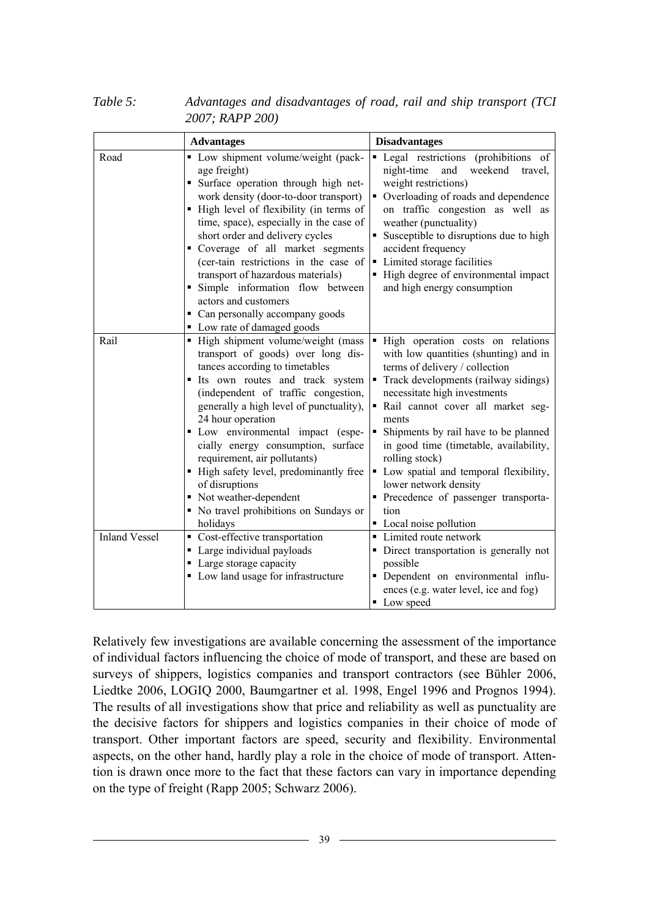*Table 5: Advantages and disadvantages of road, rail and ship transport (TCI 2007; RAPP 200)*

| | **Advantages** | **Disadvantages** |
|---|---|---|
| Road | ▪ Low shipment volume/weight (package freight)<br>▪ Surface operation through high network density (door-to-door transport)<br>▪ High level of flexibility (in terms of time, space), especially in the case of short order and delivery cycles<br>▪ Coverage of all market segments (cer-tain restrictions in the case of transport of hazardous materials)<br>▪ Simple information flow between actors and customers<br>▪ Can personally accompany goods<br>▪ Low rate of damaged goods | ▪ Legal restrictions (prohibitions of night-time and weekend travel, weight restrictions)<br>▪ Overloading of roads and dependence on traffic congestion as well as weather (punctuality)<br>▪ Susceptible to disruptions due to high accident frequency<br>▪ Limited storage facilities<br>▪ High degree of environmental impact and high energy consumption |
| Rail | ▪ High shipment volume/weight (mass transport of goods) over long distances according to timetables<br>▪ Its own routes and track system (independent of traffic congestion, generally a high level of punctuality), 24 hour operation<br>▪ Low environmental impact (especially energy consumption, surface requirement, air pollutants)<br>▪ High safety level, predominantly free of disruptions<br>▪ Not weather-dependent<br>▪ No travel prohibitions on Sundays or holidays | ▪ High operation costs on relations with low quantities (shunting) and in terms of delivery / collection<br>▪ Track developments (railway sidings) necessitate high investments<br>▪ Rail cannot cover all market segments<br>▪ Shipments by rail have to be planned in good time (timetable, availability, rolling stock)<br>▪ Low spatial and temporal flexibility, lower network density<br>▪ Precedence of passenger transportation<br>▪ Local noise pollution |
| Inland Vessel | ▪ Cost-effective transportation<br>▪ Large individual payloads<br>▪ Large storage capacity<br>▪ Low land usage for infrastructure | ▪ Limited route network<br>▪ Direct transportation is generally not possible<br>▪ Dependent on environmental influences (e.g. water level, ice and fog)<br>▪ Low speed |

Relatively few investigations are available concerning the assessment of the importance of individual factors influencing the choice of mode of transport, and these are based on surveys of shippers, logistics companies and transport contractors (see Bühler 2006, Liedtke 2006, LOGIQ 2000, Baumgartner et al. 1998, Engel 1996 and Prognos 1994). The results of all investigations show that price and reliability as well as punctuality are the decisive factors for shippers and logistics companies in their choice of mode of transport. Other important factors are speed, security and flexibility. Environmental aspects, on the other hand, hardly play a role in the choice of mode of transport. Attention is drawn once more to the fact that these factors can vary in importance depending on the type of freight (Rapp 2005; Schwarz 2006).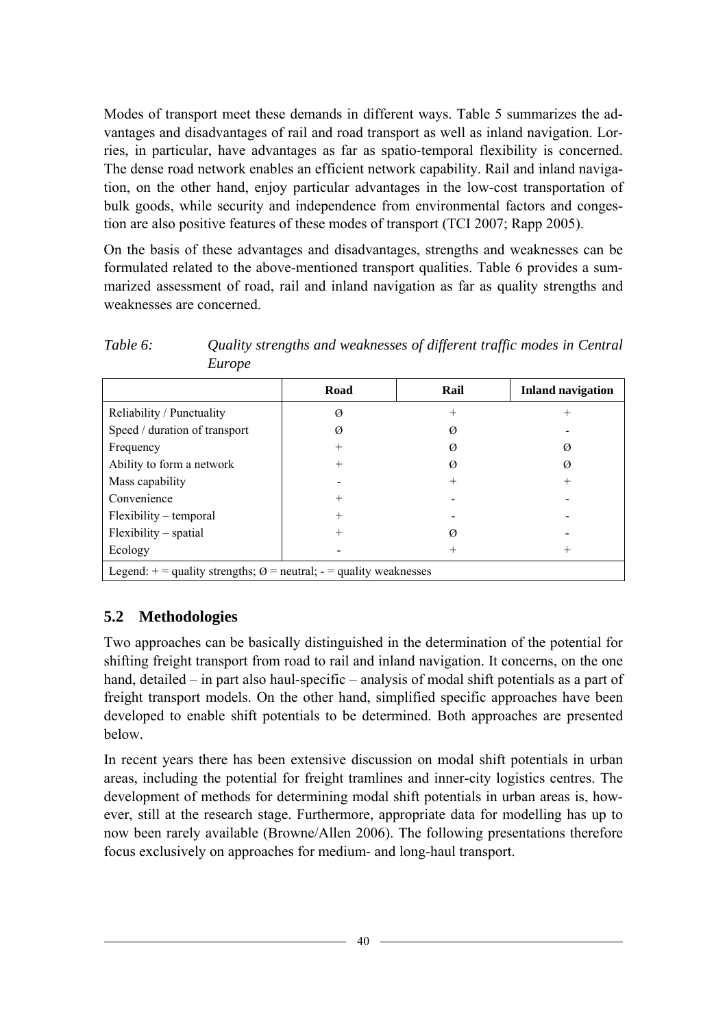Modes of transport meet these demands in different ways. Table 5 summarizes the advantages and disadvantages of rail and road transport as well as inland navigation. Lorries, in particular, have advantages as far as spatio-temporal flexibility is concerned. The dense road network enables an efficient network capability. Rail and inland navigation, on the other hand, enjoy particular advantages in the low-cost transportation of bulk goods, while security and independence from environmental factors and congestion are also positive features of these modes of transport (TCI 2007; Rapp 2005).

On the basis of these advantages and disadvantages, strengths and weaknesses can be formulated related to the above-mentioned transport qualities. Table 6 provides a summarized assessment of road, rail and inland navigation as far as quality strengths and weaknesses are concerned.

*Table 6: Quality strengths and weaknesses of different traffic modes in Central Europe*

| | **Road** | **Rail** | **Inland navigation** |
|---|---|---|---|
| Reliability / Punctuality | Ø | + | + |
| Speed / duration of transport | Ø | Ø | - |
| Frequency | + | Ø | Ø |
| Ability to form a network | + | Ø | Ø |
| Mass capability | - | + | + |
| Convenience | + | - | - |
| Flexibility – temporal | + | - | - |
| Flexibility – spatial | + | Ø | - |
| Ecology | - | + | + |
| Legend: + = quality strengths; Ø = neutral; - = quality weaknesses | | | |

## 5.2 Methodologies

Two approaches can be basically distinguished in the determination of the potential for shifting freight transport from road to rail and inland navigation. It concerns, on the one hand, detailed – in part also haul-specific – analysis of modal shift potentials as a part of freight transport models. On the other hand, simplified specific approaches have been developed to enable shift potentials to be determined. Both approaches are presented below.

In recent years there has been extensive discussion on modal shift potentials in urban areas, including the potential for freight tramlines and inner-city logistics centres. The development of methods for determining modal shift potentials in urban areas is, however, still at the research stage. Furthermore, appropriate data for modelling has up to now been rarely available (Browne/Allen 2006). The following presentations therefore focus exclusively on approaches for medium- and long-haul transport.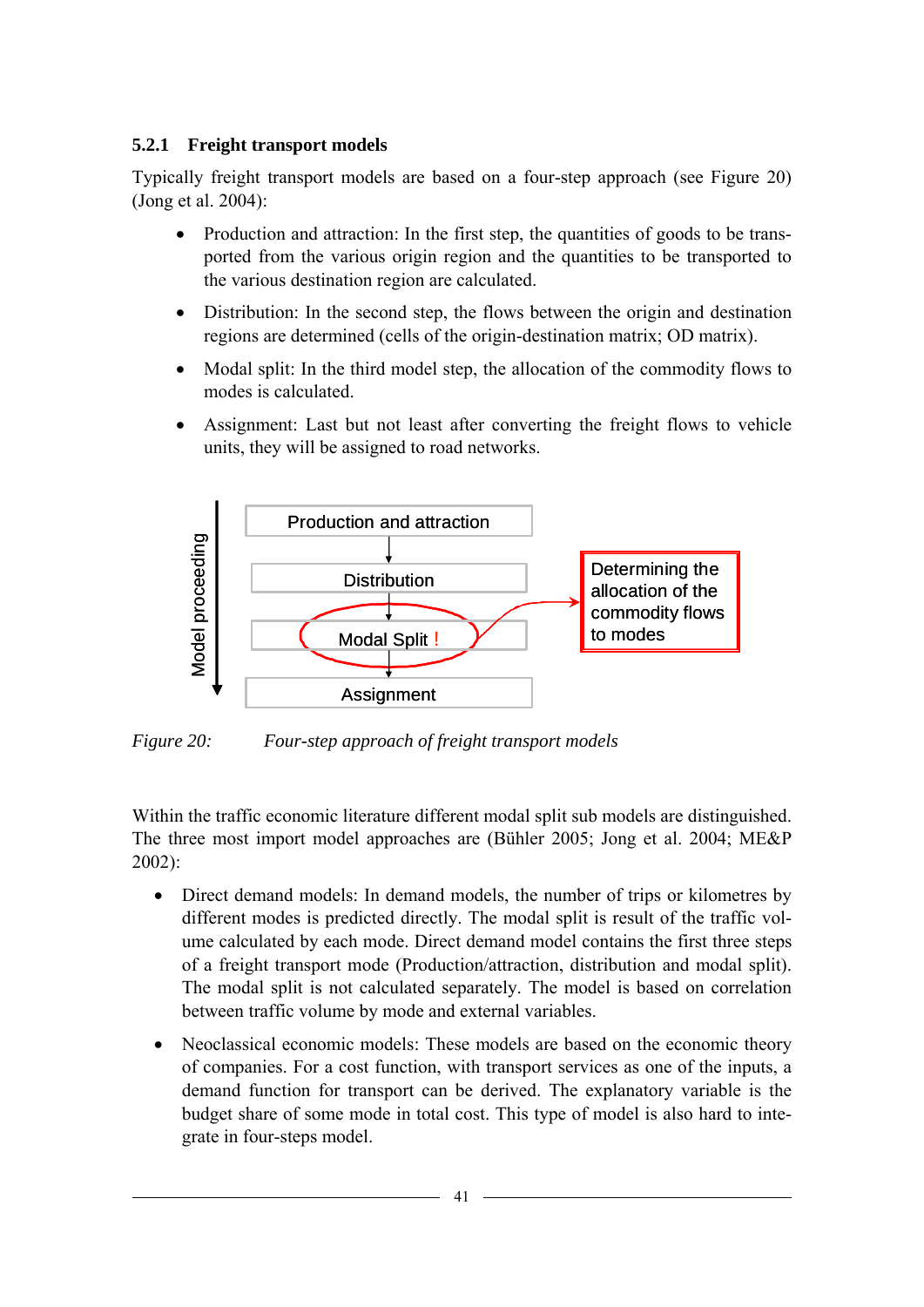### 5.2.1 Freight transport models

Typically freight transport models are based on a four-step approach (see Figure 20) (Jong et al. 2004):

- Production and attraction: In the first step, the quantities of goods to be transported from the various origin region and the quantities to be transported to the various destination region are calculated.
- Distribution: In the second step, the flows between the origin and destination regions are determined (cells of the origin-destination matrix; OD matrix).
- Modal split: In the third model step, the allocation of the commodity flows to modes is calculated.
- Assignment: Last but not least after converting the freight flows to vehicle units, they will be assigned to road networks.

Model proceeding

Production and attraction

Distribution

Modal Split !

Assignment

Determining the allocation of the commodity flows to modes

*Figure 20: Four-step approach of freight transport models*

Within the traffic economic literature different modal split sub models are distinguished. The three most import model approaches are (Bühler 2005; Jong et al. 2004; ME&P 2002):

- Direct demand models: In demand models, the number of trips or kilometres by different modes is predicted directly. The modal split is result of the traffic volume calculated by each mode. Direct demand model contains the first three steps of a freight transport mode (Production/attraction, distribution and modal split). The modal split is not calculated separately. The model is based on correlation between traffic volume by mode and external variables.
- Neoclassical economic models: These models are based on the economic theory of companies. For a cost function, with transport services as one of the inputs, a demand function for transport can be derived. The explanatory variable is the budget share of some mode in total cost. This type of model is also hard to integrate in four-steps model.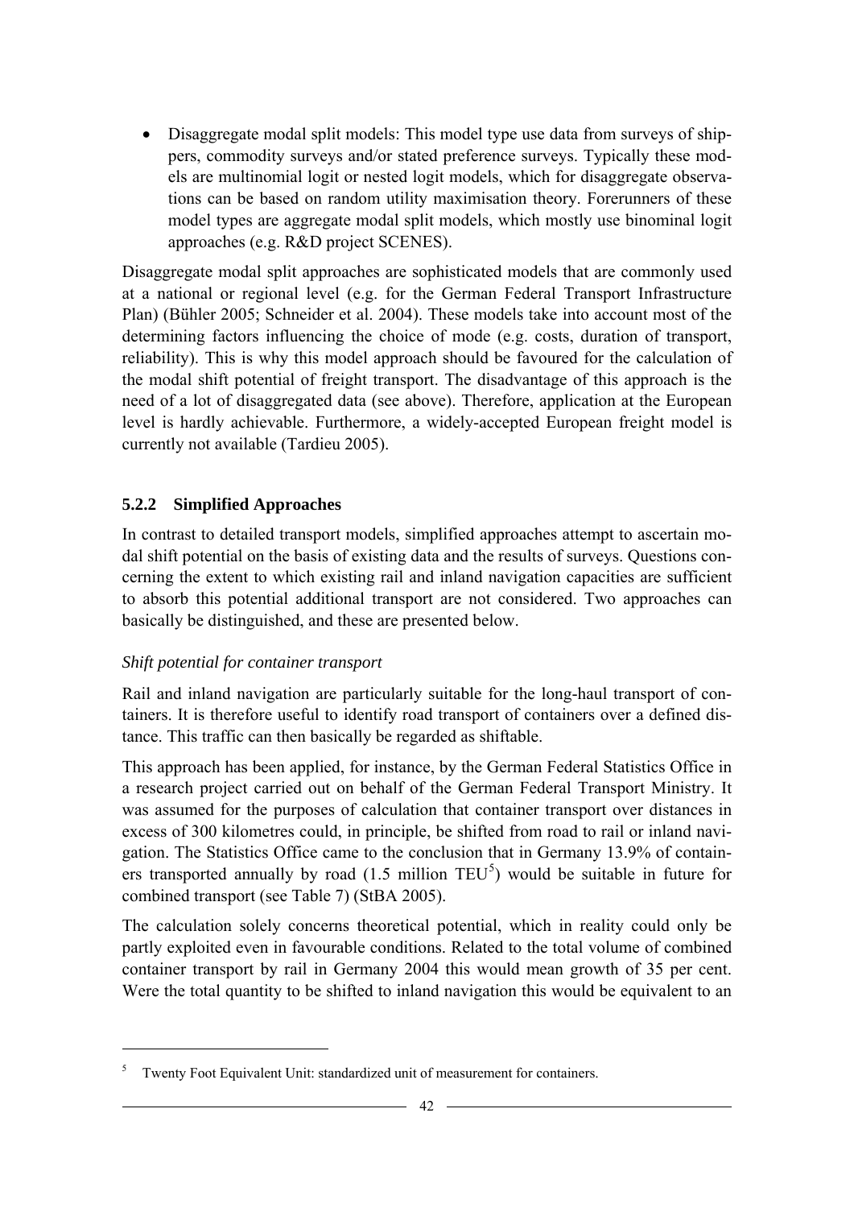- Disaggregate modal split models: This model type use data from surveys of shippers, commodity surveys and/or stated preference surveys. Typically these models are multinomial logit or nested logit models, which for disaggregate observations can be based on random utility maximisation theory. Forerunners of these model types are aggregate modal split models, which mostly use binominal logit approaches (e.g. R&D project SCENES).

Disaggregate modal split approaches are sophisticated models that are commonly used at a national or regional level (e.g. for the German Federal Transport Infrastructure Plan) (Bühler 2005; Schneider et al. 2004). These models take into account most of the determining factors influencing the choice of mode (e.g. costs, duration of transport, reliability). This is why this model approach should be favoured for the calculation of the modal shift potential of freight transport. The disadvantage of this approach is the need of a lot of disaggregated data (see above). Therefore, application at the European level is hardly achievable. Furthermore, a widely-accepted European freight model is currently not available (Tardieu 2005).

### 5.2.2 Simplified Approaches

In contrast to detailed transport models, simplified approaches attempt to ascertain modal shift potential on the basis of existing data and the results of surveys. Questions concerning the extent to which existing rail and inland navigation capacities are sufficient to absorb this potential additional transport are not considered. Two approaches can basically be distinguished, and these are presented below.

*Shift potential for container transport*

Rail and inland navigation are particularly suitable for the long-haul transport of containers. It is therefore useful to identify road transport of containers over a defined distance. This traffic can then basically be regarded as shiftable.

This approach has been applied, for instance, by the German Federal Statistics Office in a research project carried out on behalf of the German Federal Transport Ministry. It was assumed for the purposes of calculation that container transport over distances in excess of 300 kilometres could, in principle, be shifted from road to rail or inland navigation. The Statistics Office came to the conclusion that in Germany 13.9% of containers transported annually by road (1.5 million TEU[5]) would be suitable in future for combined transport (see Table 7) (StBA 2005).

The calculation solely concerns theoretical potential, which in reality could only be partly exploited even in favourable conditions. Related to the total volume of combined container transport by rail in Germany 2004 this would mean growth of 35 per cent. Were the total quantity to be shifted to inland navigation this would be equivalent to an

[5] Twenty Foot Equivalent Unit: standardized unit of measurement for containers.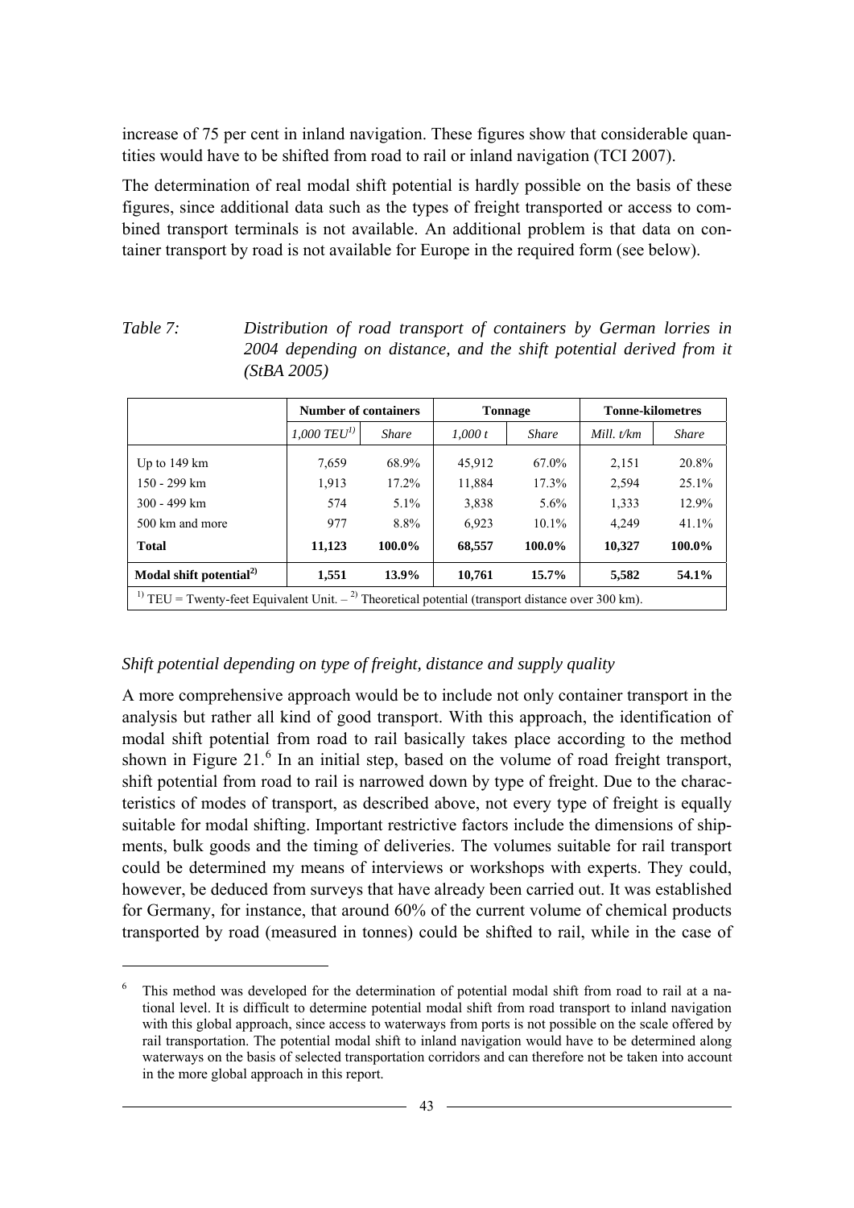increase of 75 per cent in inland navigation. These figures show that considerable quantities would have to be shifted from road to rail or inland navigation (TCI 2007).

The determination of real modal shift potential is hardly possible on the basis of these figures, since additional data such as the types of freight transported or access to combined transport terminals is not available. An additional problem is that data on container transport by road is not available for Europe in the required form (see below).

*Table 7: Distribution of road transport of containers by German lorries in 2004 depending on distance, and the shift potential derived from it (StBA 2005)*

| | Number of containers | | Tonnage | | Tonne-kilometres | |
|---|---|---|---|---|---|---|
| | *1,000 TEU[1)]* | *Share* | *1,000 t* | *Share* | *Mill. t/km* | *Share* |
| Up to 149 km | 7,659 | 68.9% | 45,912 | 67.0% | 2,151 | 20.8% |
| 150 - 299 km | 1,913 | 17.2% | 11,884 | 17.3% | 2,594 | 25.1% |
| 300 - 499 km | 574 | 5.1% | 3,838 | 5.6% | 1,333 | 12.9% |
| 500 km and more | 977 | 8.8% | 6,923 | 10.1% | 4,249 | 41.1% |
| **Total** | **11,123** | **100.0%** | **68,557** | **100.0%** | **10,327** | **100.0%** |
| **Modal shift potential[2)]** | **1,551** | **13.9%** | **10,761** | **15.7%** | **5,582** | **54.1%** |

[1)] TEU = Twenty-feet Equivalent Unit. – [2)] Theoretical potential (transport distance over 300 km).

### *Shift potential depending on type of freight, distance and supply quality*

A more comprehensive approach would be to include not only container transport in the analysis but rather all kind of good transport. With this approach, the identification of modal shift potential from road to rail basically takes place according to the method shown in Figure 21.[6] In an initial step, based on the volume of road freight transport, shift potential from road to rail is narrowed down by type of freight. Due to the characteristics of modes of transport, as described above, not every type of freight is equally suitable for modal shifting. Important restrictive factors include the dimensions of shipments, bulk goods and the timing of deliveries. The volumes suitable for rail transport could be determined my means of interviews or workshops with experts. They could, however, be deduced from surveys that have already been carried out. It was established for Germany, for instance, that around 60% of the current volume of chemical products transported by road (measured in tonnes) could be shifted to rail, while in the case of

---

[6] This method was developed for the determination of potential modal shift from road to rail at a national level. It is difficult to determine potential modal shift from road transport to inland navigation with this global approach, since access to waterways from ports is not possible on the scale offered by rail transportation. The potential modal shift to inland navigation would have to be determined along waterways on the basis of selected transportation corridors and can therefore not be taken into account in the more global approach in this report.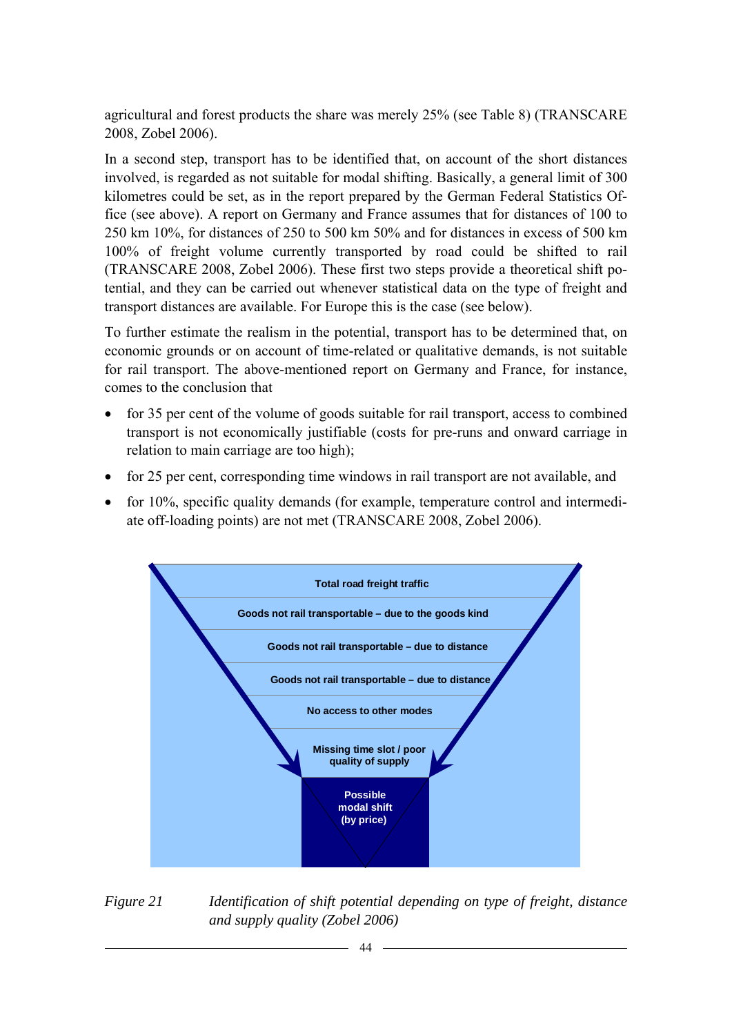agricultural and forest products the share was merely 25% (see Table 8) (TRANSCARE 2008, Zobel 2006).

In a second step, transport has to be identified that, on account of the short distances involved, is regarded as not suitable for modal shifting. Basically, a general limit of 300 kilometres could be set, as in the report prepared by the German Federal Statistics Office (see above). A report on Germany and France assumes that for distances of 100 to 250 km 10%, for distances of 250 to 500 km 50% and for distances in excess of 500 km 100% of freight volume currently transported by road could be shifted to rail (TRANSCARE 2008, Zobel 2006). These first two steps provide a theoretical shift potential, and they can be carried out whenever statistical data on the type of freight and transport distances are available. For Europe this is the case (see below).

To further estimate the realism in the potential, transport has to be determined that, on economic grounds or on account of time-related or qualitative demands, is not suitable for rail transport. The above-mentioned report on Germany and France, for instance, comes to the conclusion that

- for 35 per cent of the volume of goods suitable for rail transport, access to combined transport is not economically justifiable (costs for pre-runs and onward carriage in relation to main carriage are too high);
- for 25 per cent, corresponding time windows in rail transport are not available, and
- for 10%, specific quality demands (for example, temperature control and intermediate off-loading points) are not met (TRANSCARE 2008, Zobel 2006).

Total road freight traffic

Goods not rail transportable – due to the goods kind

Goods not rail transportable – due to distance

Goods not rail transportable – due to distance

No access to other modes

Missing time slot / poor quality of supply

Possible modal shift (by price)

*Figure 21 Identification of shift potential depending on type of freight, distance and supply quality (Zobel 2006)*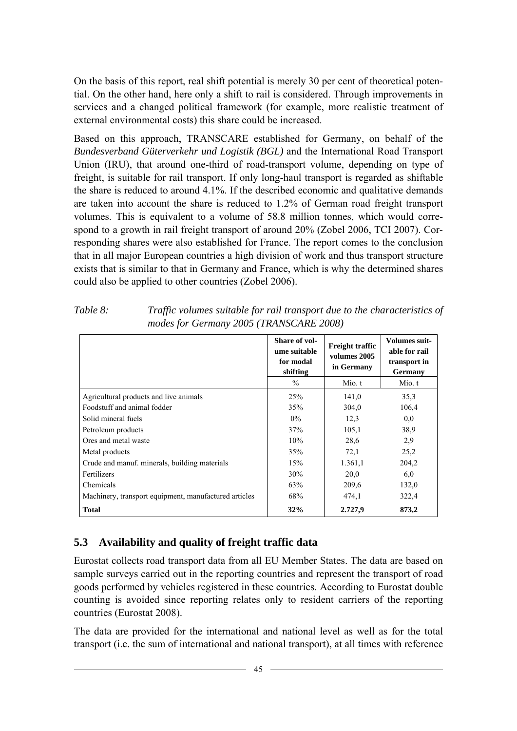On the basis of this report, real shift potential is merely 30 per cent of theoretical potential. On the other hand, here only a shift to rail is considered. Through improvements in services and a changed political framework (for example, more realistic treatment of external environmental costs) this share could be increased.

Based on this approach, TRANSCARE established for Germany, on behalf of the *Bundesverband Güterverkehr und Logistik (BGL)* and the International Road Transport Union (IRU), that around one-third of road-transport volume, depending on type of freight, is suitable for rail transport. If only long-haul transport is regarded as shiftable the share is reduced to around 4.1%. If the described economic and qualitative demands are taken into account the share is reduced to 1.2% of German road freight transport volumes. This is equivalent to a volume of 58.8 million tonnes, which would correspond to a growth in rail freight transport of around 20% (Zobel 2006, TCI 2007). Corresponding shares were also established for France. The report comes to the conclusion that in all major European countries a high division of work and thus transport structure exists that is similar to that in Germany and France, which is why the determined shares could also be applied to other countries (Zobel 2006).

*Table 8: Traffic volumes suitable for rail transport due to the characteristics of modes for Germany 2005 (TRANSCARE 2008)*

| | **Share of volume suitable for modal shifting** | **Freight traffic volumes 2005 in Germany** | **Volumes suitable for rail transport in Germany** |
|---|---|---|---|
| | % | Mio. t | Mio. t |
| Agricultural products and live animals | 25% | 141,0 | 35,3 |
| Foodstuff and animal fodder | 35% | 304,0 | 106,4 |
| Solid mineral fuels | 0% | 12,3 | 0,0 |
| Petroleum products | 37% | 105,1 | 38,9 |
| Ores and metal waste | 10% | 28,6 | 2,9 |
| Metal products | 35% | 72,1 | 25,2 |
| Crude and manuf. minerals, building materials | 15% | 1.361,1 | 204,2 |
| Fertilizers | 30% | 20,0 | 6,0 |
| Chemicals | 63% | 209,6 | 132,0 |
| Machinery, transport equipment, manufactured articles | 68% | 474,1 | 322,4 |
| **Total** | **32%** | **2.727,9** | **873,2** |

## 5.3 Availability and quality of freight traffic data

Eurostat collects road transport data from all EU Member States. The data are based on sample surveys carried out in the reporting countries and represent the transport of road goods performed by vehicles registered in these countries. According to Eurostat double counting is avoided since reporting relates only to resident carriers of the reporting countries (Eurostat 2008).

The data are provided for the international and national level as well as for the total transport (i.e. the sum of international and national transport), at all times with reference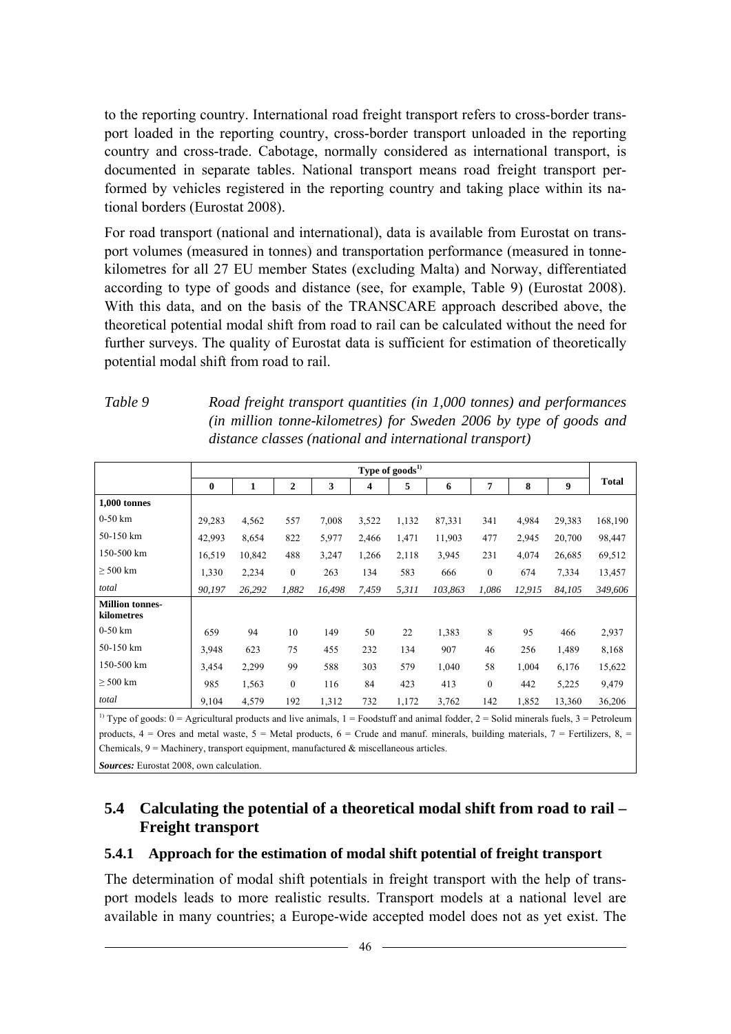to the reporting country. International road freight transport refers to cross-border transport loaded in the reporting country, cross-border transport unloaded in the reporting country and cross-trade. Cabotage, normally considered as international transport, is documented in separate tables. National transport means road freight transport performed by vehicles registered in the reporting country and taking place within its national borders (Eurostat 2008).

For road transport (national and international), data is available from Eurostat on transport volumes (measured in tonnes) and transportation performance (measured in tonne-kilometres for all 27 EU member States (excluding Malta) and Norway, differentiated according to type of goods and distance (see, for example, Table 9) (Eurostat 2008). With this data, and on the basis of the TRANSCARE approach described above, the theoretical potential modal shift from road to rail can be calculated without the need for further surveys. The quality of Eurostat data is sufficient for estimation of theoretically potential modal shift from road to rail.

*Table 9 Road freight transport quantities (in 1,000 tonnes) and performances (in million tonne-kilometres) for Sweden 2006 by type of goods and distance classes (national and international transport)*

| | Type of goods[1] | | | | | | | | | | Total |
|---|---|---|---|---|---|---|---|---|---|---|---|
| | **0** | **1** | **2** | **3** | **4** | **5** | **6** | **7** | **8** | **9** | |
| **1,000 tonnes** | | | | | | | | | | | |
| 0-50 km | 29,283 | 4,562 | 557 | 7,008 | 3,522 | 1,132 | 87,331 | 341 | 4,984 | 29,383 | 168,190 |
| 50-150 km | 42,993 | 8,654 | 822 | 5,977 | 2,466 | 1,471 | 11,903 | 477 | 2,945 | 20,700 | 98,447 |
| 150-500 km | 16,519 | 10,842 | 488 | 3,247 | 1,266 | 2,118 | 3,945 | 231 | 4,074 | 26,685 | 69,512 |
| ≥ 500 km | 1,330 | 2,234 | 0 | 263 | 134 | 583 | 666 | 0 | 674 | 7,334 | 13,457 |
| *total* | *90,197* | *26,292* | *1,882* | *16,498* | *7,459* | *5,311* | *103,863* | *1,086* | *12,915* | *84,105* | *349,606* |
| **Million tonnes-kilometres** | | | | | | | | | | | |
| 0-50 km | 659 | 94 | 10 | 149 | 50 | 22 | 1,383 | 8 | 95 | 466 | 2,937 |
| 50-150 km | 3,948 | 623 | 75 | 455 | 232 | 134 | 907 | 46 | 256 | 1,489 | 8,168 |
| 150-500 km | 3,454 | 2,299 | 99 | 588 | 303 | 579 | 1,040 | 58 | 1,004 | 6,176 | 15,622 |
| ≥ 500 km | 985 | 1,563 | 0 | 116 | 84 | 423 | 413 | 0 | 442 | 5,225 | 9,479 |
| *total* | 9,104 | 4,579 | 192 | 1,312 | 732 | 1,172 | 3,762 | 142 | 1,852 | 13,360 | 36,206 |

[1] Type of goods: 0 = Agricultural products and live animals, 1 = Foodstuff and animal fodder, 2 = Solid minerals fuels, 3 = Petroleum products, 4 = Ores and metal waste, 5 = Metal products, 6 = Crude and manuf. minerals, building materials, 7 = Fertilizers, 8, = Chemicals, 9 = Machinery, transport equipment, manufactured & miscellaneous articles.

***Sources:*** Eurostat 2008, own calculation.

## 5.4 Calculating the potential of a theoretical modal shift from road to rail – Freight transport

### 5.4.1 Approach for the estimation of modal shift potential of freight transport

The determination of modal shift potentials in freight transport with the help of transport models leads to more realistic results. Transport models at a national level are available in many countries; a Europe-wide accepted model does not as yet exist. The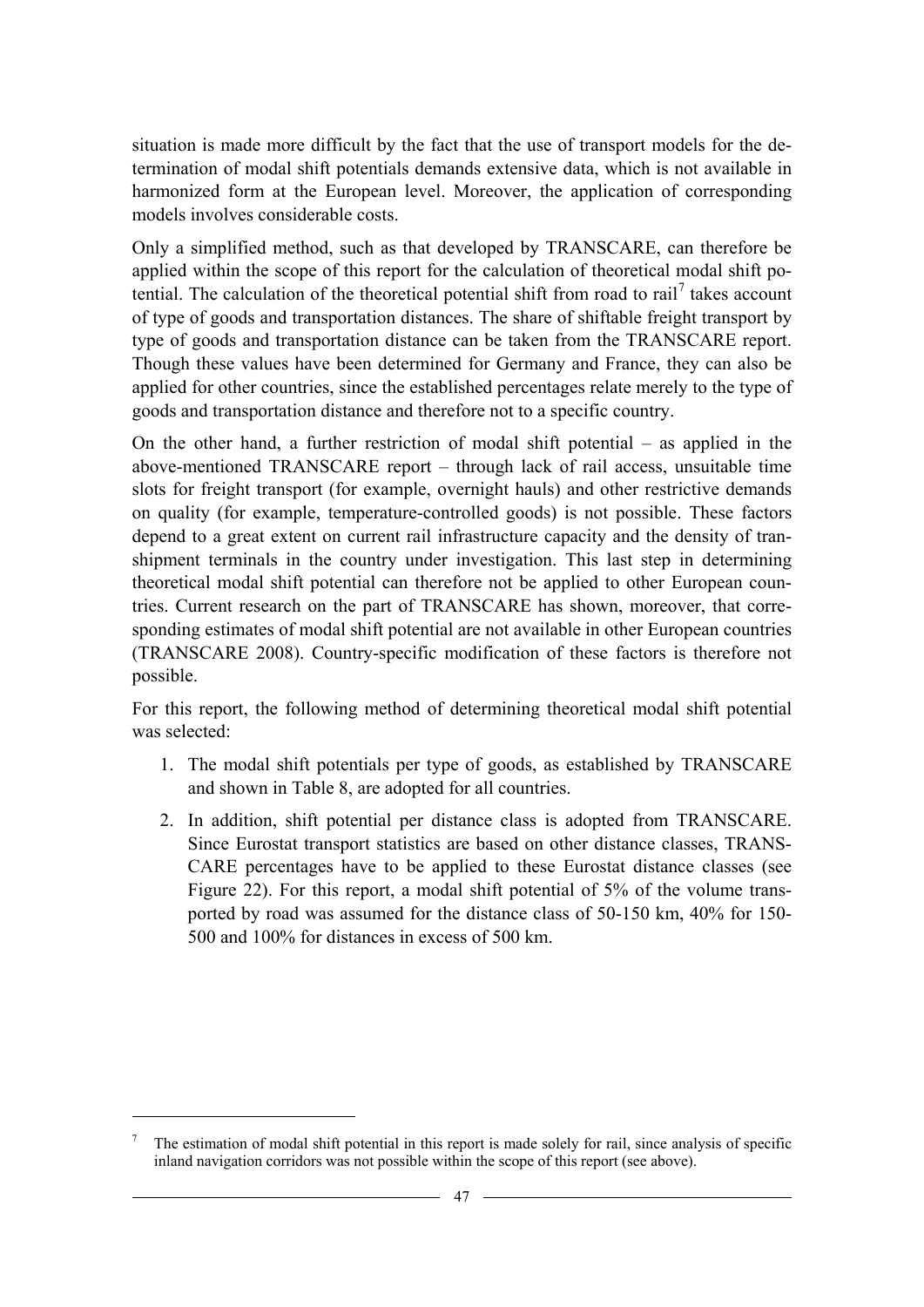situation is made more difficult by the fact that the use of transport models for the determination of modal shift potentials demands extensive data, which is not available in harmonized form at the European level. Moreover, the application of corresponding models involves considerable costs.

Only a simplified method, such as that developed by TRANSCARE, can therefore be applied within the scope of this report for the calculation of theoretical modal shift potential. The calculation of the theoretical potential shift from road to rail[7] takes account of type of goods and transportation distances. The share of shiftable freight transport by type of goods and transportation distance can be taken from the TRANSCARE report. Though these values have been determined for Germany and France, they can also be applied for other countries, since the established percentages relate merely to the type of goods and transportation distance and therefore not to a specific country.

On the other hand, a further restriction of modal shift potential – as applied in the above-mentioned TRANSCARE report – through lack of rail access, unsuitable time slots for freight transport (for example, overnight hauls) and other restrictive demands on quality (for example, temperature-controlled goods) is not possible. These factors depend to a great extent on current rail infrastructure capacity and the density of transhipment terminals in the country under investigation. This last step in determining theoretical modal shift potential can therefore not be applied to other European countries. Current research on the part of TRANSCARE has shown, moreover, that corresponding estimates of modal shift potential are not available in other European countries (TRANSCARE 2008). Country-specific modification of these factors is therefore not possible.

For this report, the following method of determining theoretical modal shift potential was selected:

1. The modal shift potentials per type of goods, as established by TRANSCARE and shown in Table 8, are adopted for all countries.
2. In addition, shift potential per distance class is adopted from TRANSCARE. Since Eurostat transport statistics are based on other distance classes, TRANSCARE percentages have to be applied to these Eurostat distance classes (see Figure 22). For this report, a modal shift potential of 5% of the volume transported by road was assumed for the distance class of 50-150 km, 40% for 150-500 and 100% for distances in excess of 500 km.

[7] The estimation of modal shift potential in this report is made solely for rail, since analysis of specific inland navigation corridors was not possible within the scope of this report (see above).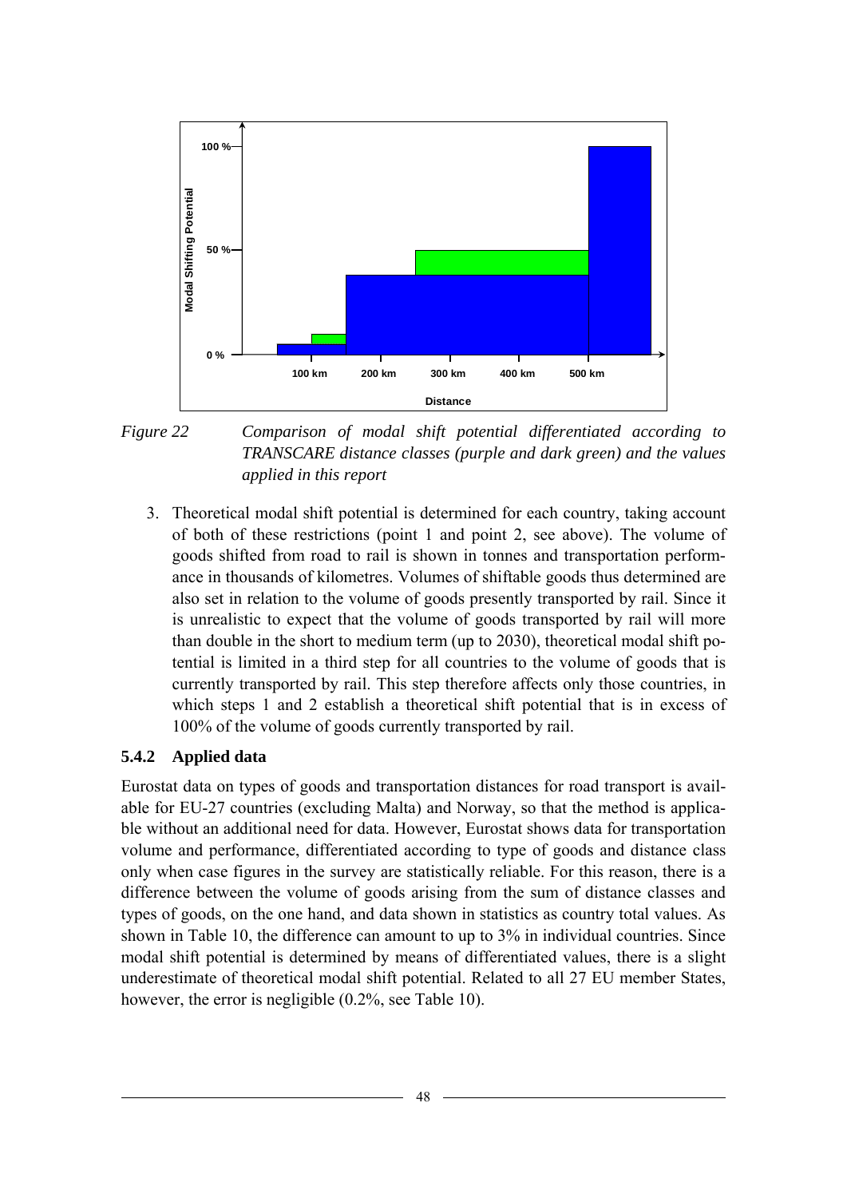Modal Shifting Potential

100 %

50 %

0 %

100 km

200 km

300 km

400 km

500 km

Distance

*Figure 22 Comparison of modal shift potential differentiated according to TRANSCARE distance classes (purple and dark green) and the values applied in this report*

3. Theoretical modal shift potential is determined for each country, taking account of both of these restrictions (point 1 and point 2, see above). The volume of goods shifted from road to rail is shown in tonnes and transportation performance in thousands of kilometres. Volumes of shiftable goods thus determined are also set in relation to the volume of goods presently transported by rail. Since it is unrealistic to expect that the volume of goods transported by rail will more than double in the short to medium term (up to 2030), theoretical modal shift potential is limited in a third step for all countries to the volume of goods that is currently transported by rail. This step therefore affects only those countries, in which steps 1 and 2 establish a theoretical shift potential that is in excess of 100% of the volume of goods currently transported by rail.

### 5.4.2 Applied data

Eurostat data on types of goods and transportation distances for road transport is available for EU-27 countries (excluding Malta) and Norway, so that the method is applicable without an additional need for data. However, Eurostat shows data for transportation volume and performance, differentiated according to type of goods and distance class only when case figures in the survey are statistically reliable. For this reason, there is a difference between the volume of goods arising from the sum of distance classes and types of goods, on the one hand, and data shown in statistics as country total values. As shown in Table 10, the difference can amount to up to 3% in individual countries. Since modal shift potential is determined by means of differentiated values, there is a slight underestimate of theoretical modal shift potential. Related to all 27 EU member States, however, the error is negligible (0.2%, see Table 10).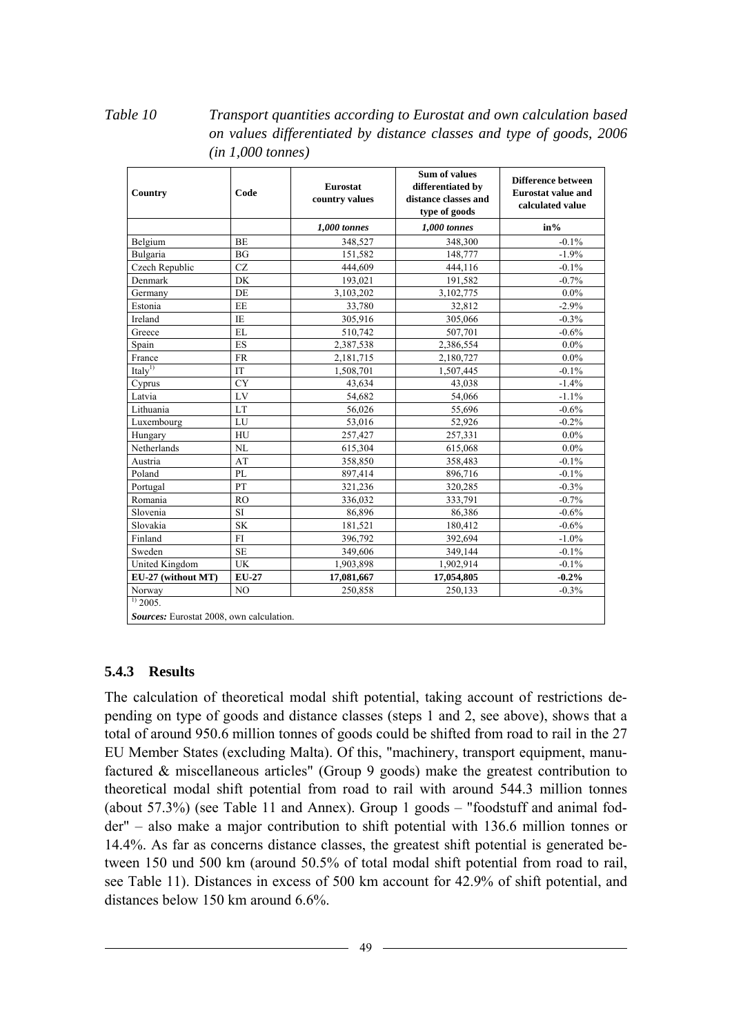*Table 10 Transport quantities according to Eurostat and own calculation based on values differentiated by distance classes and type of goods, 2006 (in 1,000 tonnes)*

| Country | Code | Eurostat country values | Sum of values differentiated by distance classes and type of goods | Difference between Eurostat value and calculated value |
|---|---|---|---|---|
| | | *1,000 tonnes* | *1,000 tonnes* | in% |
| Belgium | BE | 348,527 | 348,300 | -0.1% |
| Bulgaria | BG | 151,582 | 148,777 | -1.9% |
| Czech Republic | CZ | 444,609 | 444,116 | -0.1% |
| Denmark | DK | 193,021 | 191,582 | -0.7% |
| Germany | DE | 3,103,202 | 3,102,775 | 0.0% |
| Estonia | EE | 33,780 | 32,812 | -2.9% |
| Ireland | IE | 305,916 | 305,066 | -0.3% |
| Greece | EL | 510,742 | 507,701 | -0.6% |
| Spain | ES | 2,387,538 | 2,386,554 | 0.0% |
| France | FR | 2,181,715 | 2,180,727 | 0.0% |
| Italy[1] | IT | 1,508,701 | 1,507,445 | -0.1% |
| Cyprus | CY | 43,634 | 43,038 | -1.4% |
| Latvia | LV | 54,682 | 54,066 | -1.1% |
| Lithuania | LT | 56,026 | 55,696 | -0.6% |
| Luxembourg | LU | 53,016 | 52,926 | -0.2% |
| Hungary | HU | 257,427 | 257,331 | 0.0% |
| Netherlands | NL | 615,304 | 615,068 | 0.0% |
| Austria | AT | 358,850 | 358,483 | -0.1% |
| Poland | PL | 897,414 | 896,716 | -0.1% |
| Portugal | PT | 321,236 | 320,285 | -0.3% |
| Romania | RO | 336,032 | 333,791 | -0.7% |
| Slovenia | SI | 86,896 | 86,386 | -0.6% |
| Slovakia | SK | 181,521 | 180,412 | -0.6% |
| Finland | FI | 396,792 | 392,694 | -1.0% |
| Sweden | SE | 349,606 | 349,144 | -0.1% |
| United Kingdom | UK | 1,903,898 | 1,902,914 | -0.1% |
| **EU-27 (without MT)** | **EU-27** | **17,081,667** | **17,054,805** | **-0.2%** |
| Norway | NO | 250,858 | 250,133 | -0.3% |

[1] 2005.

***Sources:*** Eurostat 2008, own calculation.

### 5.4.3 Results

The calculation of theoretical modal shift potential, taking account of restrictions depending on type of goods and distance classes (steps 1 and 2, see above), shows that a total of around 950.6 million tonnes of goods could be shifted from road to rail in the 27 EU Member States (excluding Malta). Of this, "machinery, transport equipment, manufactured & miscellaneous articles" (Group 9 goods) make the greatest contribution to theoretical modal shift potential from road to rail with around 544.3 million tonnes (about 57.3%) (see Table 11 and Annex). Group 1 goods – "foodstuff and animal fodder" – also make a major contribution to shift potential with 136.6 million tonnes or 14.4%. As far as concerns distance classes, the greatest shift potential is generated between 150 und 500 km (around 50.5% of total modal shift potential from road to rail, see Table 11). Distances in excess of 500 km account for 42.9% of shift potential, and distances below 150 km around 6.6%.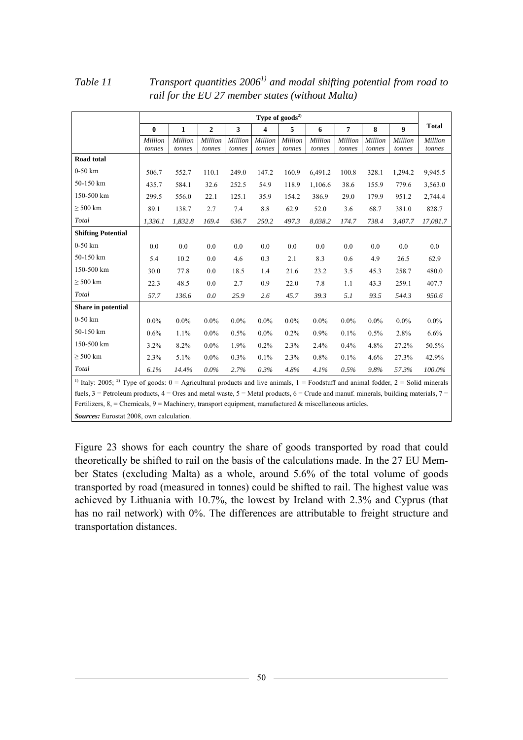*Table 11 Transport quantities 2006[1)] and modal shifting potential from road to rail for the EU 27 member states (without Malta)*

| | Type of goods[2)] | | | | | | | | | | Total |
|---|---|---|---|---|---|---|---|---|---|---|---|
| | 0 | 1 | 2 | 3 | 4 | 5 | 6 | 7 | 8 | 9 | |
| | *Million tonnes* | *Million tonnes* | *Million tonnes* | *Million tonnes* | *Million tonnes* | *Million tonnes* | *Million tonnes* | *Million tonnes* | *Million tonnes* | *Million tonnes* | *Million tonnes* |
| **Road total** | | | | | | | | | | | |
| 0-50 km | 506.7 | 552.7 | 110.1 | 249.0 | 147.2 | 160.9 | 6,491.2 | 100.8 | 328.1 | 1,294.2 | 9,945.5 |
| 50-150 km | 435.7 | 584.1 | 32.6 | 252.5 | 54.9 | 118.9 | 1,106.6 | 38.6 | 155.9 | 779.6 | 3,563.0 |
| 150-500 km | 299.5 | 556.0 | 22.1 | 125.1 | 35.9 | 154.2 | 386.9 | 29.0 | 179.9 | 951.2 | 2,744.4 |
| ≥ 500 km | 89.1 | 138.7 | 2.7 | 7.4 | 8.8 | 62.9 | 52.0 | 3.6 | 68.7 | 381.0 | 828.7 |
| *Total* | *1,336.1* | *1,832.8* | *169.4* | *636.7* | *250.2* | *497.3* | *8,038.2* | *174.7* | *738.4* | *3,407.7* | *17,081.7* |
| **Shifting Potential** | | | | | | | | | | | |
| 0-50 km | 0.0 | 0.0 | 0.0 | 0.0 | 0.0 | 0.0 | 0.0 | 0.0 | 0.0 | 0.0 | 0.0 |
| 50-150 km | 5.4 | 10.2 | 0.0 | 4.6 | 0.3 | 2.1 | 8.3 | 0.6 | 4.9 | 26.5 | 62.9 |
| 150-500 km | 30.0 | 77.8 | 0.0 | 18.5 | 1.4 | 21.6 | 23.2 | 3.5 | 45.3 | 258.7 | 480.0 |
| ≥ 500 km | 22.3 | 48.5 | 0.0 | 2.7 | 0.9 | 22.0 | 7.8 | 1.1 | 43.3 | 259.1 | 407.7 |
| *Total* | *57.7* | *136.6* | *0.0* | *25.9* | *2.6* | *45.7* | *39.3* | *5.1* | *93.5* | *544.3* | *950.6* |
| **Share in potential** | | | | | | | | | | | |
| 0-50 km | 0.0% | 0.0% | 0.0% | 0.0% | 0.0% | 0.0% | 0.0% | 0.0% | 0.0% | 0.0% | 0.0% |
| 50-150 km | 0.6% | 1.1% | 0.0% | 0.5% | 0.0% | 0.2% | 0.9% | 0.1% | 0.5% | 2.8% | 6.6% |
| 150-500 km | 3.2% | 8.2% | 0.0% | 1.9% | 0.2% | 2.3% | 2.4% | 0.4% | 4.8% | 27.2% | 50.5% |
| ≥ 500 km | 2.3% | 5.1% | 0.0% | 0.3% | 0.1% | 2.3% | 0.8% | 0.1% | 4.6% | 27.3% | 42.9% |
| *Total* | *6.1%* | *14.4%* | *0.0%* | *2.7%* | *0.3%* | *4.8%* | *4.1%* | *0.5%* | *9.8%* | *57.3%* | *100.0%* |

[1)] Italy: 2005; [2)] Type of goods: 0 = Agricultural products and live animals, 1 = Foodstuff and animal fodder, 2 = Solid minerals fuels, 3 = Petroleum products, 4 = Ores and metal waste, 5 = Metal products, 6 = Crude and manuf. minerals, building materials, 7 = Fertilizers, 8, = Chemicals, 9 = Machinery, transport equipment, manufactured & miscellaneous articles.

***Sources:*** Eurostat 2008, own calculation.

Figure 23 shows for each country the share of goods transported by road that could theoretically be shifted to rail on the basis of the calculations made. In the 27 EU Member States (excluding Malta) as a whole, around 5.6% of the total volume of goods transported by road (measured in tonnes) could be shifted to rail. The highest value was achieved by Lithuania with 10.7%, the lowest by Ireland with 2.3% and Cyprus (that has no rail network) with 0%. The differences are attributable to freight structure and transportation distances.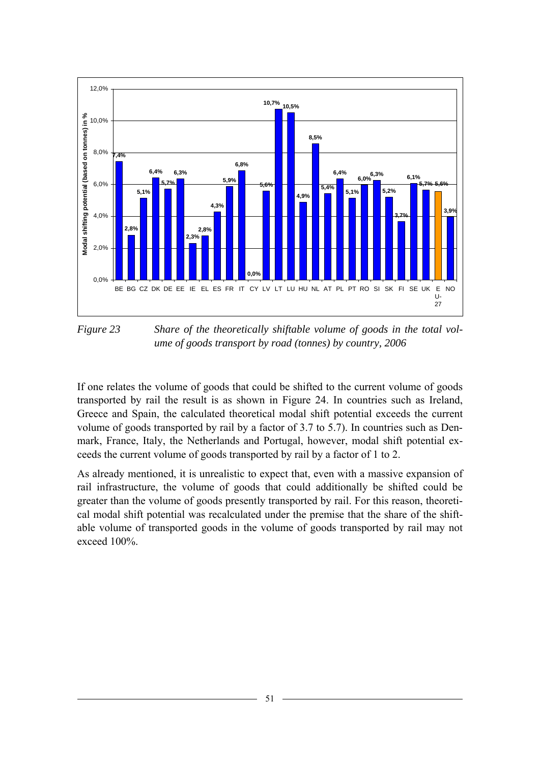*Figure 23 Share of the theoretically shiftable volume of goods in the total volume of goods transport by road (tonnes) by country, 2006*

If one relates the volume of goods that could be shifted to the current volume of goods transported by rail the result is as shown in Figure 24. In countries such as Ireland, Greece and Spain, the calculated theoretical modal shift potential exceeds the current volume of goods transported by rail by a factor of 3.7 to 5.7). In countries such as Denmark, France, Italy, the Netherlands and Portugal, however, modal shift potential exceeds the current volume of goods transported by rail by a factor of 1 to 2.

As already mentioned, it is unrealistic to expect that, even with a massive expansion of rail infrastructure, the volume of goods that could additionally be shifted could be greater than the volume of goods presently transported by rail. For this reason, theoretical modal shift potential was recalculated under the premise that the share of the shiftable volume of transported goods in the volume of goods transported by rail may not exceed 100%.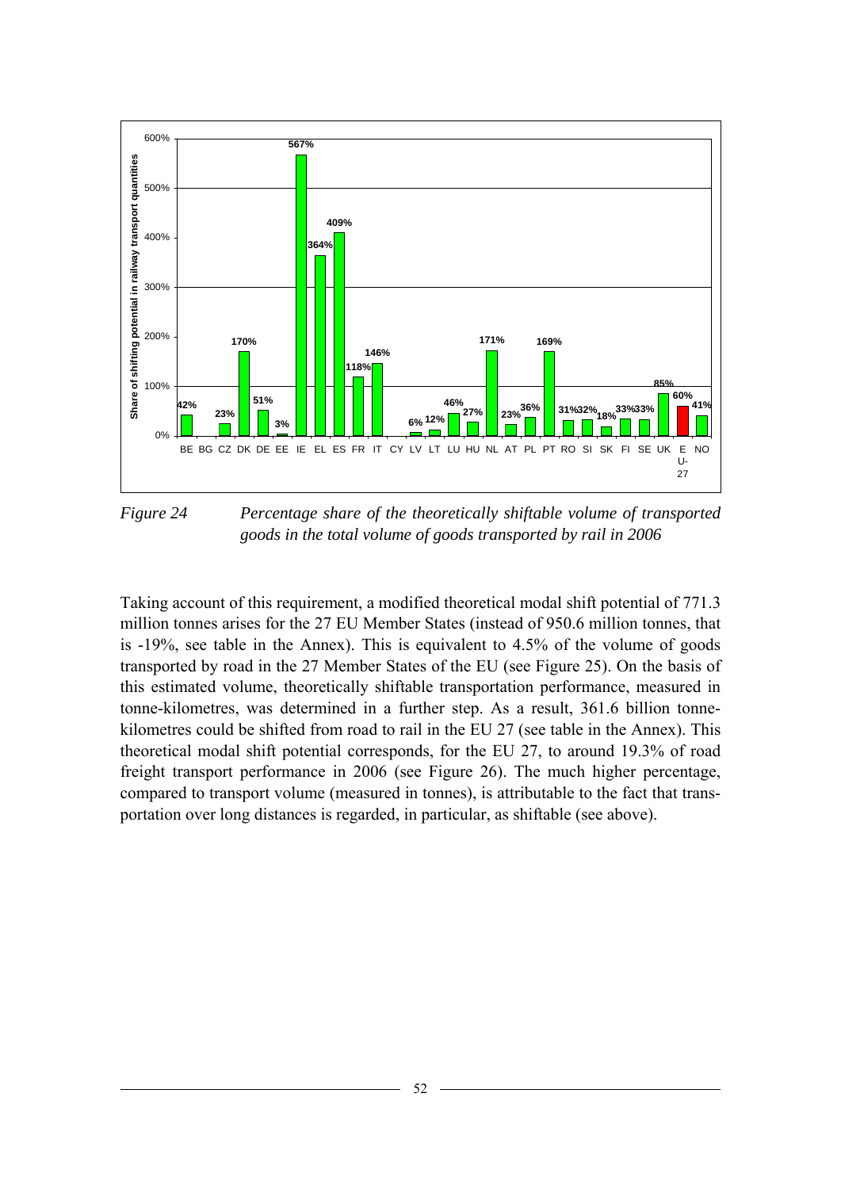600%
500%
400%
300%
200%
100%
0%

Share of shifting potential in railway transport quantities

567%
364%
409%
170%
118%
146%
171%
169%
85%
42%
23%
51%
3%
6%
12%
46%
27%
23%
36%
31%
32%
18%
33%
33%
60%
41%

BE BG CZ DK DE EE IE EL ES FR IT CY LV LT LU HU NL AT PL PT RO SI SK FI SE UK EU-27 NO

*Figure 24 Percentage share of the theoretically shiftable volume of transported goods in the total volume of goods transported by rail in 2006*

Taking account of this requirement, a modified theoretical modal shift potential of 771.3 million tonnes arises for the 27 EU Member States (instead of 950.6 million tonnes, that is -19%, see table in the Annex). This is equivalent to 4.5% of the volume of goods transported by road in the 27 Member States of the EU (see Figure 25). On the basis of this estimated volume, theoretically shiftable transportation performance, measured in tonne-kilometres, was determined in a further step. As a result, 361.6 billion tonne-kilometres could be shifted from road to rail in the EU 27 (see table in the Annex). This theoretical modal shift potential corresponds, for the EU 27, to around 19.3% of road freight transport performance in 2006 (see Figure 26). The much higher percentage, compared to transport volume (measured in tonnes), is attributable to the fact that transportation over long distances is regarded, in particular, as shiftable (see above).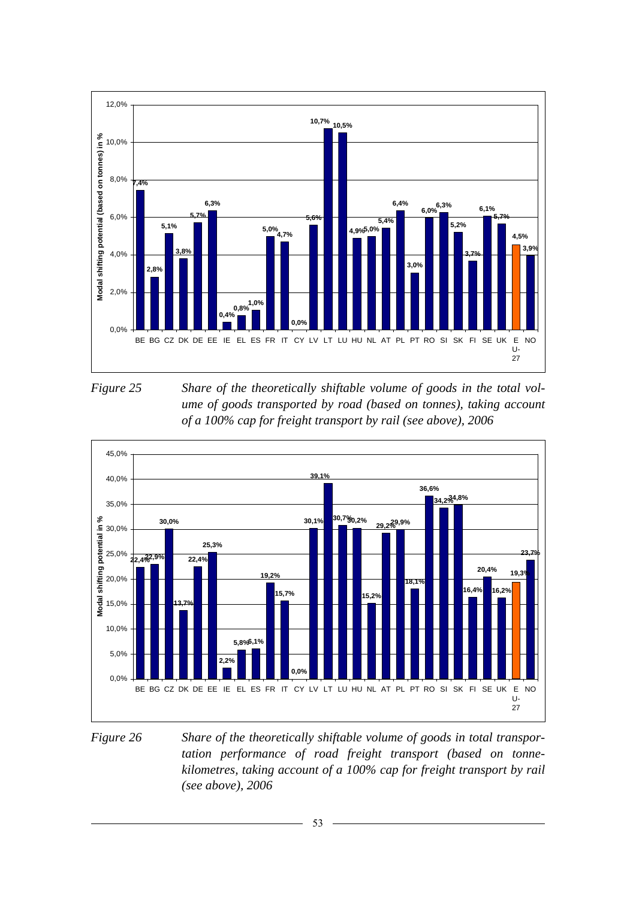12,0%
10,0%
8,0%
6,0%
4,0%
2,0%
0,0%

Modal shifting potential (based on tonnes) in %

7,4% 2,8% 5,1% 3,8% 5,7% 6,3% 0,4% 0,8% 1,0% 5,0% 4,7% 0,0% 5,6% 10,7% 10,5% 4,9% 5,0% 5,4% 6,4% 3,0% 6,0% 6,3% 5,2% 3,7% 6,1% 5,7% 4,5% 3,9%

BE BG CZ DK DE EE IE EL ES FR IT CY LV LT LU HU NL AT PL PT RO SI SK FI SE UK EU-27 NO

*Figure 25 Share of the theoretically shiftable volume of goods in the total volume of goods transported by road (based on tonnes), taking account of a 100% cap for freight transport by rail (see above), 2006*

45,0%
40,0%
35,0%
30,0%
25,0%
20,0%
15,0%
10,0%
5,0%
0,0%

Modal shifting potential in %

22,4% 22,9% 30,0% 13,7% 22,4% 25,3% 2,2% 5,8% 6,1% 19,2% 15,7% 0,0% 30,1% 39,1% 30,7% 30,2% 15,2% 29,2% 29,9% 18,1% 36,6% 34,2% 34,8% 16,4% 20,4% 16,2% 19,3% 23,7%

BE BG CZ DK DE EE IE EL ES FR IT CY LV LT LU HU NL AT PL PT RO SI SK FI SE UK EU-27 NO

*Figure 26 Share of the theoretically shiftable volume of goods in total transportation performance of road freight transport (based on tonne-kilometres, taking account of a 100% cap for freight transport by rail (see above), 2006*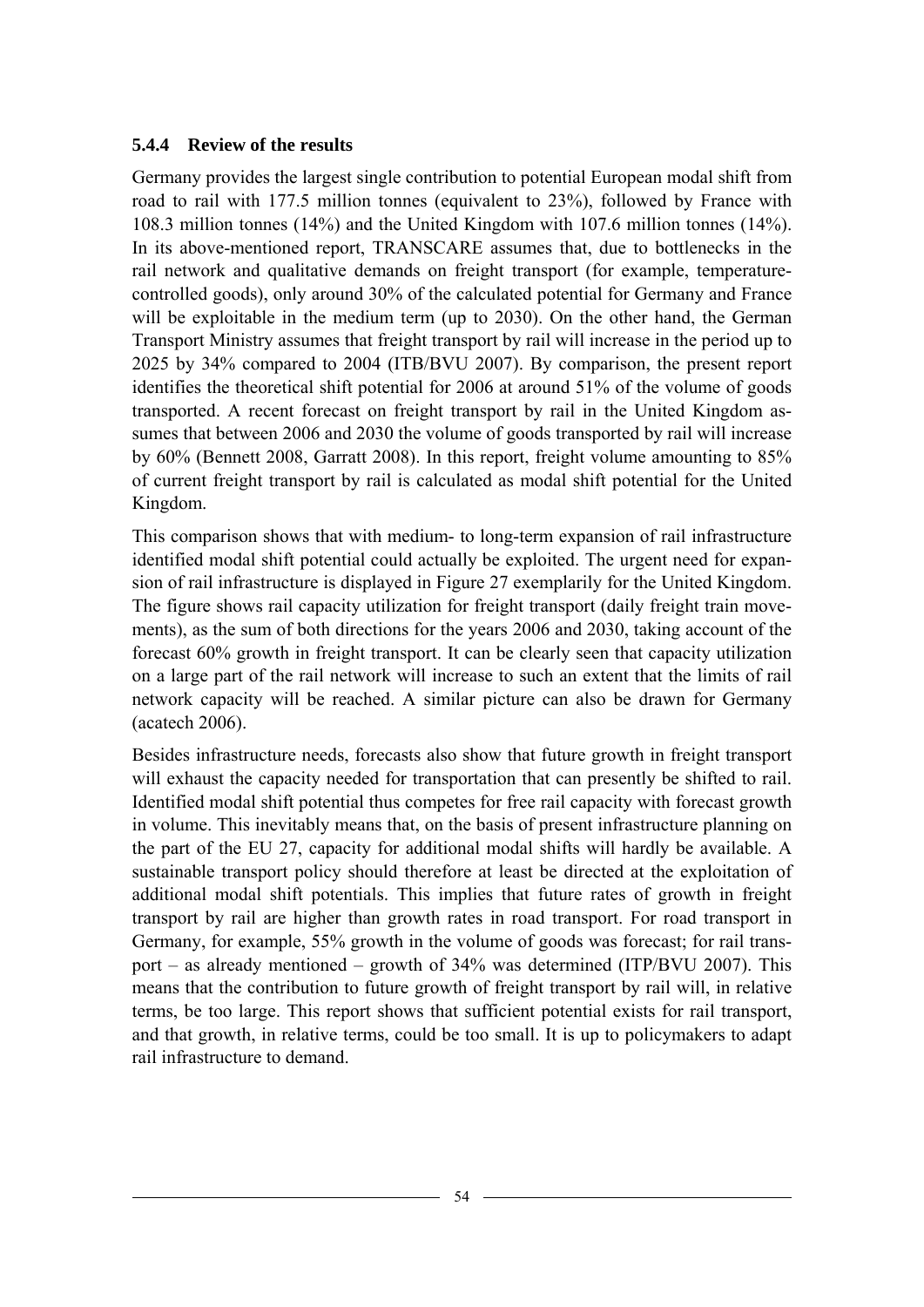### 5.4.4 Review of the results

Germany provides the largest single contribution to potential European modal shift from road to rail with 177.5 million tonnes (equivalent to 23%), followed by France with 108.3 million tonnes (14%) and the United Kingdom with 107.6 million tonnes (14%). In its above-mentioned report, TRANSCARE assumes that, due to bottlenecks in the rail network and qualitative demands on freight transport (for example, temperature-controlled goods), only around 30% of the calculated potential for Germany and France will be exploitable in the medium term (up to 2030). On the other hand, the German Transport Ministry assumes that freight transport by rail will increase in the period up to 2025 by 34% compared to 2004 (ITB/BVU 2007). By comparison, the present report identifies the theoretical shift potential for 2006 at around 51% of the volume of goods transported. A recent forecast on freight transport by rail in the United Kingdom assumes that between 2006 and 2030 the volume of goods transported by rail will increase by 60% (Bennett 2008, Garratt 2008). In this report, freight volume amounting to 85% of current freight transport by rail is calculated as modal shift potential for the United Kingdom.

This comparison shows that with medium- to long-term expansion of rail infrastructure identified modal shift potential could actually be exploited. The urgent need for expansion of rail infrastructure is displayed in Figure 27 exemplarily for the United Kingdom. The figure shows rail capacity utilization for freight transport (daily freight train movements), as the sum of both directions for the years 2006 and 2030, taking account of the forecast 60% growth in freight transport. It can be clearly seen that capacity utilization on a large part of the rail network will increase to such an extent that the limits of rail network capacity will be reached. A similar picture can also be drawn for Germany (acatech 2006).

Besides infrastructure needs, forecasts also show that future growth in freight transport will exhaust the capacity needed for transportation that can presently be shifted to rail. Identified modal shift potential thus competes for free rail capacity with forecast growth in volume. This inevitably means that, on the basis of present infrastructure planning on the part of the EU 27, capacity for additional modal shifts will hardly be available. A sustainable transport policy should therefore at least be directed at the exploitation of additional modal shift potentials. This implies that future rates of growth in freight transport by rail are higher than growth rates in road transport. For road transport in Germany, for example, 55% growth in the volume of goods was forecast; for rail transport – as already mentioned – growth of 34% was determined (ITP/BVU 2007). This means that the contribution to future growth of freight transport by rail will, in relative terms, be too large. This report shows that sufficient potential exists for rail transport, and that growth, in relative terms, could be too small. It is up to policymakers to adapt rail infrastructure to demand.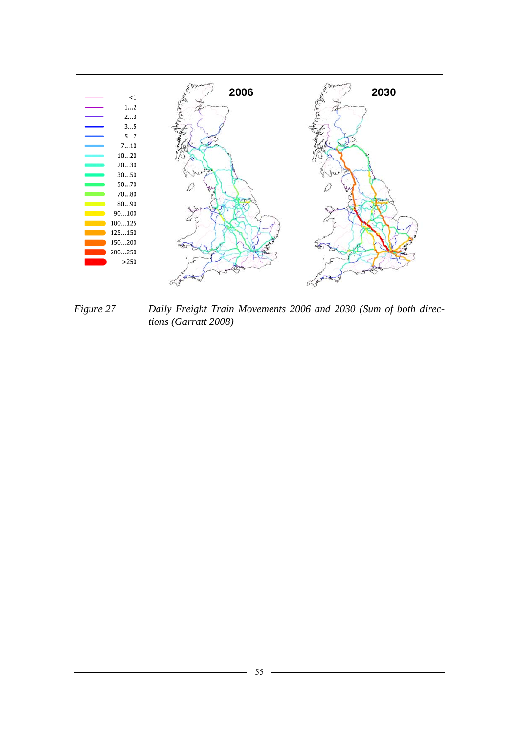<1
1...2
2...3
3...5
5...7
7...10
10...20
20...30
30...50
50...70
70...80
80...90
90...100
100...125
125...150
150...200
200...250
>250

2006

2030

*Figure 27* *Daily Freight Train Movements 2006 and 2030 (Sum of both directions (Garratt 2008)*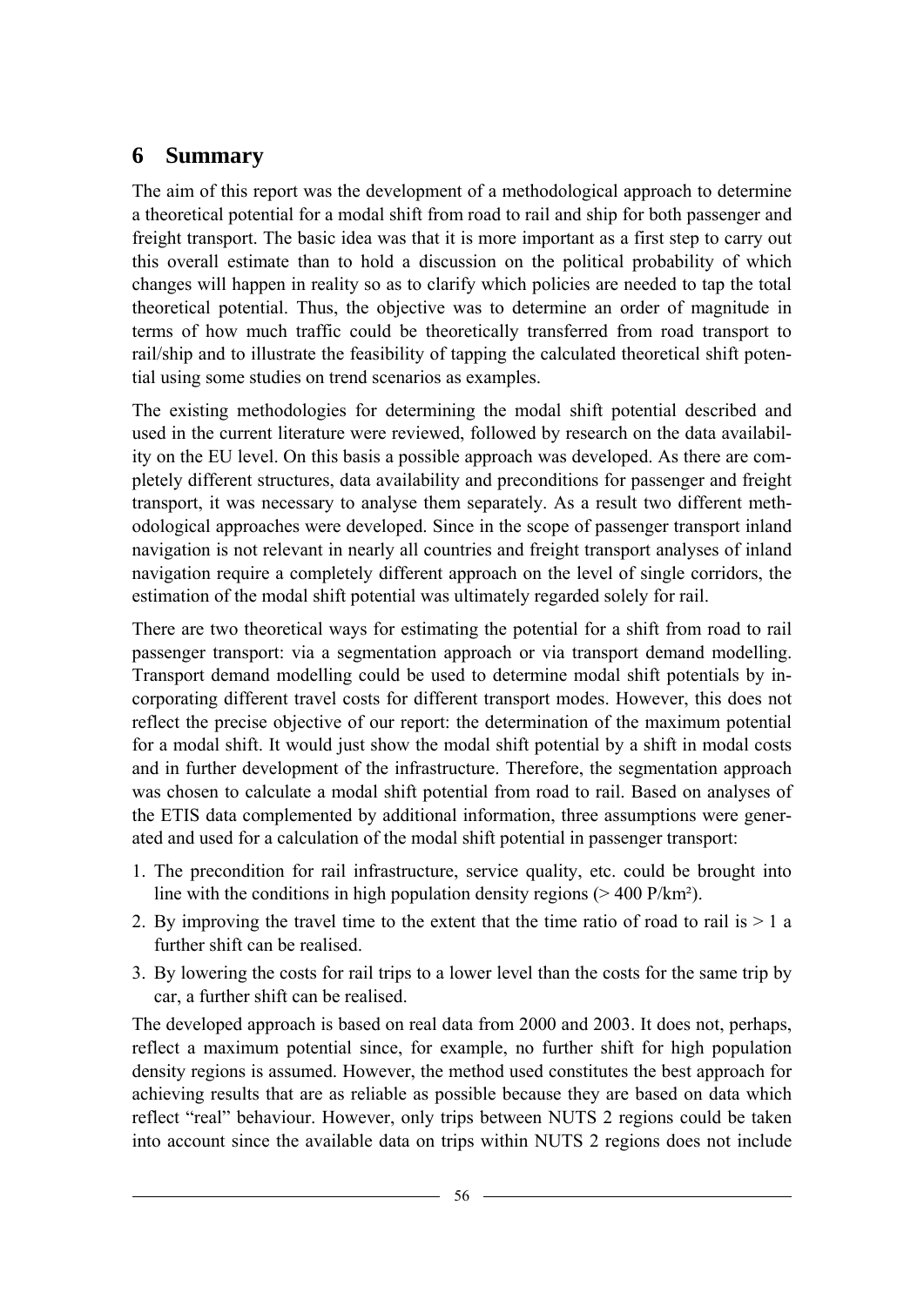# 6 Summary

The aim of this report was the development of a methodological approach to determine a theoretical potential for a modal shift from road to rail and ship for both passenger and freight transport. The basic idea was that it is more important as a first step to carry out this overall estimate than to hold a discussion on the political probability of which changes will happen in reality so as to clarify which policies are needed to tap the total theoretical potential. Thus, the objective was to determine an order of magnitude in terms of how much traffic could be theoretically transferred from road transport to rail/ship and to illustrate the feasibility of tapping the calculated theoretical shift potential using some studies on trend scenarios as examples.

The existing methodologies for determining the modal shift potential described and used in the current literature were reviewed, followed by research on the data availability on the EU level. On this basis a possible approach was developed. As there are completely different structures, data availability and preconditions for passenger and freight transport, it was necessary to analyse them separately. As a result two different methodological approaches were developed. Since in the scope of passenger transport inland navigation is not relevant in nearly all countries and freight transport analyses of inland navigation require a completely different approach on the level of single corridors, the estimation of the modal shift potential was ultimately regarded solely for rail.

There are two theoretical ways for estimating the potential for a shift from road to rail passenger transport: via a segmentation approach or via transport demand modelling. Transport demand modelling could be used to determine modal shift potentials by incorporating different travel costs for different transport modes. However, this does not reflect the precise objective of our report: the determination of the maximum potential for a modal shift. It would just show the modal shift potential by a shift in modal costs and in further development of the infrastructure. Therefore, the segmentation approach was chosen to calculate a modal shift potential from road to rail. Based on analyses of the ETIS data complemented by additional information, three assumptions were generated and used for a calculation of the modal shift potential in passenger transport:

1. The precondition for rail infrastructure, service quality, etc. could be brought into line with the conditions in high population density regions (> 400 P/km²).
2. By improving the travel time to the extent that the time ratio of road to rail is > 1 a further shift can be realised.
3. By lowering the costs for rail trips to a lower level than the costs for the same trip by car, a further shift can be realised.

The developed approach is based on real data from 2000 and 2003. It does not, perhaps, reflect a maximum potential since, for example, no further shift for high population density regions is assumed. However, the method used constitutes the best approach for achieving results that are as reliable as possible because they are based on data which reflect "real" behaviour. However, only trips between NUTS 2 regions could be taken into account since the available data on trips within NUTS 2 regions does not include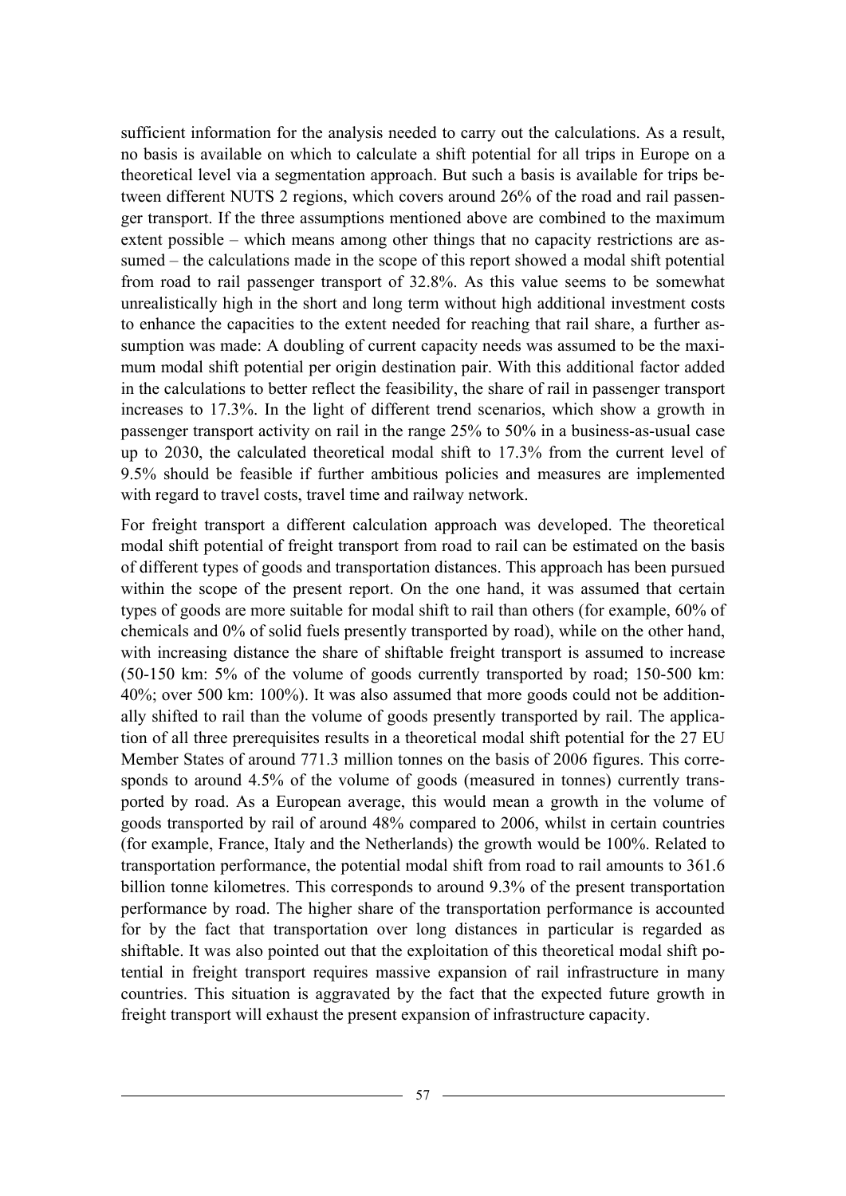sufficient information for the analysis needed to carry out the calculations. As a result, no basis is available on which to calculate a shift potential for all trips in Europe on a theoretical level via a segmentation approach. But such a basis is available for trips between different NUTS 2 regions, which covers around 26% of the road and rail passenger transport. If the three assumptions mentioned above are combined to the maximum extent possible – which means among other things that no capacity restrictions are assumed – the calculations made in the scope of this report showed a modal shift potential from road to rail passenger transport of 32.8%. As this value seems to be somewhat unrealistically high in the short and long term without high additional investment costs to enhance the capacities to the extent needed for reaching that rail share, a further assumption was made: A doubling of current capacity needs was assumed to be the maximum modal shift potential per origin destination pair. With this additional factor added in the calculations to better reflect the feasibility, the share of rail in passenger transport increases to 17.3%. In the light of different trend scenarios, which show a growth in passenger transport activity on rail in the range 25% to 50% in a business-as-usual case up to 2030, the calculated theoretical modal shift to 17.3% from the current level of 9.5% should be feasible if further ambitious policies and measures are implemented with regard to travel costs, travel time and railway network.

For freight transport a different calculation approach was developed. The theoretical modal shift potential of freight transport from road to rail can be estimated on the basis of different types of goods and transportation distances. This approach has been pursued within the scope of the present report. On the one hand, it was assumed that certain types of goods are more suitable for modal shift to rail than others (for example, 60% of chemicals and 0% of solid fuels presently transported by road), while on the other hand, with increasing distance the share of shiftable freight transport is assumed to increase (50-150 km: 5% of the volume of goods currently transported by road; 150-500 km: 40%; over 500 km: 100%). It was also assumed that more goods could not be additionally shifted to rail than the volume of goods presently transported by rail. The application of all three prerequisites results in a theoretical modal shift potential for the 27 EU Member States of around 771.3 million tonnes on the basis of 2006 figures. This corresponds to around 4.5% of the volume of goods (measured in tonnes) currently transported by road. As a European average, this would mean a growth in the volume of goods transported by rail of around 48% compared to 2006, whilst in certain countries (for example, France, Italy and the Netherlands) the growth would be 100%. Related to transportation performance, the potential modal shift from road to rail amounts to 361.6 billion tonne kilometres. This corresponds to around 9.3% of the present transportation performance by road. The higher share of the transportation performance is accounted for by the fact that transportation over long distances in particular is regarded as shiftable. It was also pointed out that the exploitation of this theoretical modal shift potential in freight transport requires massive expansion of rail infrastructure in many countries. This situation is aggravated by the fact that the expected future growth in freight transport will exhaust the present expansion of infrastructure capacity.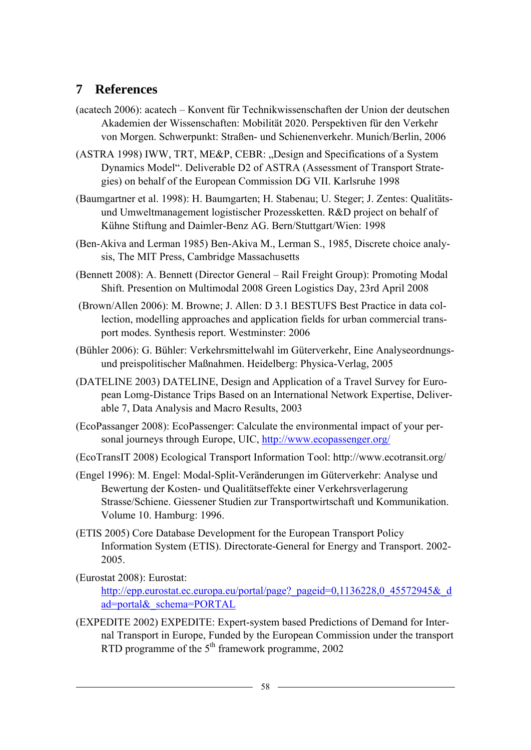# 7 References

(acatech 2006): acatech – Konvent für Technikwissenschaften der Union der deutschen Akademien der Wissenschaften: Mobilität 2020. Perspektiven für den Verkehr von Morgen. Schwerpunkt: Straßen- und Schienenverkehr. Munich/Berlin, 2006

(ASTRA 1998) IWW, TRT, ME&P, CEBR: „Design and Specifications of a System Dynamics Model". Deliverable D2 of ASTRA (Assessment of Transport Strategies) on behalf of the European Commission DG VII. Karlsruhe 1998

(Baumgartner et al. 1998): H. Baumgarten; H. Stabenau; U. Steger; J. Zentes: Qualitäts- und Umweltmanagement logistischer Prozessketten. R&D project on behalf of Kühne Stiftung and Daimler-Benz AG. Bern/Stuttgart/Wien: 1998

(Ben-Akiva and Lerman 1985) Ben-Akiva M., Lerman S., 1985, Discrete choice analysis, The MIT Press, Cambridge Massachusetts

(Bennett 2008): A. Bennett (Director General – Rail Freight Group): Promoting Modal Shift. Presention on Multimodal 2008 Green Logistics Day, 23rd April 2008

(Brown/Allen 2006): M. Browne; J. Allen: D 3.1 BESTUFS Best Practice in data collection, modelling approaches and application fields for urban commercial transport modes. Synthesis report. Westminster: 2006

(Bühler 2006): G. Bühler: Verkehrsmittelwahl im Güterverkehr, Eine Analyseordnungs- und preispolitischer Maßnahmen. Heidelberg: Physica-Verlag, 2005

(DATELINE 2003) DATELINE, Design and Application of a Travel Survey for European Lomg-Distance Trips Based on an International Network Expertise, Deliverable 7, Data Analysis and Macro Results, 2003

(EcoPassanger 2008): EcoPassenger: Calculate the environmental impact of your personal journeys through Europe, UIC, http://www.ecopassenger.org/

(EcoTransIT 2008) Ecological Transport Information Tool: http://www.ecotransit.org/

(Engel 1996): M. Engel: Modal-Split-Veränderungen im Güterverkehr: Analyse und Bewertung der Kosten- und Qualitätseffekte einer Verkehrsverlagerung Strasse/Schiene. Giessener Studien zur Transportwirtschaft und Kommunikation. Volume 10. Hamburg: 1996.

(ETIS 2005) Core Database Development for the European Transport Policy Information System (ETIS). Directorate-General for Energy and Transport. 2002-2005.

(Eurostat 2008): Eurostat: http://epp.eurostat.ec.europa.eu/portal/page?_pageid=0,1136228,0_45572945&_dad=portal&_schema=PORTAL

(EXPEDITE 2002) EXPEDITE: Expert-system based Predictions of Demand for Internal Transport in Europe, Funded by the European Commission under the transport RTD programme of the 5th framework programme, 2002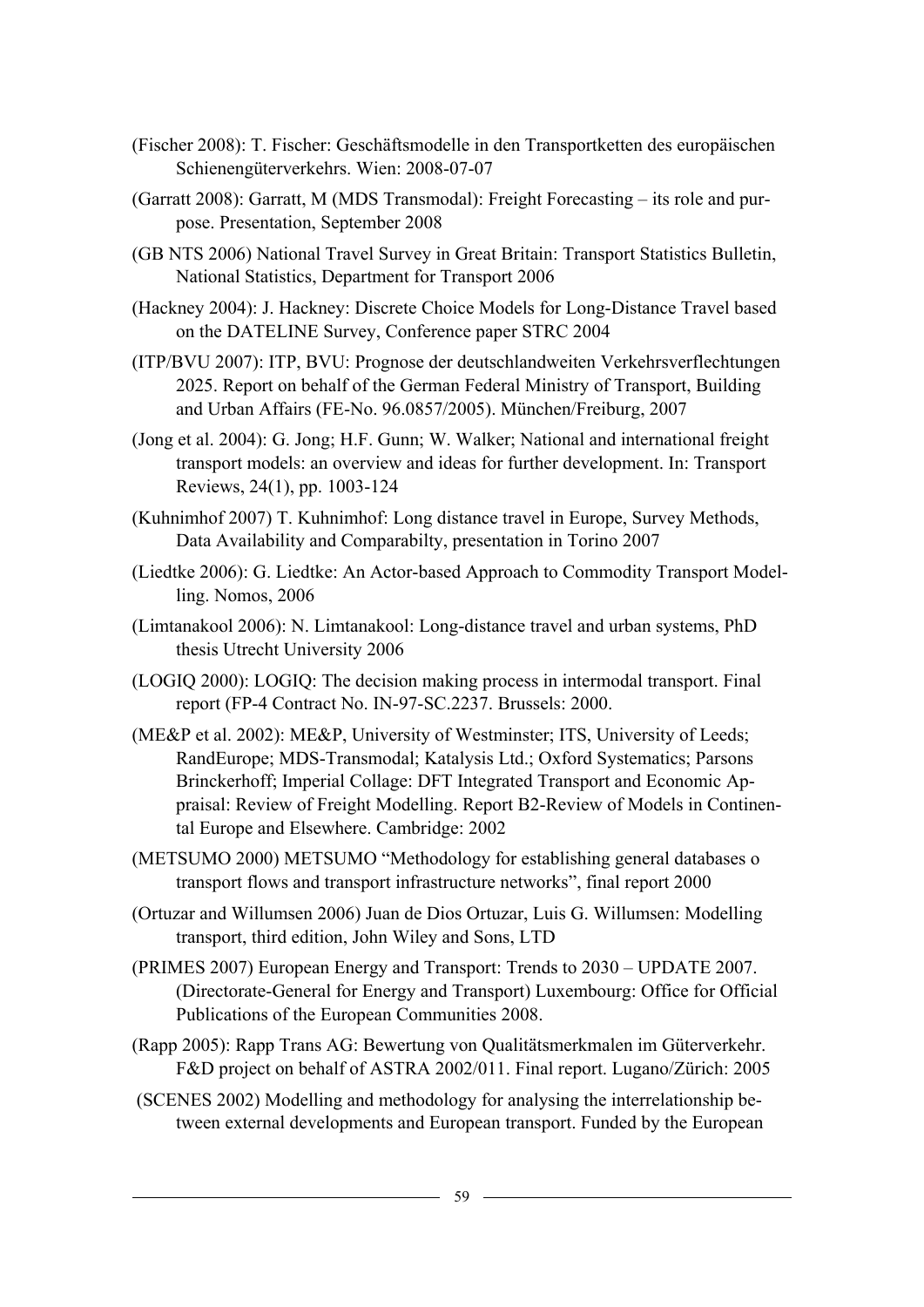(Fischer 2008): T. Fischer: Geschäftsmodelle in den Transportketten des europäischen Schienengüterverkehrs. Wien: 2008-07-07

(Garratt 2008): Garratt, M (MDS Transmodal): Freight Forecasting – its role and purpose. Presentation, September 2008

(GB NTS 2006) National Travel Survey in Great Britain: Transport Statistics Bulletin, National Statistics, Department for Transport 2006

(Hackney 2004): J. Hackney: Discrete Choice Models for Long-Distance Travel based on the DATELINE Survey, Conference paper STRC 2004

(ITP/BVU 2007): ITP, BVU: Prognose der deutschlandweiten Verkehrsverflechtungen 2025. Report on behalf of the German Federal Ministry of Transport, Building and Urban Affairs (FE-No. 96.0857/2005). München/Freiburg, 2007

(Jong et al. 2004): G. Jong; H.F. Gunn; W. Walker; National and international freight transport models: an overview and ideas for further development. In: Transport Reviews, 24(1), pp. 1003-124

(Kuhnimhof 2007) T. Kuhnimhof: Long distance travel in Europe, Survey Methods, Data Availability and Comparabilty, presentation in Torino 2007

(Liedtke 2006): G. Liedtke: An Actor-based Approach to Commodity Transport Modelling. Nomos, 2006

(Limtanakool 2006): N. Limtanakool: Long-distance travel and urban systems, PhD thesis Utrecht University 2006

(LOGIQ 2000): LOGIQ: The decision making process in intermodal transport. Final report (FP-4 Contract No. IN-97-SC.2237. Brussels: 2000.

(ME&P et al. 2002): ME&P, University of Westminster; ITS, University of Leeds; RandEurope; MDS-Transmodal; Katalysis Ltd.; Oxford Systematics; Parsons Brinckerhoff; Imperial Collage: DFT Integrated Transport and Economic Appraisal: Review of Freight Modelling. Report B2-Review of Models in Continental Europe and Elsewhere. Cambridge: 2002

(METSUMO 2000) METSUMO "Methodology for establishing general databases o transport flows and transport infrastructure networks", final report 2000

(Ortuzar and Willumsen 2006) Juan de Dios Ortuzar, Luis G. Willumsen: Modelling transport, third edition, John Wiley and Sons, LTD

(PRIMES 2007) European Energy and Transport: Trends to 2030 – UPDATE 2007. (Directorate-General for Energy and Transport) Luxembourg: Office for Official Publications of the European Communities 2008.

(Rapp 2005): Rapp Trans AG: Bewertung von Qualitätsmerkmalen im Güterverkehr. F&D project on behalf of ASTRA 2002/011. Final report. Lugano/Zürich: 2005

(SCENES 2002) Modelling and methodology for analysing the interrelationship between external developments and European transport. Funded by the European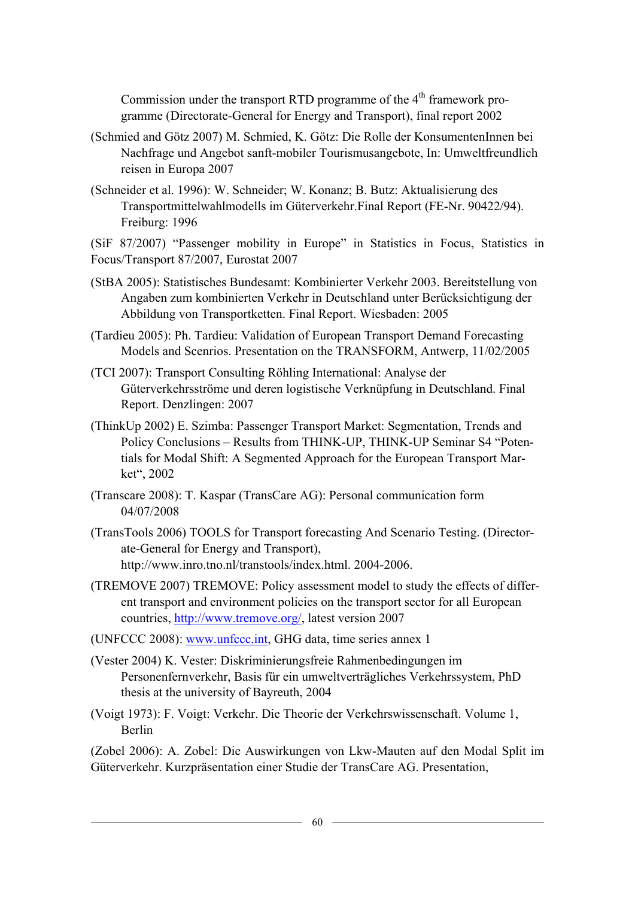Commission under the transport RTD programme of the 4th framework programme (Directorate-General for Energy and Transport), final report 2002

(Schmied and Götz 2007) M. Schmied, K. Götz: Die Rolle der KonsumentenInnen bei Nachfrage und Angebot sanft-mobiler Tourismusangebote, In: Umweltfreundlich reisen in Europa 2007

(Schneider et al. 1996): W. Schneider; W. Konanz; B. Butz: Aktualisierung des Transportmittelwahlmodells im Güterverkehr.Final Report (FE-Nr. 90422/94). Freiburg: 1996

(SiF 87/2007) "Passenger mobility in Europe" in Statistics in Focus, Statistics in Focus/Transport 87/2007, Eurostat 2007

(StBA 2005): Statistisches Bundesamt: Kombinierter Verkehr 2003. Bereitstellung von Angaben zum kombinierten Verkehr in Deutschland unter Berücksichtigung der Abbildung von Transportketten. Final Report. Wiesbaden: 2005

(Tardieu 2005): Ph. Tardieu: Validation of European Transport Demand Forecasting Models and Scenrios. Presentation on the TRANSFORM, Antwerp, 11/02/2005

(TCI 2007): Transport Consulting Röhling International: Analyse der Güterverkehrsströme und deren logistische Verknüpfung in Deutschland. Final Report. Denzlingen: 2007

(ThinkUp 2002) E. Szimba: Passenger Transport Market: Segmentation, Trends and Policy Conclusions – Results from THINK-UP, THINK-UP Seminar S4 "Potentials for Modal Shift: A Segmented Approach for the European Transport Market", 2002

(Transcare 2008): T. Kaspar (TransCare AG): Personal communication form 04/07/2008

(TransTools 2006) TOOLS for Transport forecasting And Scenario Testing. (Directorate-General for Energy and Transport), http://www.inro.tno.nl/transtools/index.html. 2004-2006.

(TREMOVE 2007) TREMOVE: Policy assessment model to study the effects of different transport and environment policies on the transport sector for all European countries, http://www.tremove.org/, latest version 2007

(UNFCCC 2008): www.unfccc.int, GHG data, time series annex 1

(Vester 2004) K. Vester: Diskriminierungsfreie Rahmenbedingungen im Personenfernverkehr, Basis für ein umweltverträgliches Verkehrssystem, PhD thesis at the university of Bayreuth, 2004

(Voigt 1973): F. Voigt: Verkehr. Die Theorie der Verkehrswissenschaft. Volume 1, Berlin

(Zobel 2006): A. Zobel: Die Auswirkungen von Lkw-Mauten auf den Modal Split im Güterverkehr. Kurzpräsentation einer Studie der TransCare AG. Presentation,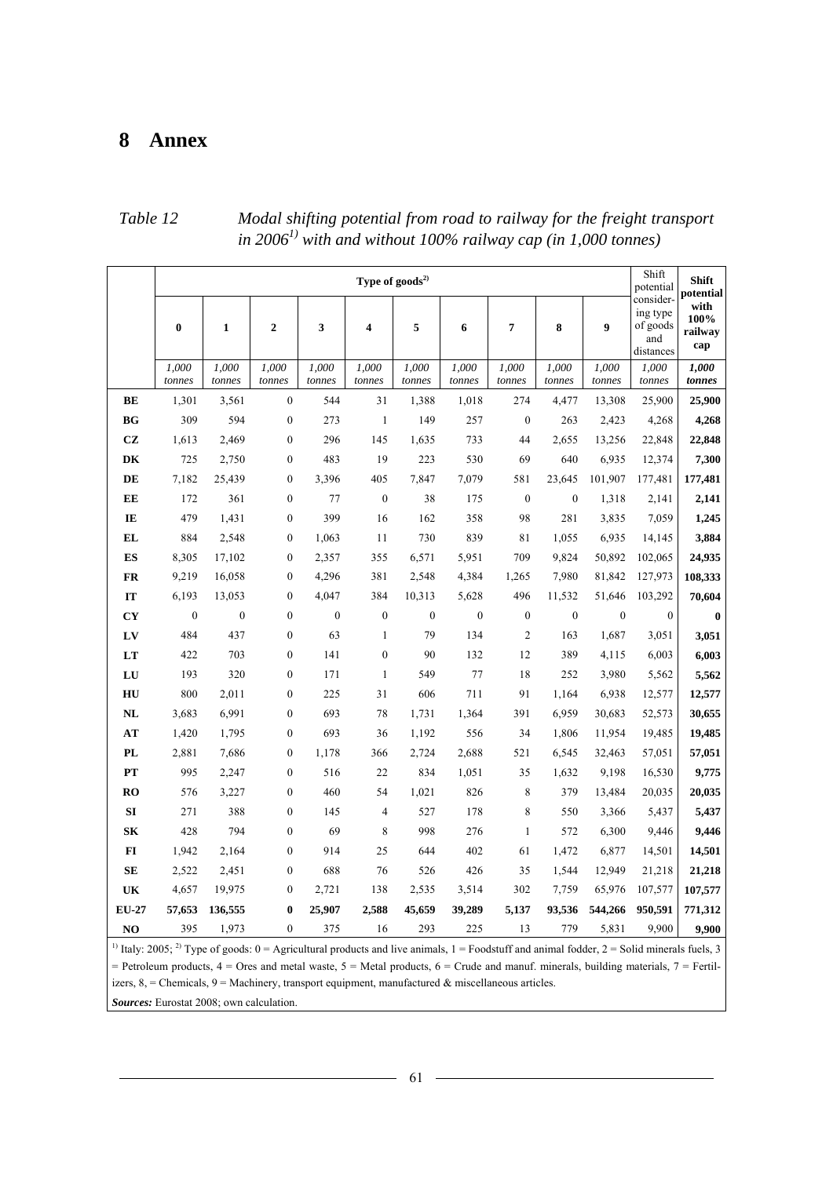# 8 Annex

*Table 12 Modal shifting potential from road to railway for the freight transport in 2006[1)] with and without 100% railway cap (in 1,000 tonnes)*

| | Type of goods[2)] | | | | | | | | | | Shift potential considering type of goods and distances | **Shift potential with 100% railway cap** |
|---|---|---|---|---|---|---|---|---|---|---|---|---|
| | **0** | **1** | **2** | **3** | **4** | **5** | **6** | **7** | **8** | **9** | | |
| | *1,000 tonnes* | *1,000 tonnes* | *1,000 tonnes* | *1,000 tonnes* | *1,000 tonnes* | *1,000 tonnes* | *1,000 tonnes* | *1,000 tonnes* | *1,000 tonnes* | *1,000 tonnes* | *1,000 tonnes* | ***1,000 tonnes*** |
| **BE** | 1,301 | 3,561 | 0 | 544 | 31 | 1,388 | 1,018 | 274 | 4,477 | 13,308 | 25,900 | **25,900** |
| **BG** | 309 | 594 | 0 | 273 | 1 | 149 | 257 | 0 | 263 | 2,423 | 4,268 | **4,268** |
| **CZ** | 1,613 | 2,469 | 0 | 296 | 145 | 1,635 | 733 | 44 | 2,655 | 13,256 | 22,848 | **22,848** |
| **DK** | 725 | 2,750 | 0 | 483 | 19 | 223 | 530 | 69 | 640 | 6,935 | 12,374 | **7,300** |
| **DE** | 7,182 | 25,439 | 0 | 3,396 | 405 | 7,847 | 7,079 | 581 | 23,645 | 101,907 | 177,481 | **177,481** |
| **EE** | 172 | 361 | 0 | 77 | 0 | 38 | 175 | 0 | 0 | 1,318 | 2,141 | **2,141** |
| **IE** | 479 | 1,431 | 0 | 399 | 16 | 162 | 358 | 98 | 281 | 3,835 | 7,059 | **1,245** |
| **EL** | 884 | 2,548 | 0 | 1,063 | 11 | 730 | 839 | 81 | 1,055 | 6,935 | 14,145 | **3,884** |
| **ES** | 8,305 | 17,102 | 0 | 2,357 | 355 | 6,571 | 5,951 | 709 | 9,824 | 50,892 | 102,065 | **24,935** |
| **FR** | 9,219 | 16,058 | 0 | 4,296 | 381 | 2,548 | 4,384 | 1,265 | 7,980 | 81,842 | 127,973 | **108,333** |
| **IT** | 6,193 | 13,053 | 0 | 4,047 | 384 | 10,313 | 5,628 | 496 | 11,532 | 51,646 | 103,292 | **70,604** |
| **CY** | 0 | 0 | 0 | 0 | 0 | 0 | 0 | 0 | 0 | 0 | 0 | **0** |
| **LV** | 484 | 437 | 0 | 63 | 1 | 79 | 134 | 2 | 163 | 1,687 | 3,051 | **3,051** |
| **LT** | 422 | 703 | 0 | 141 | 0 | 90 | 132 | 12 | 389 | 4,115 | 6,003 | **6,003** |
| **LU** | 193 | 320 | 0 | 171 | 1 | 549 | 77 | 18 | 252 | 3,980 | 5,562 | **5,562** |
| **HU** | 800 | 2,011 | 0 | 225 | 31 | 606 | 711 | 91 | 1,164 | 6,938 | 12,577 | **12,577** |
| **NL** | 3,683 | 6,991 | 0 | 693 | 78 | 1,731 | 1,364 | 391 | 6,959 | 30,683 | 52,573 | **30,655** |
| **AT** | 1,420 | 1,795 | 0 | 693 | 36 | 1,192 | 556 | 34 | 1,806 | 11,954 | 19,485 | **19,485** |
| **PL** | 2,881 | 7,686 | 0 | 1,178 | 366 | 2,724 | 2,688 | 521 | 6,545 | 32,463 | 57,051 | **57,051** |
| **PT** | 995 | 2,247 | 0 | 516 | 22 | 834 | 1,051 | 35 | 1,632 | 9,198 | 16,530 | **9,775** |
| **RO** | 576 | 3,227 | 0 | 460 | 54 | 1,021 | 826 | 8 | 379 | 13,484 | 20,035 | **20,035** |
| **SI** | 271 | 388 | 0 | 145 | 4 | 527 | 178 | 8 | 550 | 3,366 | 5,437 | **5,437** |
| **SK** | 428 | 794 | 0 | 69 | 8 | 998 | 276 | 1 | 572 | 6,300 | 9,446 | **9,446** |
| **FI** | 1,942 | 2,164 | 0 | 914 | 25 | 644 | 402 | 61 | 1,472 | 6,877 | 14,501 | **14,501** |
| **SE** | 2,522 | 2,451 | 0 | 688 | 76 | 526 | 426 | 35 | 1,544 | 12,949 | 21,218 | **21,218** |
| **UK** | 4,657 | 19,975 | 0 | 2,721 | 138 | 2,535 | 3,514 | 302 | 7,759 | 65,976 | 107,577 | **107,577** |
| **EU-27** | **57,653** | **136,555** | **0** | **25,907** | **2,588** | **45,659** | **39,289** | **5,137** | **93,536** | **544,266** | **950,591** | **771,312** |
| **NO** | 395 | 1,973 | 0 | 375 | 16 | 293 | 225 | 13 | 779 | 5,831 | 9,900 | **9,900** |

[1)] Italy: 2005; [2)] Type of goods: 0 = Agricultural products and live animals, 1 = Foodstuff and animal fodder, 2 = Solid minerals fuels, 3 = Petroleum products, 4 = Ores and metal waste, 5 = Metal products, 6 = Crude and manuf. minerals, building materials, 7 = Fertilizers, 8, = Chemicals, 9 = Machinery, transport equipment, manufactured & miscellaneous articles.

***Sources:*** Eurostat 2008; own calculation.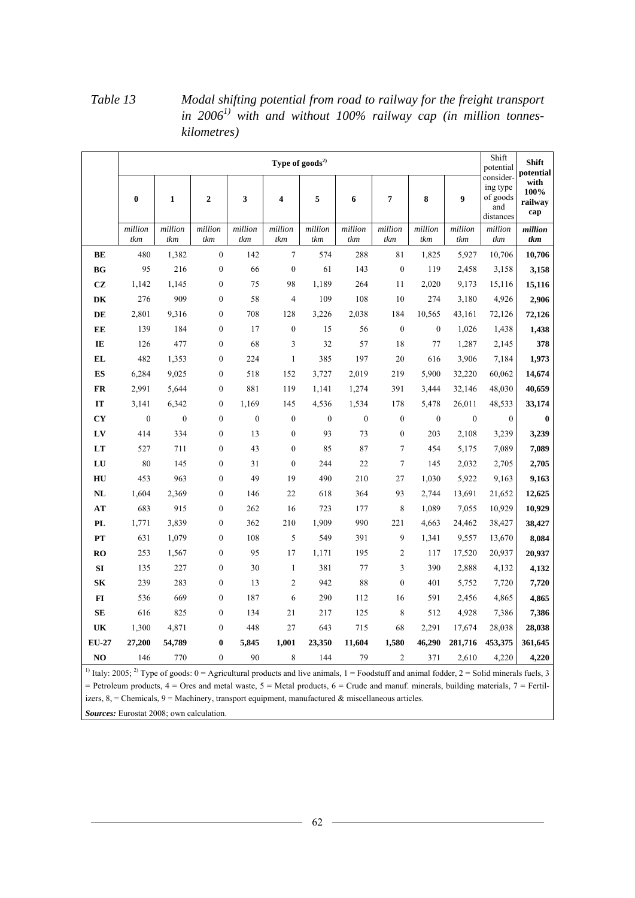*Table 13 Modal shifting potential from road to railway for the freight transport in 2006[1)] with and without 100% railway cap (in million tonnes-kilometres)*

| | Type of goods[2)] | | | | | | | | | | Shift potential considering type of goods and distances | **Shift potential with 100% railway cap** |
|---|---|---|---|---|---|---|---|---|---|---|---|---|
| | **0** | **1** | **2** | **3** | **4** | **5** | **6** | **7** | **8** | **9** | | |
| | *million tkm* | *million tkm* | *million tkm* | *million tkm* | *million tkm* | *million tkm* | *million tkm* | *million tkm* | *million tkm* | *million tkm* | *million tkm* | ***million tkm*** |
| **BE** | 480 | 1,382 | 0 | 142 | 7 | 574 | 288 | 81 | 1,825 | 5,927 | 10,706 | **10,706** |
| **BG** | 95 | 216 | 0 | 66 | 0 | 61 | 143 | 0 | 119 | 2,458 | 3,158 | **3,158** |
| **CZ** | 1,142 | 1,145 | 0 | 75 | 98 | 1,189 | 264 | 11 | 2,020 | 9,173 | 15,116 | **15,116** |
| **DK** | 276 | 909 | 0 | 58 | 4 | 109 | 108 | 10 | 274 | 3,180 | 4,926 | **2,906** |
| **DE** | 2,801 | 9,316 | 0 | 708 | 128 | 3,226 | 2,038 | 184 | 10,565 | 43,161 | 72,126 | **72,126** |
| **EE** | 139 | 184 | 0 | 17 | 0 | 15 | 56 | 0 | 0 | 1,026 | 1,438 | **1,438** |
| **IE** | 126 | 477 | 0 | 68 | 3 | 32 | 57 | 18 | 77 | 1,287 | 2,145 | **378** |
| **EL** | 482 | 1,353 | 0 | 224 | 1 | 385 | 197 | 20 | 616 | 3,906 | 7,184 | **1,973** |
| **ES** | 6,284 | 9,025 | 0 | 518 | 152 | 3,727 | 2,019 | 219 | 5,900 | 32,220 | 60,062 | **14,674** |
| **FR** | 2,991 | 5,644 | 0 | 881 | 119 | 1,141 | 1,274 | 391 | 3,444 | 32,146 | 48,030 | **40,659** |
| **IT** | 3,141 | 6,342 | 0 | 1,169 | 145 | 4,536 | 1,534 | 178 | 5,478 | 26,011 | 48,533 | **33,174** |
| **CY** | 0 | 0 | 0 | 0 | 0 | 0 | 0 | 0 | 0 | 0 | 0 | **0** |
| **LV** | 414 | 334 | 0 | 13 | 0 | 93 | 73 | 0 | 203 | 2,108 | 3,239 | **3,239** |
| **LT** | 527 | 711 | 0 | 43 | 0 | 85 | 87 | 7 | 454 | 5,175 | 7,089 | **7,089** |
| **LU** | 80 | 145 | 0 | 31 | 0 | 244 | 22 | 7 | 145 | 2,032 | 2,705 | **2,705** |
| **HU** | 453 | 963 | 0 | 49 | 19 | 490 | 210 | 27 | 1,030 | 5,922 | 9,163 | **9,163** |
| **NL** | 1,604 | 2,369 | 0 | 146 | 22 | 618 | 364 | 93 | 2,744 | 13,691 | 21,652 | **12,625** |
| **AT** | 683 | 915 | 0 | 262 | 16 | 723 | 177 | 8 | 1,089 | 7,055 | 10,929 | **10,929** |
| **PL** | 1,771 | 3,839 | 0 | 362 | 210 | 1,909 | 990 | 221 | 4,663 | 24,462 | 38,427 | **38,427** |
| **PT** | 631 | 1,079 | 0 | 108 | 5 | 549 | 391 | 9 | 1,341 | 9,557 | 13,670 | **8,084** |
| **RO** | 253 | 1,567 | 0 | 95 | 17 | 1,171 | 195 | 2 | 117 | 17,520 | 20,937 | **20,937** |
| **SI** | 135 | 227 | 0 | 30 | 1 | 381 | 77 | 3 | 390 | 2,888 | 4,132 | **4,132** |
| **SK** | 239 | 283 | 0 | 13 | 2 | 942 | 88 | 0 | 401 | 5,752 | 7,720 | **7,720** |
| **FI** | 536 | 669 | 0 | 187 | 6 | 290 | 112 | 16 | 591 | 2,456 | 4,865 | **4,865** |
| **SE** | 616 | 825 | 0 | 134 | 21 | 217 | 125 | 8 | 512 | 4,928 | 7,386 | **7,386** |
| **UK** | 1,300 | 4,871 | 0 | 448 | 27 | 643 | 715 | 68 | 2,291 | 17,674 | 28,038 | **28,038** |
| **EU-27** | **27,200** | **54,789** | **0** | **5,845** | **1,001** | **23,350** | **11,604** | **1,580** | **46,290** | **281,716** | **453,375** | **361,645** |
| **NO** | 146 | 770 | 0 | 90 | 8 | 144 | 79 | 2 | 371 | 2,610 | 4,220 | **4,220** |

[1)] Italy: 2005; [2)] Type of goods: 0 = Agricultural products and live animals, 1 = Foodstuff and animal fodder, 2 = Solid minerals fuels, 3 = Petroleum products, 4 = Ores and metal waste, 5 = Metal products, 6 = Crude and manuf. minerals, building materials, 7 = Fertilizers, 8, = Chemicals, 9 = Machinery, transport equipment, manufactured & miscellaneous articles.

***Sources:*** Eurostat 2008; own calculation.